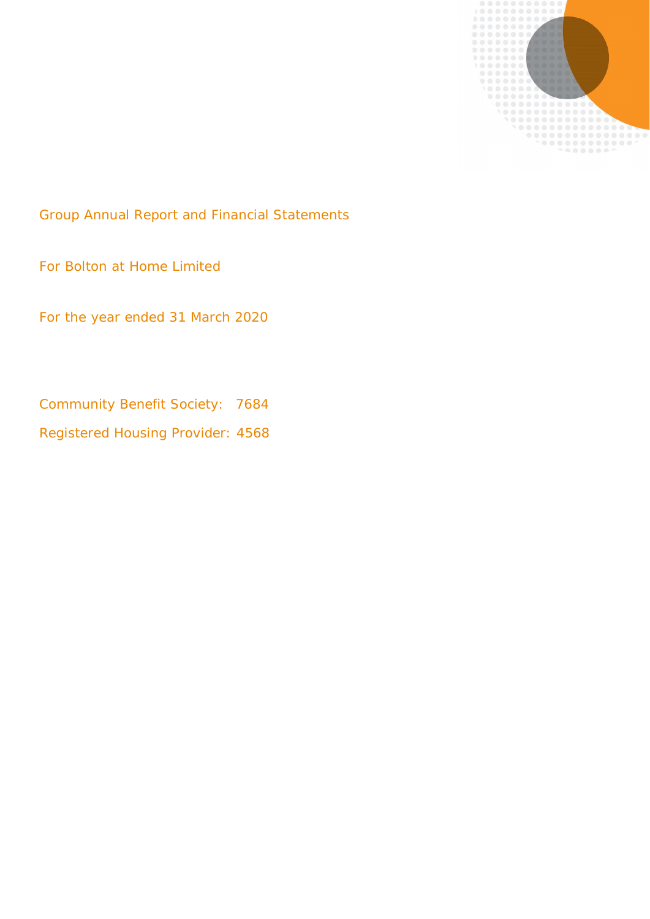# Group Annual Report and Financial Statements

For Bolton at Home Limited

For the year ended 31 March 2020

Community Benefit Society: 7684

Registered Housing Provider: 4568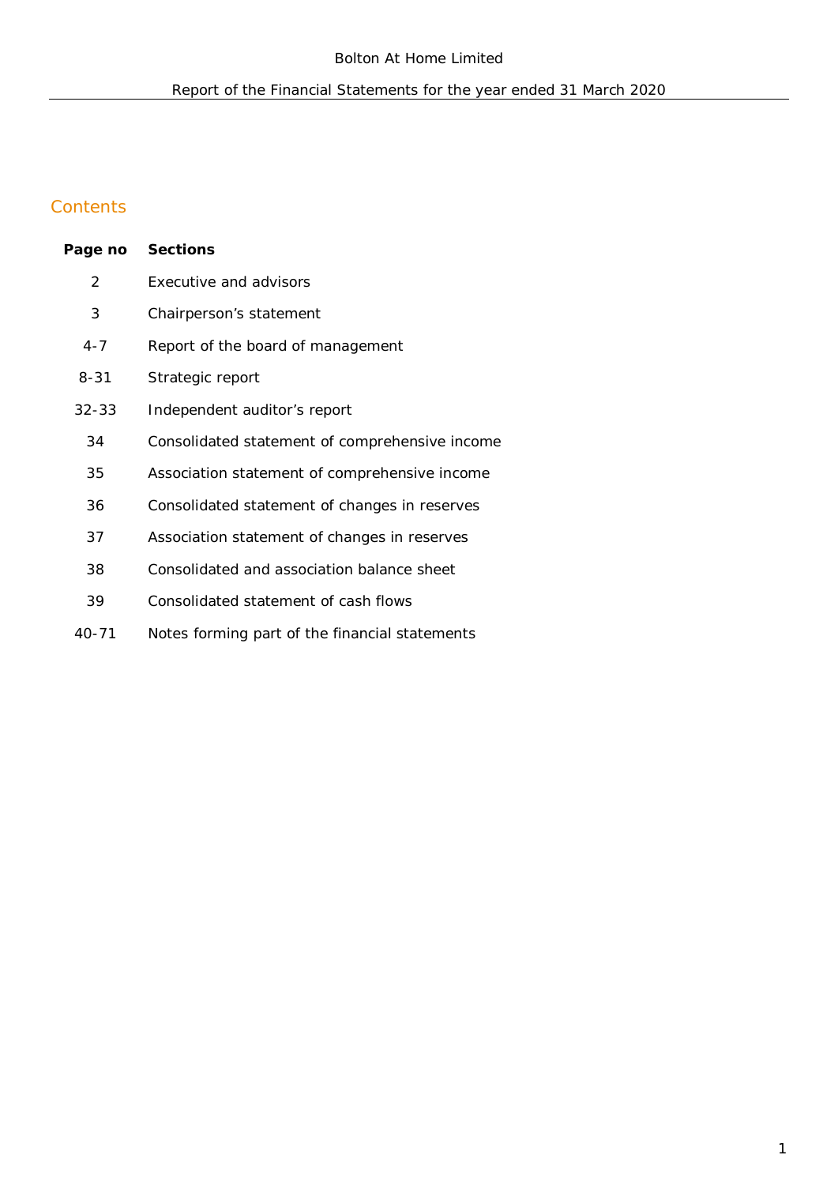## Contents

| Page no | Sections |
|---|---|
| 2 | Executive and advisors |
| 3 | Chairperson's statement |
| 4-7 | Report of the board of management |
| 8-31 | Strategic report |
| 32-33 | Independent auditor's report |
| 34 | Consolidated statement of comprehensive income |
| 35 | Association statement of comprehensive income |
| 36 | Consolidated statement of changes in reserves |
| 37 | Association statement of changes in reserves |
| 38 | Consolidated and association balance sheet |
| 39 | Consolidated statement of cash flows |
| 40-71 | Notes forming part of the financial statements |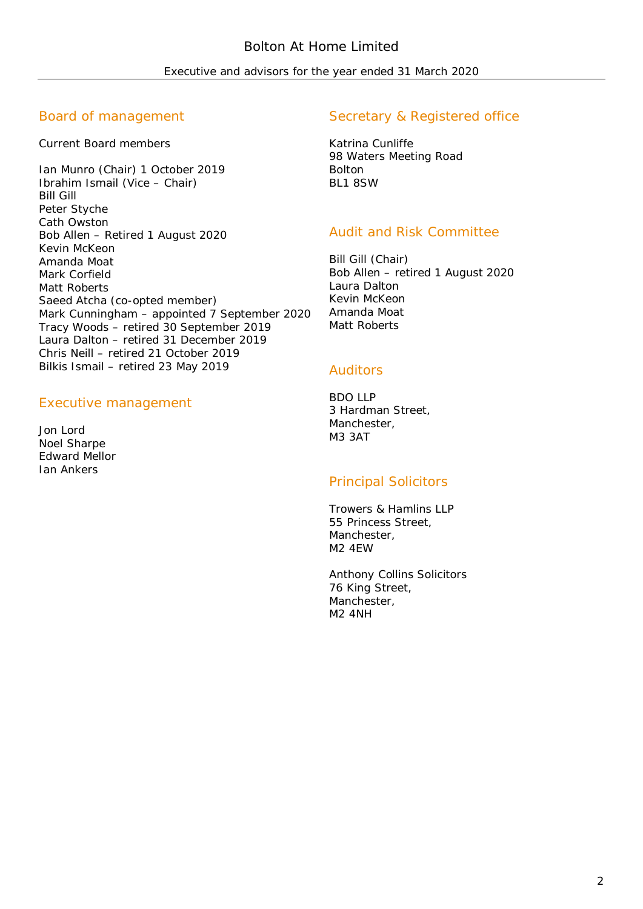# Bolton At Home Limited

Executive and advisors for the year ended 31 March 2020

## Board of management

Current Board members

Ian Munro (Chair) 1 October 2019
Ibrahim Ismail (Vice – Chair)
Bill Gill
Peter Styche
Cath Owston
Bob Allen – Retired 1 August 2020
Kevin McKeon
Amanda Moat
Mark Corfield
Matt Roberts
Saeed Atcha (co-opted member)
Mark Cunningham – appointed 7 September 2020
Tracy Woods – retired 30 September 2019
Laura Dalton – retired 31 December 2019
Chris Neill – retired 21 October 2019
Bilkis Ismail – retired 23 May 2019

## Executive management

Jon Lord
Noel Sharpe
Edward Mellor
Ian Ankers

## Secretary & Registered office

Katrina Cunliffe
98 Waters Meeting Road
Bolton
BL1 8SW

## Audit and Risk Committee

Bill Gill (Chair)
Bob Allen – retired 1 August 2020
Laura Dalton
Kevin McKeon
Amanda Moat
Matt Roberts

## Auditors

BDO LLP
3 Hardman Street,
Manchester,
M3 3AT

## Principal Solicitors

Trowers & Hamlins LLP
55 Princess Street,
Manchester,
M2 4EW

Anthony Collins Solicitors
76 King Street,
Manchester,
M2 4NH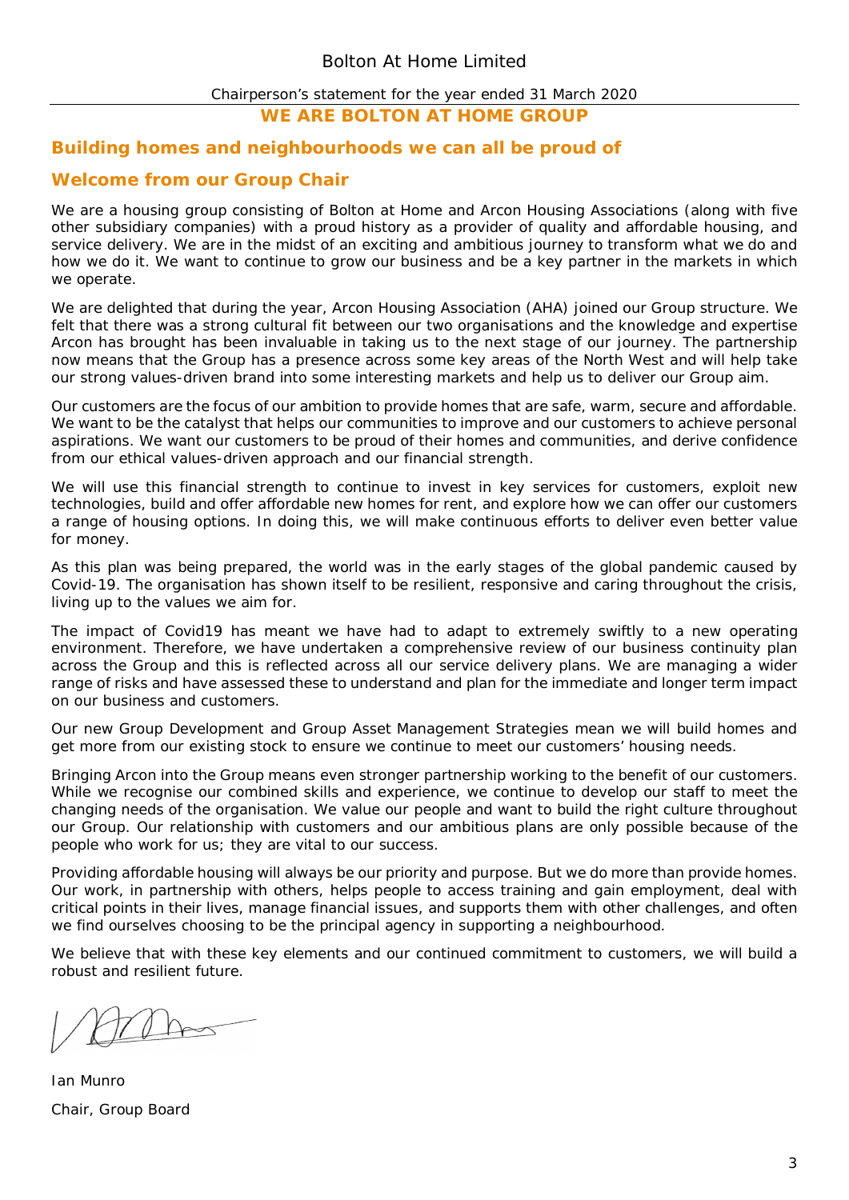# WE ARE BOLTON AT HOME GROUP

## Building homes and neighbourhoods we can all be proud of

## Welcome from our Group Chair

We are a housing group consisting of Bolton at Home and Arcon Housing Associations (along with five other subsidiary companies) with a proud history as a provider of quality and affordable housing, and service delivery. We are in the midst of an exciting and ambitious journey to transform what we do and how we do it. We want to continue to grow our business and be a key partner in the markets in which we operate.

We are delighted that during the year, Arcon Housing Association (AHA) joined our Group structure. We felt that there was a strong cultural fit between our two organisations and the knowledge and expertise Arcon has brought has been invaluable in taking us to the next stage of our journey. The partnership now means that the Group has a presence across some key areas of the North West and will help take our strong values-driven brand into some interesting markets and help us to deliver our Group aim.

Our customers are the focus of our ambition to provide homes that are safe, warm, secure and affordable. We want to be the catalyst that helps our communities to improve and our customers to achieve personal aspirations. We want our customers to be proud of their homes and communities, and derive confidence from our ethical values-driven approach and our financial strength.

We will use this financial strength to continue to invest in key services for customers, exploit new technologies, build and offer affordable new homes for rent, and explore how we can offer our customers a range of housing options. In doing this, we will make continuous efforts to deliver even better value for money.

As this plan was being prepared, the world was in the early stages of the global pandemic caused by Covid-19. The organisation has shown itself to be resilient, responsive and caring throughout the crisis, living up to the values we aim for.

The impact of Covid19 has meant we have had to adapt to extremely swiftly to a new operating environment. Therefore, we have undertaken a comprehensive review of our business continuity plan across the Group and this is reflected across all our service delivery plans. We are managing a wider range of risks and have assessed these to understand and plan for the immediate and longer term impact on our business and customers.

Our new Group Development and Group Asset Management Strategies mean we will build homes and get more from our existing stock to ensure we continue to meet our customers' housing needs.

Bringing Arcon into the Group means even stronger partnership working to the benefit of our customers. While we recognise our combined skills and experience, we continue to develop our staff to meet the changing needs of the organisation. We value our people and want to build the right culture throughout our Group. Our relationship with customers and our ambitious plans are only possible because of the people who work for us; they are vital to our success.

Providing affordable housing will always be our priority and purpose. But we do more than provide homes. Our work, in partnership with others, helps people to access training and gain employment, deal with critical points in their lives, manage financial issues, and supports them with other challenges, and often we find ourselves choosing to be the principal agency in supporting a neighbourhood.

We believe that with these key elements and our continued commitment to customers, we will build a robust and resilient future.

Ian Munro

Chair, Group Board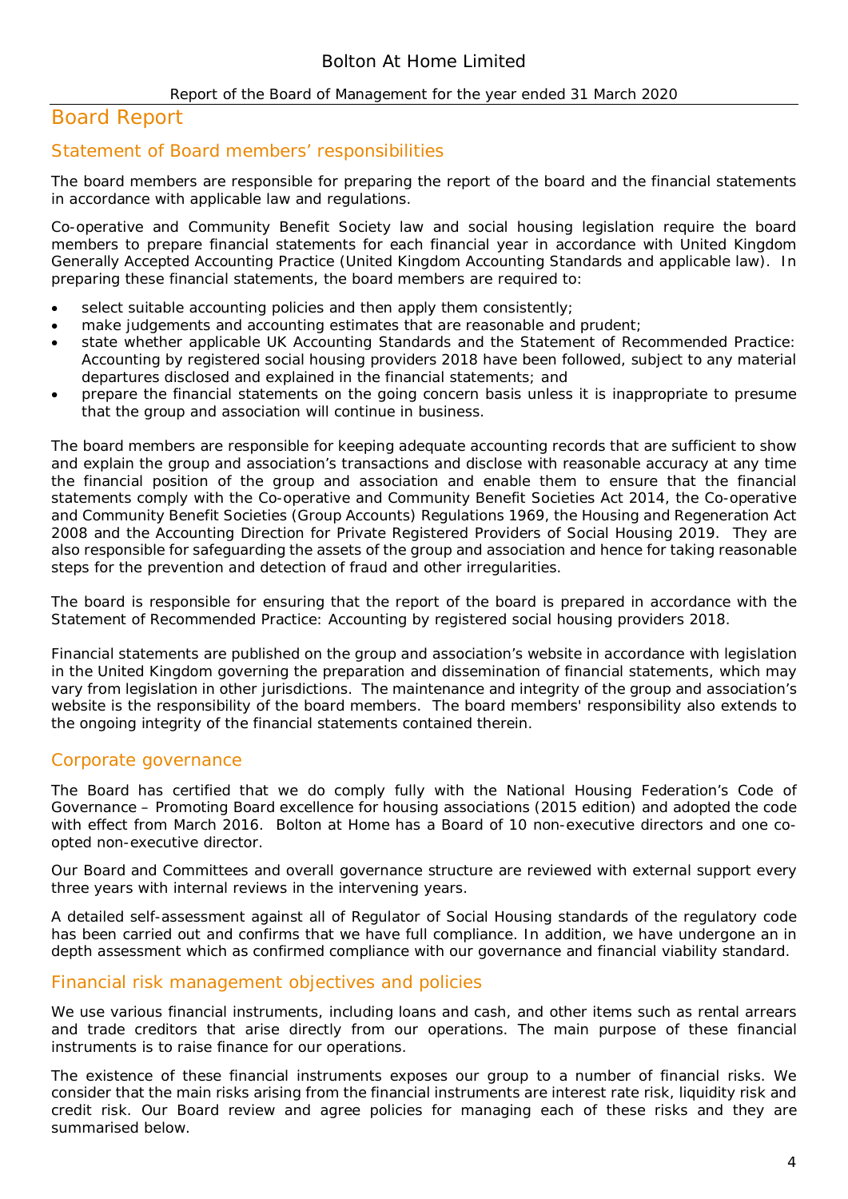# Board Report

## Statement of Board members' responsibilities

The board members are responsible for preparing the report of the board and the financial statements in accordance with applicable law and regulations.

Co-operative and Community Benefit Society law and social housing legislation require the board members to prepare financial statements for each financial year in accordance with United Kingdom Generally Accepted Accounting Practice (United Kingdom Accounting Standards and applicable law). In preparing these financial statements, the board members are required to:

- select suitable accounting policies and then apply them consistently;
- make judgements and accounting estimates that are reasonable and prudent;
- state whether applicable UK Accounting Standards and the Statement of Recommended Practice: Accounting by registered social housing providers 2018 have been followed, subject to any material departures disclosed and explained in the financial statements; and
- prepare the financial statements on the going concern basis unless it is inappropriate to presume that the group and association will continue in business.

The board members are responsible for keeping adequate accounting records that are sufficient to show and explain the group and association's transactions and disclose with reasonable accuracy at any time the financial position of the group and association and enable them to ensure that the financial statements comply with the Co-operative and Community Benefit Societies Act 2014, the Co-operative and Community Benefit Societies (Group Accounts) Regulations 1969, the Housing and Regeneration Act 2008 and the Accounting Direction for Private Registered Providers of Social Housing 2019. They are also responsible for safeguarding the assets of the group and association and hence for taking reasonable steps for the prevention and detection of fraud and other irregularities.

The board is responsible for ensuring that the report of the board is prepared in accordance with the Statement of Recommended Practice: Accounting by registered social housing providers 2018.

Financial statements are published on the group and association's website in accordance with legislation in the United Kingdom governing the preparation and dissemination of financial statements, which may vary from legislation in other jurisdictions. The maintenance and integrity of the group and association's website is the responsibility of the board members. The board members' responsibility also extends to the ongoing integrity of the financial statements contained therein.

## Corporate governance

The Board has certified that we do comply fully with the National Housing Federation's Code of Governance – Promoting Board excellence for housing associations (2015 edition) and adopted the code with effect from March 2016. Bolton at Home has a Board of 10 non-executive directors and one co-opted non-executive director.

Our Board and Committees and overall governance structure are reviewed with external support every three years with internal reviews in the intervening years.

A detailed self-assessment against all of Regulator of Social Housing standards of the regulatory code has been carried out and confirms that we have full compliance. In addition, we have undergone an in depth assessment which as confirmed compliance with our governance and financial viability standard.

## Financial risk management objectives and policies

We use various financial instruments, including loans and cash, and other items such as rental arrears and trade creditors that arise directly from our operations. The main purpose of these financial instruments is to raise finance for our operations.

The existence of these financial instruments exposes our group to a number of financial risks. We consider that the main risks arising from the financial instruments are interest rate risk, liquidity risk and credit risk. Our Board review and agree policies for managing each of these risks and they are summarised below.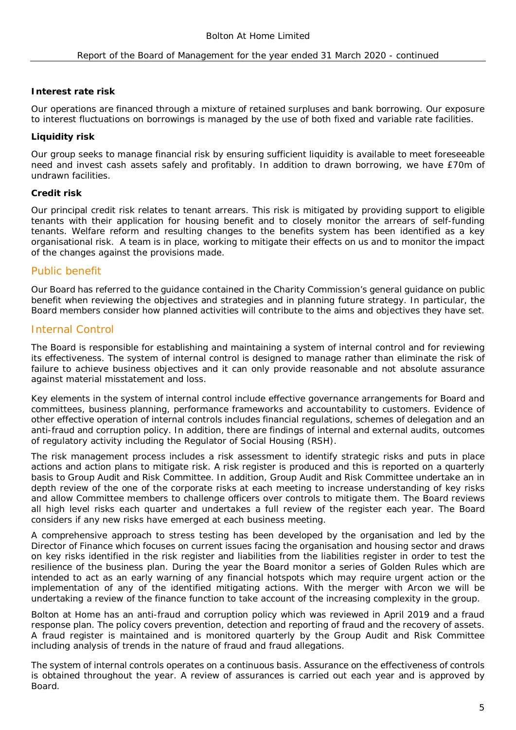**Interest rate risk**

Our operations are financed through a mixture of retained surpluses and bank borrowing. Our exposure to interest fluctuations on borrowings is managed by the use of both fixed and variable rate facilities.

**Liquidity risk**

Our group seeks to manage financial risk by ensuring sufficient liquidity is available to meet foreseeable need and invest cash assets safely and profitably. In addition to drawn borrowing, we have £70m of undrawn facilities.

**Credit risk**

Our principal credit risk relates to tenant arrears. This risk is mitigated by providing support to eligible tenants with their application for housing benefit and to closely monitor the arrears of self-funding tenants. Welfare reform and resulting changes to the benefits system has been identified as a key organisational risk. A team is in place, working to mitigate their effects on us and to monitor the impact of the changes against the provisions made.

## Public benefit

Our Board has referred to the guidance contained in the Charity Commission's general guidance on public benefit when reviewing the objectives and strategies and in planning future strategy. In particular, the Board members consider how planned activities will contribute to the aims and objectives they have set.

## Internal Control

The Board is responsible for establishing and maintaining a system of internal control and for reviewing its effectiveness. The system of internal control is designed to manage rather than eliminate the risk of failure to achieve business objectives and it can only provide reasonable and not absolute assurance against material misstatement and loss.

Key elements in the system of internal control include effective governance arrangements for Board and committees, business planning, performance frameworks and accountability to customers. Evidence of other effective operation of internal controls includes financial regulations, schemes of delegation and an anti-fraud and corruption policy. In addition, there are findings of internal and external audits, outcomes of regulatory activity including the Regulator of Social Housing (RSH).

The risk management process includes a risk assessment to identify strategic risks and puts in place actions and action plans to mitigate risk. A risk register is produced and this is reported on a quarterly basis to Group Audit and Risk Committee. In addition, Group Audit and Risk Committee undertake an in depth review of the one of the corporate risks at each meeting to increase understanding of key risks and allow Committee members to challenge officers over controls to mitigate them. The Board reviews all high level risks each quarter and undertakes a full review of the register each year. The Board considers if any new risks have emerged at each business meeting.

A comprehensive approach to stress testing has been developed by the organisation and led by the Director of Finance which focuses on current issues facing the organisation and housing sector and draws on key risks identified in the risk register and liabilities from the liabilities register in order to test the resilience of the business plan. During the year the Board monitor a series of Golden Rules which are intended to act as an early warning of any financial hotspots which may require urgent action or the implementation of any of the identified mitigating actions. With the merger with Arcon we will be undertaking a review of the finance function to take account of the increasing complexity in the group.

Bolton at Home has an anti-fraud and corruption policy which was reviewed in April 2019 and a fraud response plan. The policy covers prevention, detection and reporting of fraud and the recovery of assets. A fraud register is maintained and is monitored quarterly by the Group Audit and Risk Committee including analysis of trends in the nature of fraud and fraud allegations.

The system of internal controls operates on a continuous basis. Assurance on the effectiveness of controls is obtained throughout the year. A review of assurances is carried out each year and is approved by Board.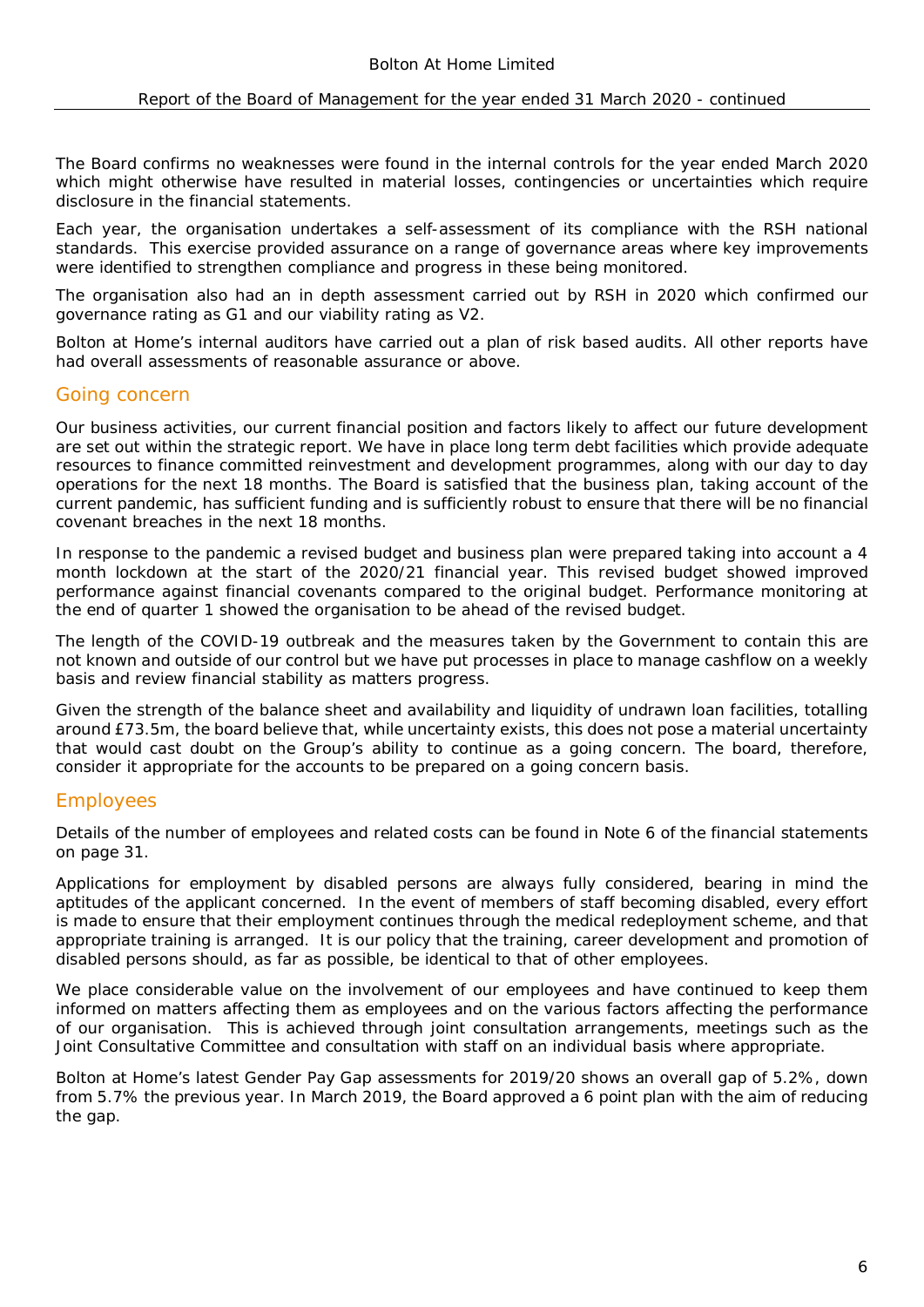The Board confirms no weaknesses were found in the internal controls for the year ended March 2020 which might otherwise have resulted in material losses, contingencies or uncertainties which require disclosure in the financial statements.

Each year, the organisation undertakes a self-assessment of its compliance with the RSH national standards. This exercise provided assurance on a range of governance areas where key improvements were identified to strengthen compliance and progress in these being monitored.

The organisation also had an in depth assessment carried out by RSH in 2020 which confirmed our governance rating as G1 and our viability rating as V2.

Bolton at Home's internal auditors have carried out a plan of risk based audits. All other reports have had overall assessments of reasonable assurance or above.

## Going concern

Our business activities, our current financial position and factors likely to affect our future development are set out within the strategic report. We have in place long term debt facilities which provide adequate resources to finance committed reinvestment and development programmes, along with our day to day operations for the next 18 months. The Board is satisfied that the business plan, taking account of the current pandemic, has sufficient funding and is sufficiently robust to ensure that there will be no financial covenant breaches in the next 18 months.

In response to the pandemic a revised budget and business plan were prepared taking into account a 4 month lockdown at the start of the 2020/21 financial year. This revised budget showed improved performance against financial covenants compared to the original budget. Performance monitoring at the end of quarter 1 showed the organisation to be ahead of the revised budget.

The length of the COVID-19 outbreak and the measures taken by the Government to contain this are not known and outside of our control but we have put processes in place to manage cashflow on a weekly basis and review financial stability as matters progress.

Given the strength of the balance sheet and availability and liquidity of undrawn loan facilities, totalling around £73.5m, the board believe that, while uncertainty exists, this does not pose a material uncertainty that would cast doubt on the Group's ability to continue as a going concern. The board, therefore, consider it appropriate for the accounts to be prepared on a going concern basis.

## Employees

Details of the number of employees and related costs can be found in Note 6 of the financial statements on page 31.

Applications for employment by disabled persons are always fully considered, bearing in mind the aptitudes of the applicant concerned. In the event of members of staff becoming disabled, every effort is made to ensure that their employment continues through the medical redeployment scheme, and that appropriate training is arranged. It is our policy that the training, career development and promotion of disabled persons should, as far as possible, be identical to that of other employees.

We place considerable value on the involvement of our employees and have continued to keep them informed on matters affecting them as employees and on the various factors affecting the performance of our organisation. This is achieved through joint consultation arrangements, meetings such as the Joint Consultative Committee and consultation with staff on an individual basis where appropriate.

Bolton at Home's latest Gender Pay Gap assessments for 2019/20 shows an overall gap of 5.2%, down from 5.7% the previous year. In March 2019, the Board approved a 6 point plan with the aim of reducing the gap.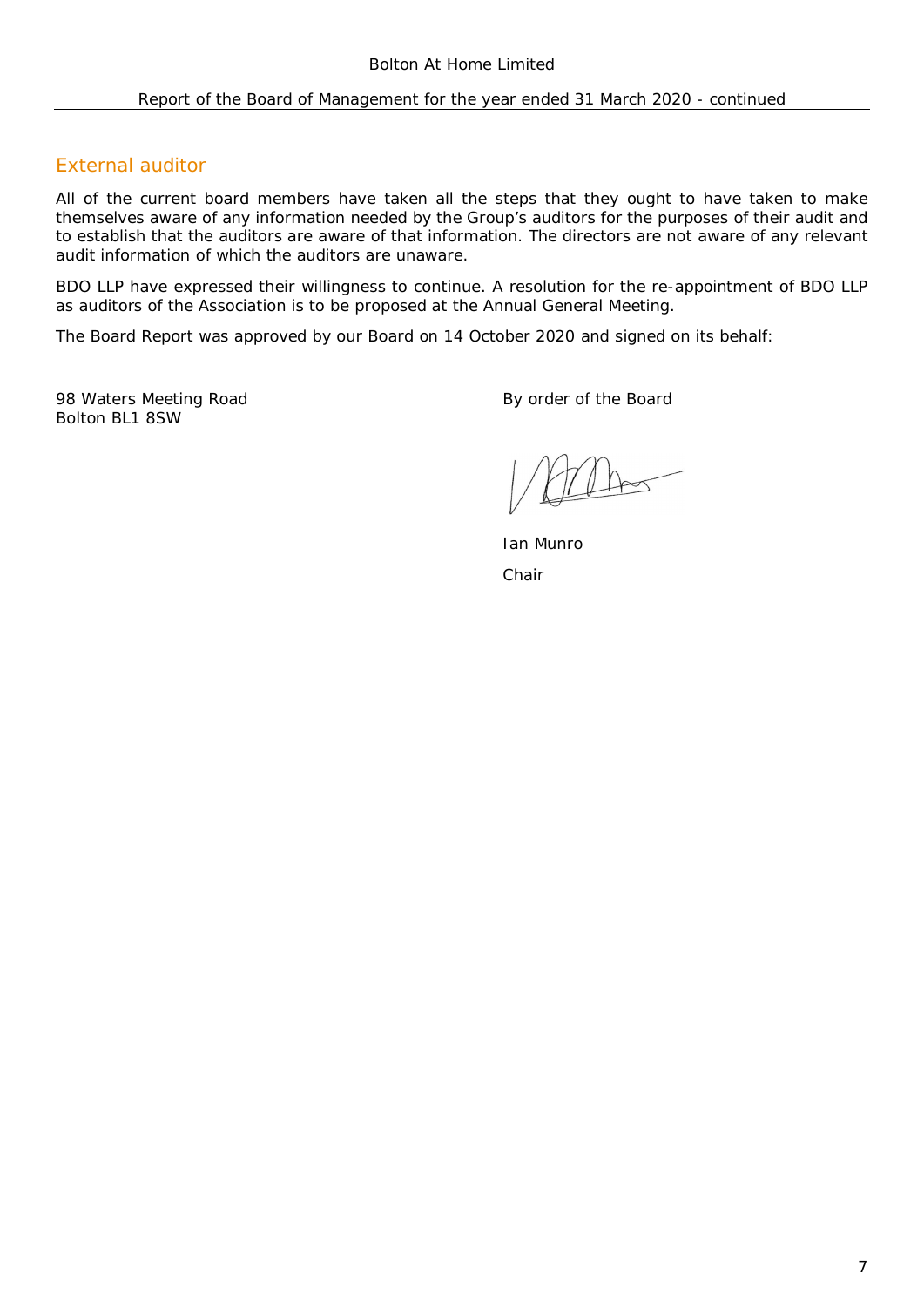## External auditor

All of the current board members have taken all the steps that they ought to have taken to make themselves aware of any information needed by the Group's auditors for the purposes of their audit and to establish that the auditors are aware of that information. The directors are not aware of any relevant audit information of which the auditors are unaware.

BDO LLP have expressed their willingness to continue. A resolution for the re-appointment of BDO LLP as auditors of the Association is to be proposed at the Annual General Meeting.

The Board Report was approved by our Board on 14 October 2020 and signed on its behalf:

98 Waters Meeting Road
Bolton BL1 8SW

By order of the Board

Ian Munro

Chair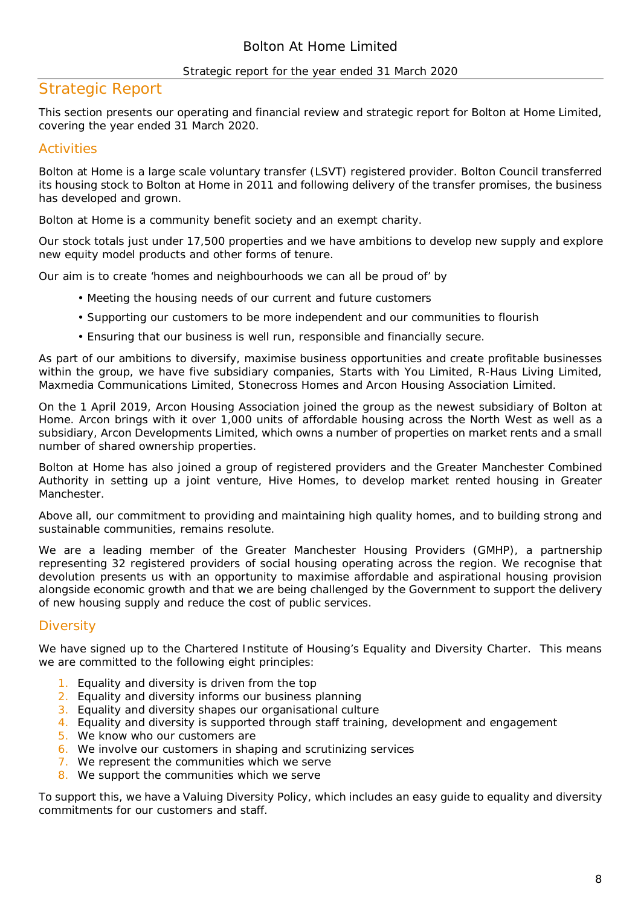# Strategic Report

This section presents our operating and financial review and strategic report for Bolton at Home Limited, covering the year ended 31 March 2020.

## Activities

Bolton at Home is a large scale voluntary transfer (LSVT) registered provider. Bolton Council transferred its housing stock to Bolton at Home in 2011 and following delivery of the transfer promises, the business has developed and grown.

Bolton at Home is a community benefit society and an exempt charity.

Our stock totals just under 17,500 properties and we have ambitions to develop new supply and explore new equity model products and other forms of tenure.

Our aim is to create 'homes and neighbourhoods we can all be proud of' by

- Meeting the housing needs of our current and future customers
- Supporting our customers to be more independent and our communities to flourish
- Ensuring that our business is well run, responsible and financially secure.

As part of our ambitions to diversify, maximise business opportunities and create profitable businesses within the group, we have five subsidiary companies, Starts with You Limited, R-Haus Living Limited, Maxmedia Communications Limited, Stonecross Homes and Arcon Housing Association Limited.

On the 1 April 2019, Arcon Housing Association joined the group as the newest subsidiary of Bolton at Home. Arcon brings with it over 1,000 units of affordable housing across the North West as well as a subsidiary, Arcon Developments Limited, which owns a number of properties on market rents and a small number of shared ownership properties.

Bolton at Home has also joined a group of registered providers and the Greater Manchester Combined Authority in setting up a joint venture, Hive Homes, to develop market rented housing in Greater Manchester.

Above all, our commitment to providing and maintaining high quality homes, and to building strong and sustainable communities, remains resolute.

We are a leading member of the Greater Manchester Housing Providers (GMHP), a partnership representing 32 registered providers of social housing operating across the region. We recognise that devolution presents us with an opportunity to maximise affordable and aspirational housing provision alongside economic growth and that we are being challenged by the Government to support the delivery of new housing supply and reduce the cost of public services.

## Diversity

We have signed up to the Chartered Institute of Housing's Equality and Diversity Charter. This means we are committed to the following eight principles:

1. Equality and diversity is driven from the top
2. Equality and diversity informs our business planning
3. Equality and diversity shapes our organisational culture
4. Equality and diversity is supported through staff training, development and engagement
5. We know who our customers are
6. We involve our customers in shaping and scrutinizing services
7. We represent the communities which we serve
8. We support the communities which we serve

To support this, we have a Valuing Diversity Policy, which includes an easy guide to equality and diversity commitments for our customers and staff.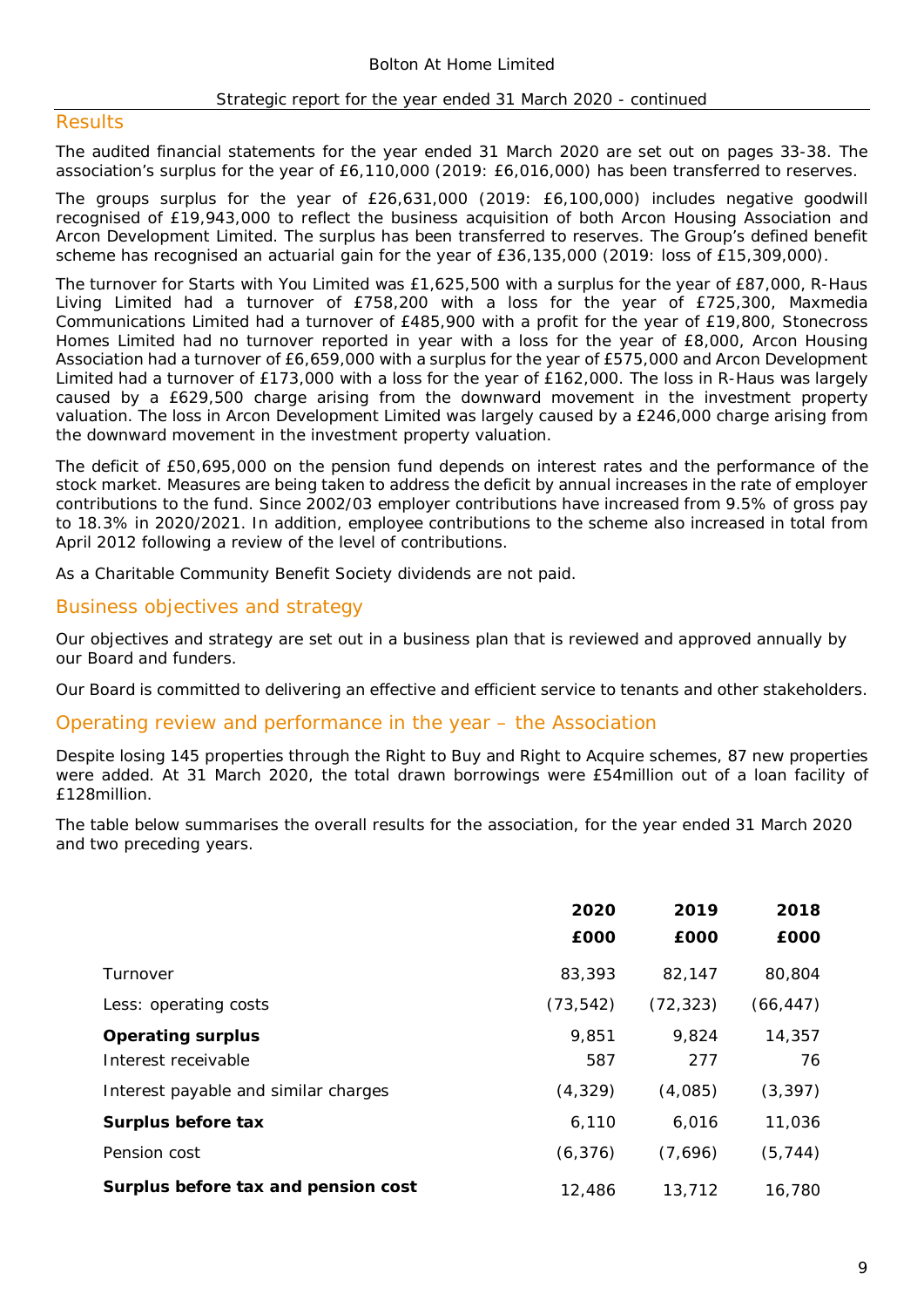## Results

The audited financial statements for the year ended 31 March 2020 are set out on pages 33-38. The association's surplus for the year of £6,110,000 (2019: £6,016,000) has been transferred to reserves.

The groups surplus for the year of £26,631,000 (2019: £6,100,000) includes negative goodwill recognised of £19,943,000 to reflect the business acquisition of both Arcon Housing Association and Arcon Development Limited. The surplus has been transferred to reserves. The Group's defined benefit scheme has recognised an actuarial gain for the year of £36,135,000 (2019: loss of £15,309,000).

The turnover for Starts with You Limited was £1,625,500 with a surplus for the year of £87,000, R-Haus Living Limited had a turnover of £758,200 with a loss for the year of £725,300, Maxmedia Communications Limited had a turnover of £485,900 with a profit for the year of £19,800, Stonecross Homes Limited had no turnover reported in year with a loss for the year of £8,000, Arcon Housing Association had a turnover of £6,659,000 with a surplus for the year of £575,000 and Arcon Development Limited had a turnover of £173,000 with a loss for the year of £162,000. The loss in R-Haus was largely caused by a £629,500 charge arising from the downward movement in the investment property valuation. The loss in Arcon Development Limited was largely caused by a £246,000 charge arising from the downward movement in the investment property valuation.

The deficit of £50,695,000 on the pension fund depends on interest rates and the performance of the stock market. Measures are being taken to address the deficit by annual increases in the rate of employer contributions to the fund. Since 2002/03 employer contributions have increased from 9.5% of gross pay to 18.3% in 2020/2021. In addition, employee contributions to the scheme also increased in total from April 2012 following a review of the level of contributions.

As a Charitable Community Benefit Society dividends are not paid.

## Business objectives and strategy

Our objectives and strategy are set out in a business plan that is reviewed and approved annually by our Board and funders.

Our Board is committed to delivering an effective and efficient service to tenants and other stakeholders.

## Operating review and performance in the year – the Association

Despite losing 145 properties through the Right to Buy and Right to Acquire schemes, 87 new properties were added. At 31 March 2020, the total drawn borrowings were £54million out of a loan facility of £128million.

The table below summarises the overall results for the association, for the year ended 31 March 2020 and two preceding years.

| | **2020** | **2019** | **2018** |
|---|---|---|---|
| | **£000** | **£000** | **£000** |
| Turnover | 83,393 | 82,147 | 80,804 |
| Less: operating costs | (73,542) | (72,323) | (66,447) |
| **Operating surplus** | 9,851 | 9,824 | 14,357 |
| Interest receivable | 587 | 277 | 76 |
| Interest payable and similar charges | (4,329) | (4,085) | (3,397) |
| **Surplus before tax** | 6,110 | 6,016 | 11,036 |
| Pension cost | (6,376) | (7,696) | (5,744) |
| **Surplus before tax and pension cost** | 12,486 | 13,712 | 16,780 |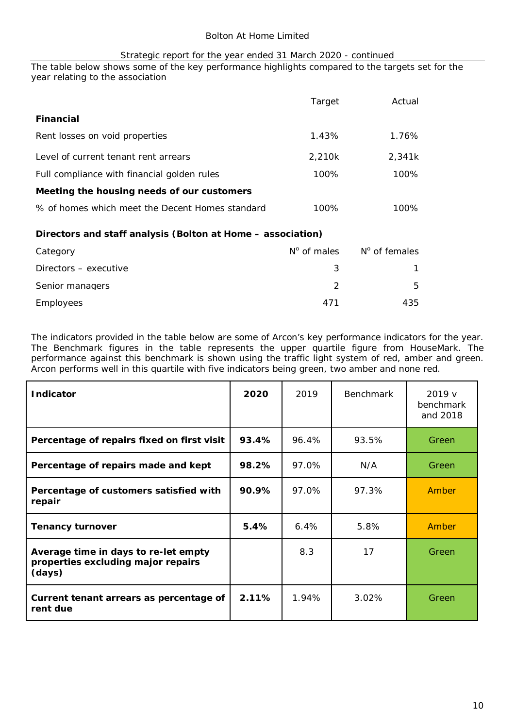The table below shows some of the key performance highlights compared to the targets set for the year relating to the association

| | Target | Actual |
|---|---|---|
| **Financial** | | |
| Rent losses on void properties | 1.43% | 1.76% |
| Level of current tenant rent arrears | 2,210k | 2,341k |
| Full compliance with financial golden rules | 100% | 100% |
| **Meeting the housing needs of our customers** | | |
| % of homes which meet the Decent Homes standard | 100% | 100% |

**Directors and staff analysis (Bolton at Home – association)**

| Category | N° of males | N° of females |
|---|---|---|
| Directors – executive | 3 | 1 |
| Senior managers | 2 | 5 |
| Employees | 471 | 435 |

The indicators provided in the table below are some of Arcon's key performance indicators for the year. The Benchmark figures in the table represents the upper quartile figure from HouseMark. The performance against this benchmark is shown using the traffic light system of red, amber and green. Arcon performs well in this quartile with five indicators being green, two amber and none red.

| Indicator | 2020 | 2019 | Benchmark | 2019 v benchmark and 2018 |
|---|---|---|---|---|
| **Percentage of repairs fixed on first visit** | **93.4%** | 96.4% | 93.5% | Green |
| **Percentage of repairs made and kept** | **98.2%** | 97.0% | N/A | Green |
| **Percentage of customers satisfied with repair** | **90.9%** | 97.0% | 97.3% | Amber |
| **Tenancy turnover** | **5.4%** | 6.4% | 5.8% | Amber |
| **Average time in days to re-let empty properties excluding major repairs (days)** | | 8.3 | 17 | Green |
| **Current tenant arrears as percentage of rent due** | **2.11%** | 1.94% | 3.02% | Green |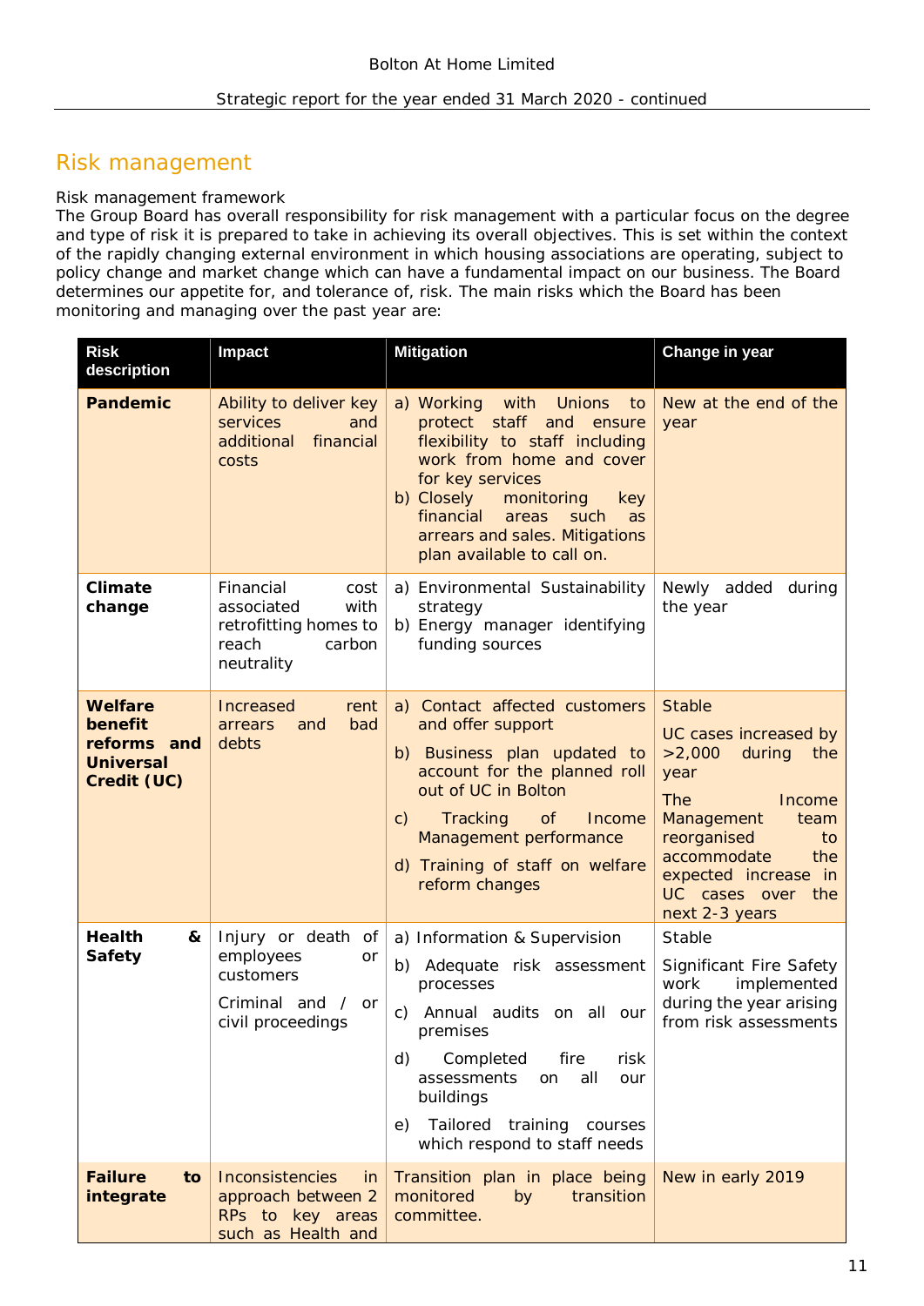## Risk management

Risk management framework

The Group Board has overall responsibility for risk management with a particular focus on the degree and type of risk it is prepared to take in achieving its overall objectives. This is set within the context of the rapidly changing external environment in which housing associations are operating, subject to policy change and market change which can have a fundamental impact on our business. The Board determines our appetite for, and tolerance of, risk. The main risks which the Board has been monitoring and managing over the past year are:

| Risk description | Impact | Mitigation | Change in year |
|---|---|---|---|
| **Pandemic** | Ability to deliver key services and additional financial costs | a) Working with Unions to protect staff and ensure flexibility to staff including work from home and cover for key services<br>b) Closely monitoring key financial areas such as arrears and sales. Mitigations plan available to call on. | New at the end of the year |
| **Climate change** | Financial cost associated with retrofitting homes to reach carbon neutrality | a) Environmental Sustainability strategy<br>b) Energy manager identifying funding sources | Newly added during the year |
| **Welfare benefit reforms and Universal Credit (UC)** | Increased rent arrears and bad debts | a) Contact affected customers and offer support<br>b) Business plan updated to account for the planned roll out of UC in Bolton<br>c) Tracking of Income Management performance<br>d) Training of staff on welfare reform changes | Stable<br>UC cases increased by >2,000 during the year<br>The Income Management team reorganised to accommodate the expected increase in UC cases over the next 2-3 years |
| **Health & Safety** | Injury or death of employees or customers<br>Criminal and / or civil proceedings | a) Information & Supervision<br>b) Adequate risk assessment processes<br>c) Annual audits on all our premises<br>d) Completed fire risk assessments on all our buildings<br>e) Tailored training courses which respond to staff needs | Stable<br>Significant Fire Safety work implemented during the year arising from risk assessments |
| **Failure to integrate** | Inconsistencies in approach between 2 RPs to key areas such as Health and | Transition plan in place being monitored by transition committee. | New in early 2019 |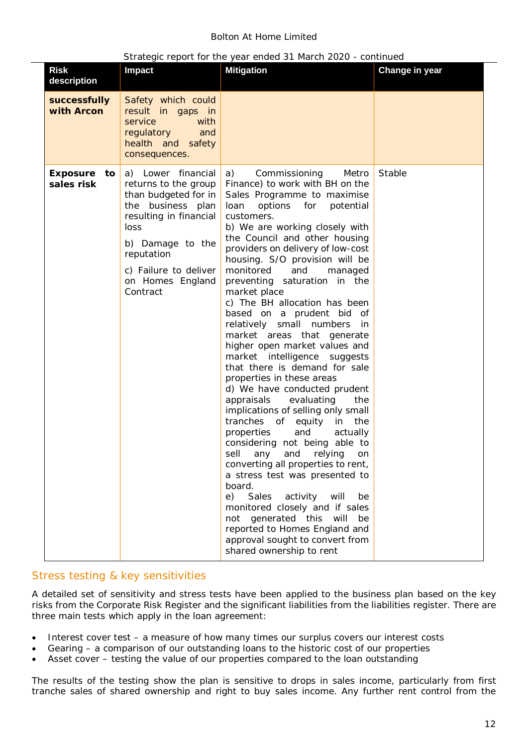Strategic report for the year ended 31 March 2020 - continued

| Risk description | Impact | Mitigation | Change in year |
|---|---|---|---|
| **successfully with Arcon** | Safety which could result in gaps in service with regulatory and health and safety consequences. | | |
| **Exposure to sales risk** | a) Lower financial returns to the group than budgeted for in the business plan resulting in financial loss<br><br>b) Damage to the reputation<br><br>c) Failure to deliver on Homes England Contract | a) Commissioning Metro Finance) to work with BH on the Sales Programme to maximise loan options for potential customers.<br>b) We are working closely with the Council and other housing providers on delivery of low-cost housing. S/O provision will be monitored and managed preventing saturation in the market place<br>c) The BH allocation has been based on a prudent bid of relatively small numbers in market areas that generate higher open market values and market intelligence suggests that there is demand for sale properties in these areas<br>d) We have conducted prudent appraisals evaluating the implications of selling only small tranches of equity in the properties and actually considering not being able to sell any and relying on converting all properties to rent, a stress test was presented to board.<br>e) Sales activity will be monitored closely and if sales not generated this will be reported to Homes England and approval sought to convert from shared ownership to rent | Stable |

## Stress testing & key sensitivities

A detailed set of sensitivity and stress tests have been applied to the business plan based on the key risks from the Corporate Risk Register and the significant liabilities from the liabilities register. There are three main tests which apply in the loan agreement:

- Interest cover test – a measure of how many times our surplus covers our interest costs
- Gearing – a comparison of our outstanding loans to the historic cost of our properties
- Asset cover – testing the value of our properties compared to the loan outstanding

The results of the testing show the plan is sensitive to drops in sales income, particularly from first tranche sales of shared ownership and right to buy sales income. Any further rent control from the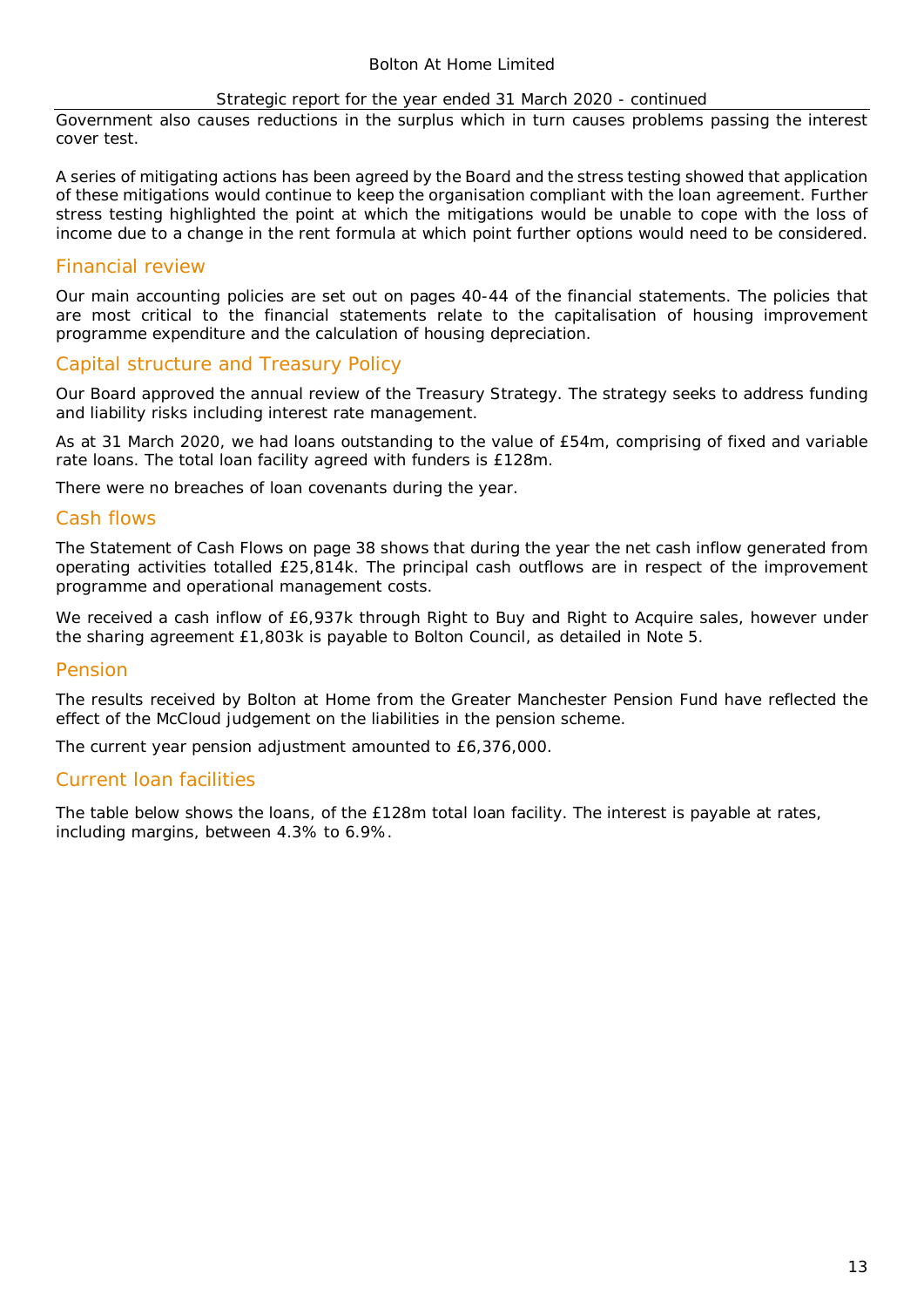Government also causes reductions in the surplus which in turn causes problems passing the interest cover test.

A series of mitigating actions has been agreed by the Board and the stress testing showed that application of these mitigations would continue to keep the organisation compliant with the loan agreement. Further stress testing highlighted the point at which the mitigations would be unable to cope with the loss of income due to a change in the rent formula at which point further options would need to be considered.

## Financial review

Our main accounting policies are set out on pages 40-44 of the financial statements. The policies that are most critical to the financial statements relate to the capitalisation of housing improvement programme expenditure and the calculation of housing depreciation.

## Capital structure and Treasury Policy

Our Board approved the annual review of the Treasury Strategy. The strategy seeks to address funding and liability risks including interest rate management.

As at 31 March 2020, we had loans outstanding to the value of £54m, comprising of fixed and variable rate loans. The total loan facility agreed with funders is £128m.

There were no breaches of loan covenants during the year.

## Cash flows

The Statement of Cash Flows on page 38 shows that during the year the net cash inflow generated from operating activities totalled £25,814k. The principal cash outflows are in respect of the improvement programme and operational management costs.

We received a cash inflow of £6,937k through Right to Buy and Right to Acquire sales, however under the sharing agreement £1,803k is payable to Bolton Council, as detailed in Note 5.

## Pension

The results received by Bolton at Home from the Greater Manchester Pension Fund have reflected the effect of the McCloud judgement on the liabilities in the pension scheme.

The current year pension adjustment amounted to £6,376,000.

## Current loan facilities

The table below shows the loans, of the £128m total loan facility. The interest is payable at rates, including margins, between 4.3% to 6.9%.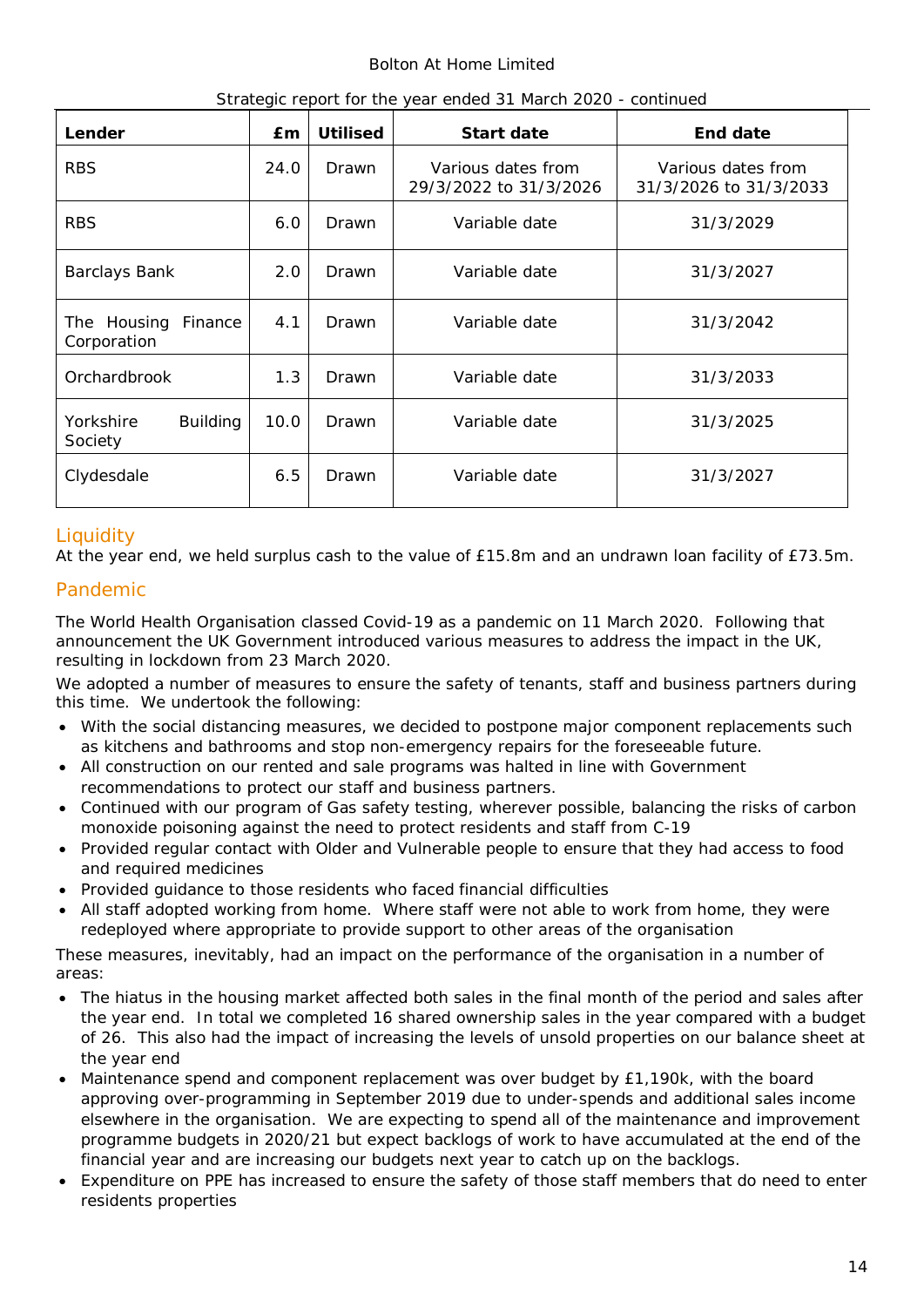| Lender | £m | Utilised | Start date | End date |
|---|---|---|---|---|
| RBS | 24.0 | Drawn | Various dates from 29/3/2022 to 31/3/2026 | Various dates from 31/3/2026 to 31/3/2033 |
| RBS | 6.0 | Drawn | Variable date | 31/3/2029 |
| Barclays Bank | 2.0 | Drawn | Variable date | 31/3/2027 |
| The Housing Finance Corporation | 4.1 | Drawn | Variable date | 31/3/2042 |
| Orchardbrook | 1.3 | Drawn | Variable date | 31/3/2033 |
| Yorkshire Building Society | 10.0 | Drawn | Variable date | 31/3/2025 |
| Clydesdale | 6.5 | Drawn | Variable date | 31/3/2027 |

## Liquidity

At the year end, we held surplus cash to the value of £15.8m and an undrawn loan facility of £73.5m.

## Pandemic

The World Health Organisation classed Covid-19 as a pandemic on 11 March 2020. Following that announcement the UK Government introduced various measures to address the impact in the UK, resulting in lockdown from 23 March 2020.

We adopted a number of measures to ensure the safety of tenants, staff and business partners during this time. We undertook the following:

- With the social distancing measures, we decided to postpone major component replacements such as kitchens and bathrooms and stop non-emergency repairs for the foreseeable future.
- All construction on our rented and sale programs was halted in line with Government recommendations to protect our staff and business partners.
- Continued with our program of Gas safety testing, wherever possible, balancing the risks of carbon monoxide poisoning against the need to protect residents and staff from C-19
- Provided regular contact with Older and Vulnerable people to ensure that they had access to food and required medicines
- Provided guidance to those residents who faced financial difficulties
- All staff adopted working from home. Where staff were not able to work from home, they were redeployed where appropriate to provide support to other areas of the organisation

These measures, inevitably, had an impact on the performance of the organisation in a number of areas:

- The hiatus in the housing market affected both sales in the final month of the period and sales after the year end. In total we completed 16 shared ownership sales in the year compared with a budget of 26. This also had the impact of increasing the levels of unsold properties on our balance sheet at the year end
- Maintenance spend and component replacement was over budget by £1,190k, with the board approving over-programming in September 2019 due to under-spends and additional sales income elsewhere in the organisation. We are expecting to spend all of the maintenance and improvement programme budgets in 2020/21 but expect backlogs of work to have accumulated at the end of the financial year and are increasing our budgets next year to catch up on the backlogs.
- Expenditure on PPE has increased to ensure the safety of those staff members that do need to enter residents properties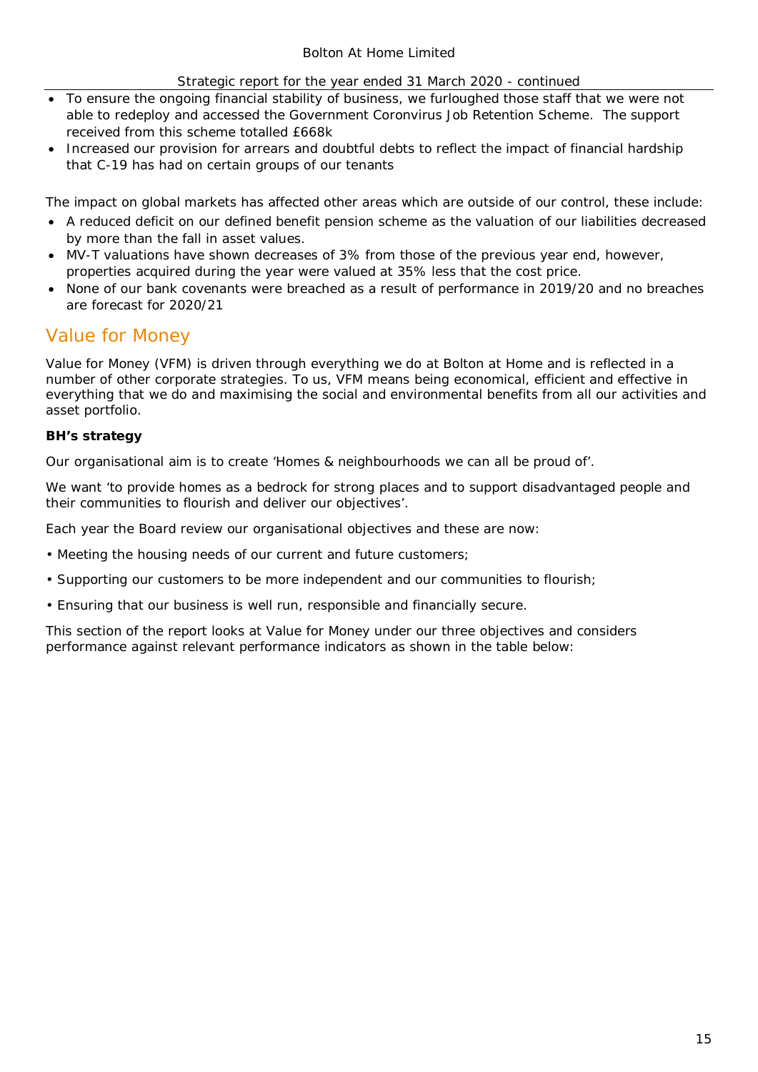- To ensure the ongoing financial stability of business, we furloughed those staff that we were not able to redeploy and accessed the Government Coronavirus Job Retention Scheme. The support received from this scheme totalled £668k
- Increased our provision for arrears and doubtful debts to reflect the impact of financial hardship that C-19 has had on certain groups of our tenants

The impact on global markets has affected other areas which are outside of our control, these include:

- A reduced deficit on our defined benefit pension scheme as the valuation of our liabilities decreased by more than the fall in asset values.
- MV-T valuations have shown decreases of 3% from those of the previous year end, however, properties acquired during the year were valued at 35% less that the cost price.
- None of our bank covenants were breached as a result of performance in 2019/20 and no breaches are forecast for 2020/21

## Value for Money

Value for Money (VFM) is driven through everything we do at Bolton at Home and is reflected in a number of other corporate strategies. To us, VFM means being economical, efficient and effective in everything that we do and maximising the social and environmental benefits from all our activities and asset portfolio.

**BH's strategy**

Our organisational aim is to create 'Homes & neighbourhoods we can all be proud of'.

We want 'to provide homes as a bedrock for strong places and to support disadvantaged people and their communities to flourish and deliver our objectives'.

Each year the Board review our organisational objectives and these are now:

- Meeting the housing needs of our current and future customers;
- Supporting our customers to be more independent and our communities to flourish;
- Ensuring that our business is well run, responsible and financially secure.

This section of the report looks at Value for Money under our three objectives and considers performance against relevant performance indicators as shown in the table below: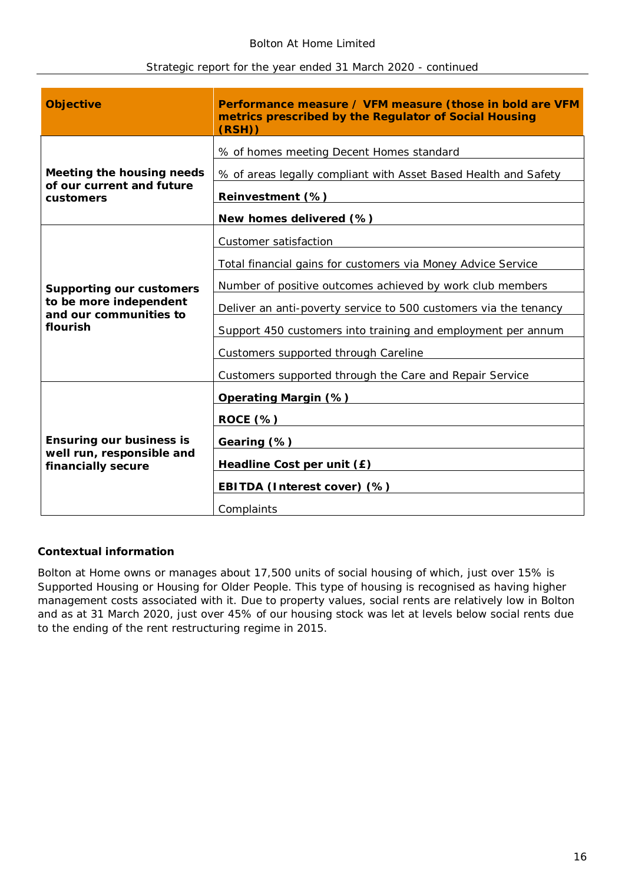| Objective | Performance measure / VFM measure (those in bold are VFM metrics prescribed by the Regulator of Social Housing (RSH)) |
|---|---|
| **Meeting the housing needs of our current and future customers** | % of homes meeting Decent Homes standard |
| | % of areas legally compliant with Asset Based Health and Safety |
| | **Reinvestment (%)** |
| | **New homes delivered (%)** |
| **Supporting our customers to be more independent and our communities to flourish** | Customer satisfaction |
| | Total financial gains for customers via Money Advice Service |
| | Number of positive outcomes achieved by work club members |
| | Deliver an anti-poverty service to 500 customers via the tenancy |
| | Support 450 customers into training and employment per annum |
| | Customers supported through Careline |
| | Customers supported through the Care and Repair Service |
| **Ensuring our business is well run, responsible and financially secure** | **Operating Margin (%)** |
| | **ROCE (%)** |
| | **Gearing (%)** |
| | **Headline Cost per unit (£)** |
| | **EBITDA (Interest cover) (%)** |
| | Complaints |

**Contextual information**

Bolton at Home owns or manages about 17,500 units of social housing of which, just over 15% is Supported Housing or Housing for Older People. This type of housing is recognised as having higher management costs associated with it. Due to property values, social rents are relatively low in Bolton and as at 31 March 2020, just over 45% of our housing stock was let at levels below social rents due to the ending of the rent restructuring regime in 2015.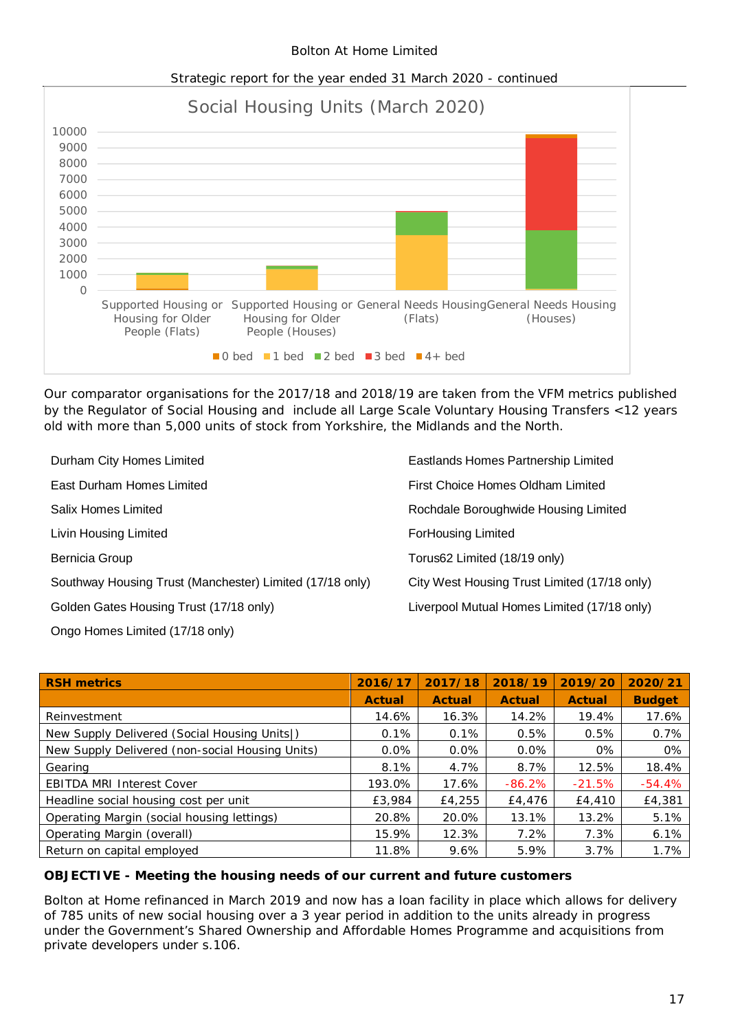Social Housing Units (March 2020)

10000
9000
8000
7000
6000
5000
4000
3000
2000
1000
0

Supported Housing or Housing for Older People (Flats)
Supported Housing or Housing for Older People (Houses)
General Needs Housing (Flats)
General Needs Housing (Houses)

0 bed 1 bed 2 bed 3 bed 4+ bed

Our comparator organisations for the 2017/18 and 2018/19 are taken from the VFM metrics published by the Regulator of Social Housing and include all Large Scale Voluntary Housing Transfers <12 years old with more than 5,000 units of stock from Yorkshire, the Midlands and the North.

- Durham City Homes Limited
- East Durham Homes Limited
- Salix Homes Limited
- Livin Housing Limited
- Bernicia Group
- Southway Housing Trust (Manchester) Limited (17/18 only)
- Golden Gates Housing Trust (17/18 only)
- Ongo Homes Limited (17/18 only)
- Eastlands Homes Partnership Limited
- First Choice Homes Oldham Limited
- Rochdale Boroughwide Housing Limited
- ForHousing Limited
- Torus62 Limited (18/19 only)
- City West Housing Trust Limited (17/18 only)
- Liverpool Mutual Homes Limited (17/18 only)

| RSH metrics | 2016/17 | 2017/18 | 2018/19 | 2019/20 | 2020/21 |
|---|---|---|---|---|---|
| | Actual | Actual | Actual | Actual | Budget |
| Reinvestment | 14.6% | 16.3% | 14.2% | 19.4% | 17.6% |
| New Supply Delivered (Social Housing Units|) | 0.1% | 0.1% | 0.5% | 0.5% | 0.7% |
| New Supply Delivered (non-social Housing Units) | 0.0% | 0.0% | 0.0% | 0% | 0% |
| Gearing | 8.1% | 4.7% | 8.7% | 12.5% | 18.4% |
| EBITDA MRI Interest Cover | 193.0% | 17.6% | -86.2% | -21.5% | -54.4% |
| Headline social housing cost per unit | £3,984 | £4,255 | £4,476 | £4,410 | £4,381 |
| Operating Margin (social housing lettings) | 20.8% | 20.0% | 13.1% | 13.2% | 5.1% |
| Operating Margin (overall) | 15.9% | 12.3% | 7.2% | 7.3% | 6.1% |
| Return on capital employed | 11.8% | 9.6% | 5.9% | 3.7% | 1.7% |

**OBJECTIVE - Meeting the housing needs of our current and future customers**

Bolton at Home refinanced in March 2019 and now has a loan facility in place which allows for delivery of 785 units of new social housing over a 3 year period in addition to the units already in progress under the Government's Shared Ownership and Affordable Homes Programme and acquisitions from private developers under s.106.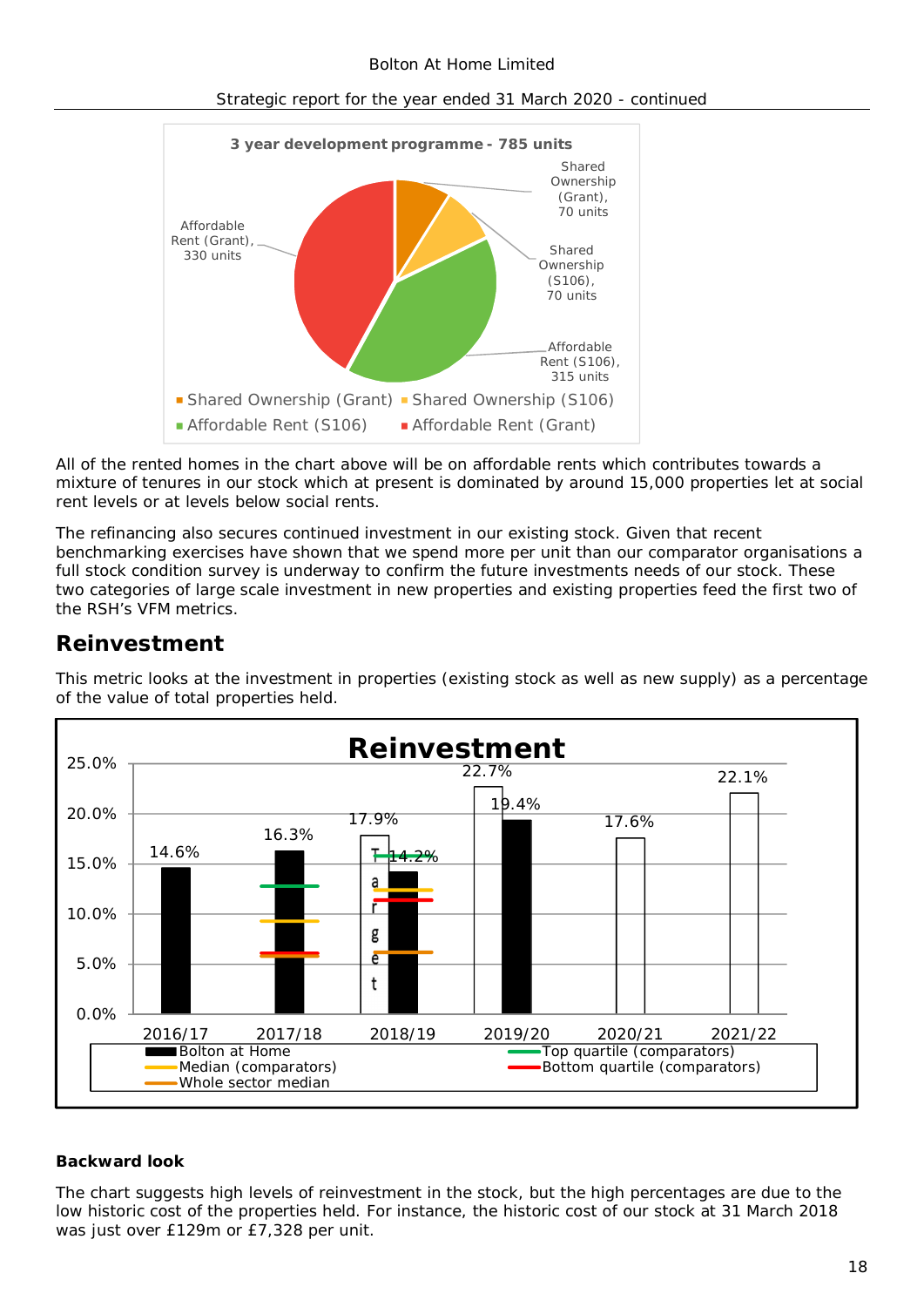**3 year development programme - 785 units**

- Shared Ownership (Grant), 70 units
- Shared Ownership (S106), 70 units
- Affordable Rent (S106), 315 units
- Affordable Rent (Grant), 330 units

All of the rented homes in the chart above will be on affordable rents which contributes towards a mixture of tenures in our stock which at present is dominated by around 15,000 properties let at social rent levels or at levels below social rents.

The refinancing also secures continued investment in our existing stock. Given that recent benchmarking exercises have shown that we spend more per unit than our comparator organisations a full stock condition survey is underway to confirm the future investments needs of our stock. These two categories of large scale investment in new properties and existing properties feed the first two of the RSH's VFM metrics.

## Reinvestment

This metric looks at the investment in properties (existing stock as well as new supply) as a percentage of the value of total properties held.

**Reinvestment**

| Year | Target | Bolton at Home |
|---|---|---|
| 2016/17 | | 14.6% |
| 2017/18 | | 16.3% |
| 2018/19 | 17.9% | 14.2% |
| 2019/20 | 22.7% | 19.4% |
| 2020/21 | 17.6% | |
| 2021/22 | 22.1% | |

Legend: Bolton at Home; Top quartile (comparators); Median (comparators); Bottom quartile (comparators); Whole sector median

**Backward look**

The chart suggests high levels of reinvestment in the stock, but the high percentages are due to the low historic cost of the properties held. For instance, the historic cost of our stock at 31 March 2018 was just over £129m or £7,328 per unit.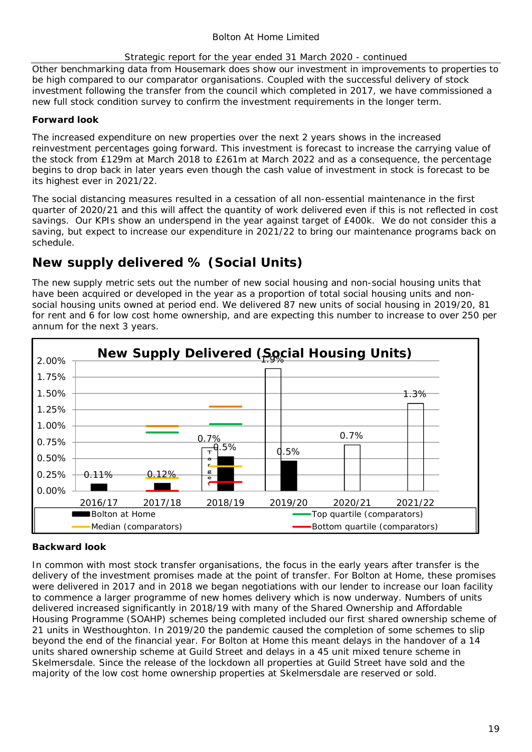Other benchmarking data from Housemark does show our investment in improvements to properties to be high compared to our comparator organisations. Coupled with the successful delivery of stock investment following the transfer from the council which completed in 2017, we have commissioned a new full stock condition survey to confirm the investment requirements in the longer term.

**Forward look**

The increased expenditure on new properties over the next 2 years shows in the increased reinvestment percentages going forward. This investment is forecast to increase the carrying value of the stock from £129m at March 2018 to £261m at March 2022 and as a consequence, the percentage begins to drop back in later years even though the cash value of investment in stock is forecast to be its highest ever in 2021/22.

The social distancing measures resulted in a cessation of all non-essential maintenance in the first quarter of 2020/21 and this will affect the quantity of work delivered even if this is not reflected in cost savings. Our KPIs show an underspend in the year against target of £400k. We do not consider this a saving, but expect to increase our expenditure in 2021/22 to bring our maintenance programs back on schedule.

## New supply delivered % (Social Units)

The new supply metric sets out the number of new social housing and non-social housing units that have been acquired or developed in the year as a proportion of total social housing units and non-social housing units owned at period end. We delivered 87 new units of social housing in 2019/20, 81 for rent and 6 for low cost home ownership, and are expecting this number to increase to over 250 per annum for the next 3 years.

New Supply Delivered (Social Housing Units)

2.00%
1.75%
1.50%
1.25%
1.00%
0.75%
0.50%
0.25%
0.00%

2016/17 2017/18 2018/19 2019/20 2020/21 2021/22

0.11%
0.12%
0.7%
0.5%
Target
1.9%
0.5%
0.7%
1.3%

Bolton at Home
Top quartile (comparators)
Median (comparators)
Bottom quartile (comparators)

**Backward look**

In common with most stock transfer organisations, the focus in the early years after transfer is the delivery of the investment promises made at the point of transfer. For Bolton at Home, these promises were delivered in 2017 and in 2018 we began negotiations with our lender to increase our loan facility to commence a larger programme of new homes delivery which is now underway. Numbers of units delivered increased significantly in 2018/19 with many of the Shared Ownership and Affordable Housing Programme (SOAHP) schemes being completed included our first shared ownership scheme of 21 units in Westhoughton. In 2019/20 the pandemic caused the completion of some schemes to slip beyond the end of the financial year. For Bolton at Home this meant delays in the handover of a 14 units shared ownership scheme at Guild Street and delays in a 45 unit mixed tenure scheme in Skelmersdale. Since the release of the lockdown all properties at Guild Street have sold and the majority of the low cost home ownership properties at Skelmersdale are reserved or sold.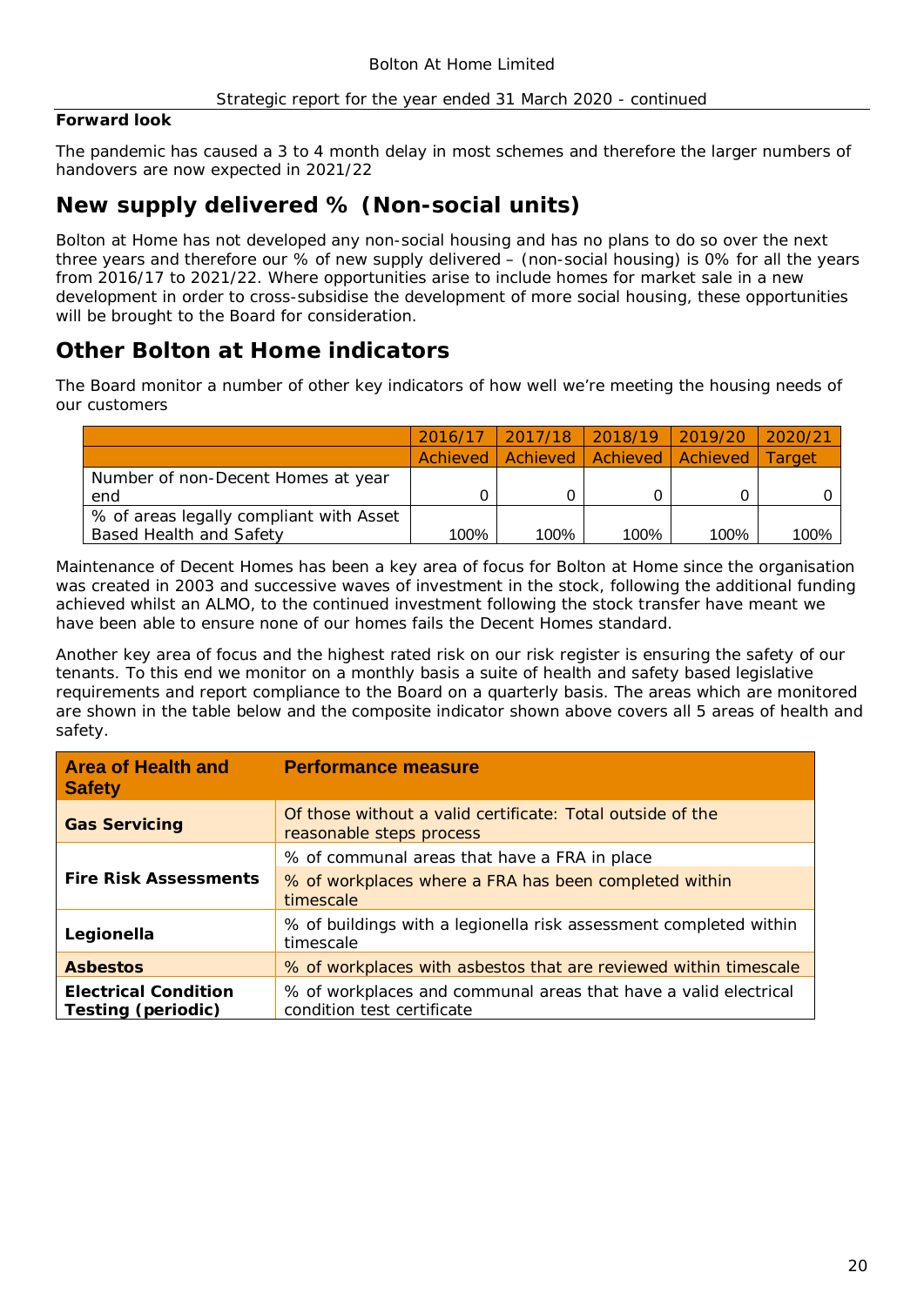**Forward look**

The pandemic has caused a 3 to 4 month delay in most schemes and therefore the larger numbers of handovers are now expected in 2021/22

## New supply delivered % (Non-social units)

Bolton at Home has not developed any non-social housing and has no plans to do so over the next three years and therefore our % of new supply delivered – (non-social housing) is 0% for all the years from 2016/17 to 2021/22. Where opportunities arise to include homes for market sale in a new development in order to cross-subsidise the development of more social housing, these opportunities will be brought to the Board for consideration.

## Other Bolton at Home indicators

The Board monitor a number of other key indicators of how well we're meeting the housing needs of our customers

| | 2016/17 | 2017/18 | 2018/19 | 2019/20 | 2020/21 |
|---|---|---|---|---|---|
| | Achieved | Achieved | Achieved | Achieved | Target |
| Number of non-Decent Homes at year end | 0 | 0 | 0 | 0 | 0 |
| % of areas legally compliant with Asset Based Health and Safety | 100% | 100% | 100% | 100% | 100% |

Maintenance of Decent Homes has been a key area of focus for Bolton at Home since the organisation was created in 2003 and successive waves of investment in the stock, following the additional funding achieved whilst an ALMO, to the continued investment following the stock transfer have meant we have been able to ensure none of our homes fails the Decent Homes standard.

Another key area of focus and the highest rated risk on our risk register is ensuring the safety of our tenants. To this end we monitor on a monthly basis a suite of health and safety based legislative requirements and report compliance to the Board on a quarterly basis. The areas which are monitored are shown in the table below and the composite indicator shown above covers all 5 areas of health and safety.

| Area of Health and Safety | Performance measure |
|---|---|
| **Gas Servicing** | Of those without a valid certificate: Total outside of the reasonable steps process |
| **Fire Risk Assessments** | % of communal areas that have a FRA in place |
| | % of workplaces where a FRA has been completed within timescale |
| **Legionella** | % of buildings with a legionella risk assessment completed within timescale |
| **Asbestos** | % of workplaces with asbestos that are reviewed within timescale |
| **Electrical Condition Testing (periodic)** | % of workplaces and communal areas that have a valid electrical condition test certificate |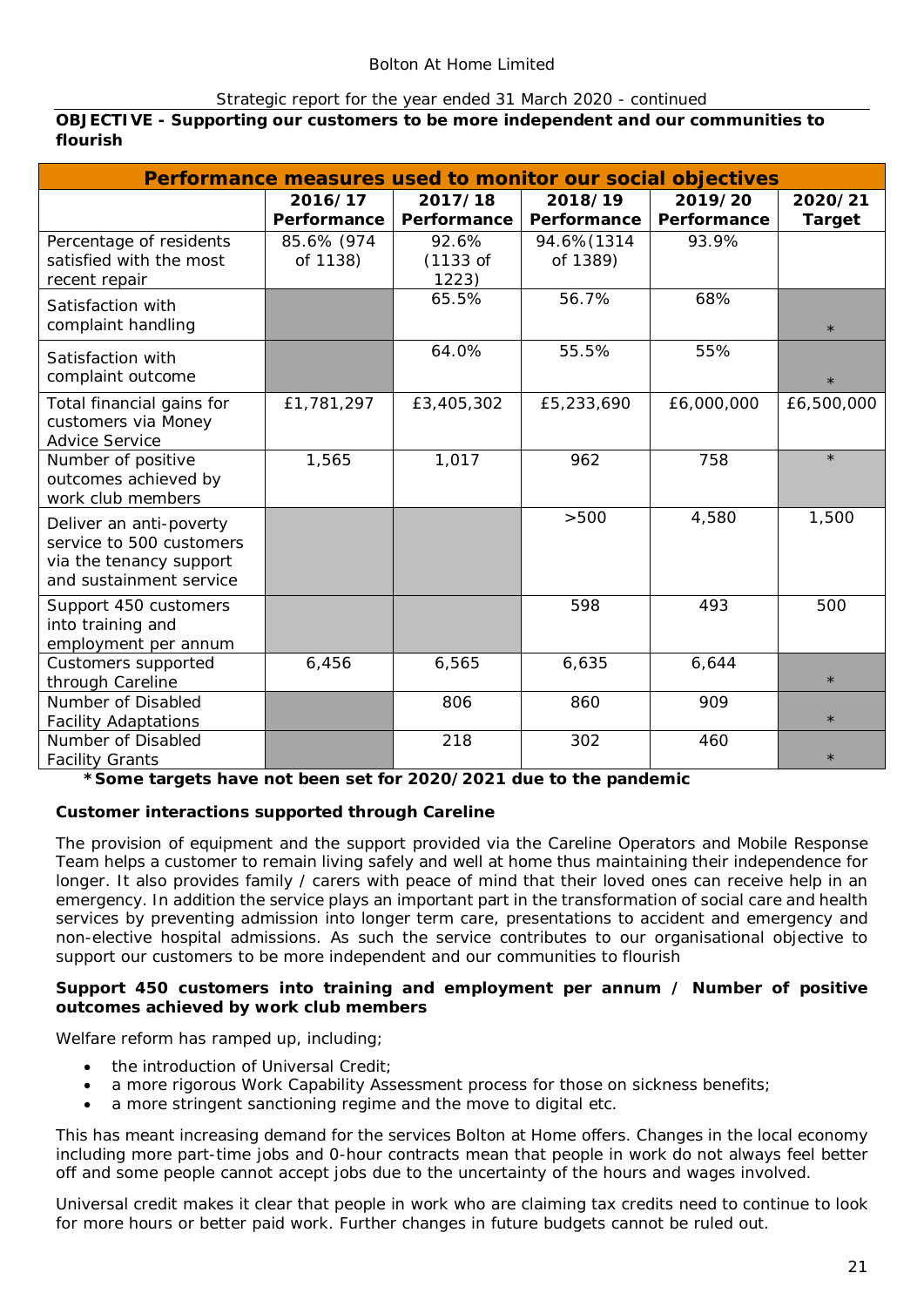**OBJECTIVE - Supporting our customers to be more independent and our communities to flourish**

| Performance measures used to monitor our social objectives | | | | | |
|---|---|---|---|---|---|
| | 2016/17 Performance | 2017/18 Performance | 2018/19 Performance | 2019/20 Performance | 2020/21 Target |
| Percentage of residents satisfied with the most recent repair | 85.6% (974 of 1138) | 92.6% (1133 of 1223) | 94.6%(1314 of 1389) | 93.9% | |
| Satisfaction with complaint handling | | 65.5% | 56.7% | 68% | * |
| Satisfaction with complaint outcome | | 64.0% | 55.5% | 55% | * |
| Total financial gains for customers via Money Advice Service | £1,781,297 | £3,405,302 | £5,233,690 | £6,000,000 | £6,500,000 |
| Number of positive outcomes achieved by work club members | 1,565 | 1,017 | 962 | 758 | * |
| Deliver an anti-poverty service to 500 customers via the tenancy support and sustainment service | | | >500 | 4,580 | 1,500 |
| Support 450 customers into training and employment per annum | | | 598 | 493 | 500 |
| Customers supported through Careline | 6,456 | 6,565 | 6,635 | 6,644 | * |
| Number of Disabled Facility Adaptations | | 806 | 860 | 909 | * |
| Number of Disabled Facility Grants | | 218 | 302 | 460 | * |

**\*Some targets have not been set for 2020/2021 due to the pandemic**

**Customer interactions supported through Careline**

The provision of equipment and the support provided via the Careline Operators and Mobile Response Team helps a customer to remain living safely and well at home thus maintaining their independence for longer. It also provides family / carers with peace of mind that their loved ones can receive help in an emergency. In addition the service plays an important part in the transformation of social care and health services by preventing admission into longer term care, presentations to accident and emergency and non-elective hospital admissions. As such the service contributes to our organisational objective to support our customers to be more independent and our communities to flourish

**Support 450 customers into training and employment per annum / Number of positive outcomes achieved by work club members**

Welfare reform has ramped up, including;

- the introduction of Universal Credit;
- a more rigorous Work Capability Assessment process for those on sickness benefits;
- a more stringent sanctioning regime and the move to digital etc.

This has meant increasing demand for the services Bolton at Home offers. Changes in the local economy including more part-time jobs and 0-hour contracts mean that people in work do not always feel better off and some people cannot accept jobs due to the uncertainty of the hours and wages involved.

Universal credit makes it clear that people in work who are claiming tax credits need to continue to look for more hours or better paid work. Further changes in future budgets cannot be ruled out.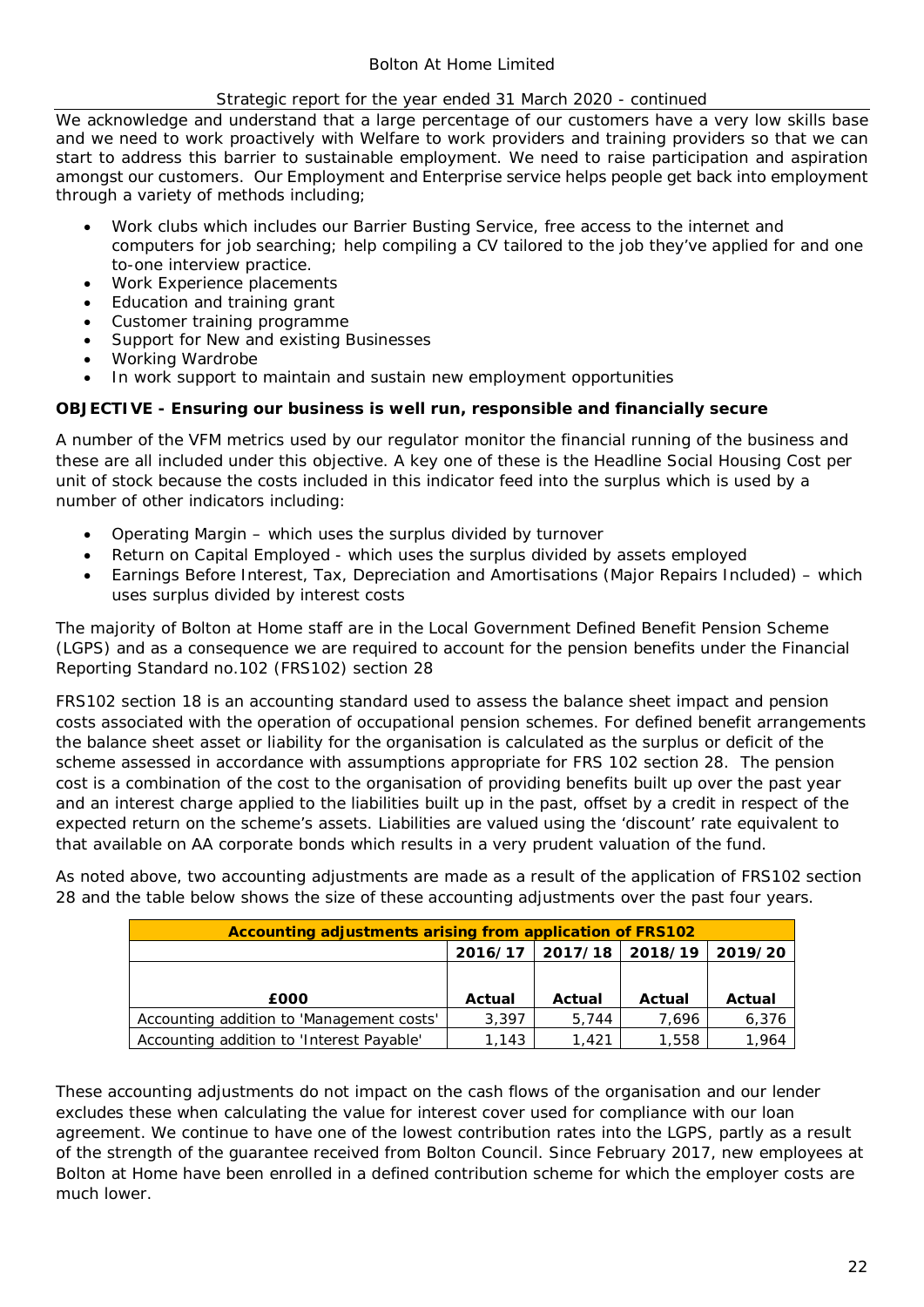We acknowledge and understand that a large percentage of our customers have a very low skills base and we need to work proactively with Welfare to work providers and training providers so that we can start to address this barrier to sustainable employment. We need to raise participation and aspiration amongst our customers. Our Employment and Enterprise service helps people get back into employment through a variety of methods including;

- Work clubs which includes our Barrier Busting Service, free access to the internet and computers for job searching; help compiling a CV tailored to the job they've applied for and one to-one interview practice.
- Work Experience placements
- Education and training grant
- Customer training programme
- Support for New and existing Businesses
- Working Wardrobe
- In work support to maintain and sustain new employment opportunities

**OBJECTIVE - Ensuring our business is well run, responsible and financially secure**

A number of the VFM metrics used by our regulator monitor the financial running of the business and these are all included under this objective. A key one of these is the Headline Social Housing Cost per unit of stock because the costs included in this indicator feed into the surplus which is used by a number of other indicators including:

- Operating Margin – which uses the surplus divided by turnover
- Return on Capital Employed - which uses the surplus divided by assets employed
- Earnings Before Interest, Tax, Depreciation and Amortisations (Major Repairs Included) – which uses surplus divided by interest costs

The majority of Bolton at Home staff are in the Local Government Defined Benefit Pension Scheme (LGPS) and as a consequence we are required to account for the pension benefits under the Financial Reporting Standard no.102 (FRS102) section 28

FRS102 section 18 is an accounting standard used to assess the balance sheet impact and pension costs associated with the operation of occupational pension schemes. For defined benefit arrangements the balance sheet asset or liability for the organisation is calculated as the surplus or deficit of the scheme assessed in accordance with assumptions appropriate for FRS 102 section 28. The pension cost is a combination of the cost to the organisation of providing benefits built up over the past year and an interest charge applied to the liabilities built up in the past, offset by a credit in respect of the expected return on the scheme's assets. Liabilities are valued using the 'discount' rate equivalent to that available on AA corporate bonds which results in a very prudent valuation of the fund.

As noted above, two accounting adjustments are made as a result of the application of FRS102 section 28 and the table below shows the size of these accounting adjustments over the past four years.

| Accounting adjustments arising from application of FRS102 | | | | |
|---|---|---|---|---|
| | 2016/17 | 2017/18 | 2018/19 | 2019/20 |
| £000 | Actual | Actual | Actual | Actual |
| Accounting addition to 'Management costs' | 3,397 | 5,744 | 7,696 | 6,376 |
| Accounting addition to 'Interest Payable' | 1,143 | 1,421 | 1,558 | 1,964 |

These accounting adjustments do not impact on the cash flows of the organisation and our lender excludes these when calculating the value for interest cover used for compliance with our loan agreement. We continue to have one of the lowest contribution rates into the LGPS, partly as a result of the strength of the guarantee received from Bolton Council. Since February 2017, new employees at Bolton at Home have been enrolled in a defined contribution scheme for which the employer costs are much lower.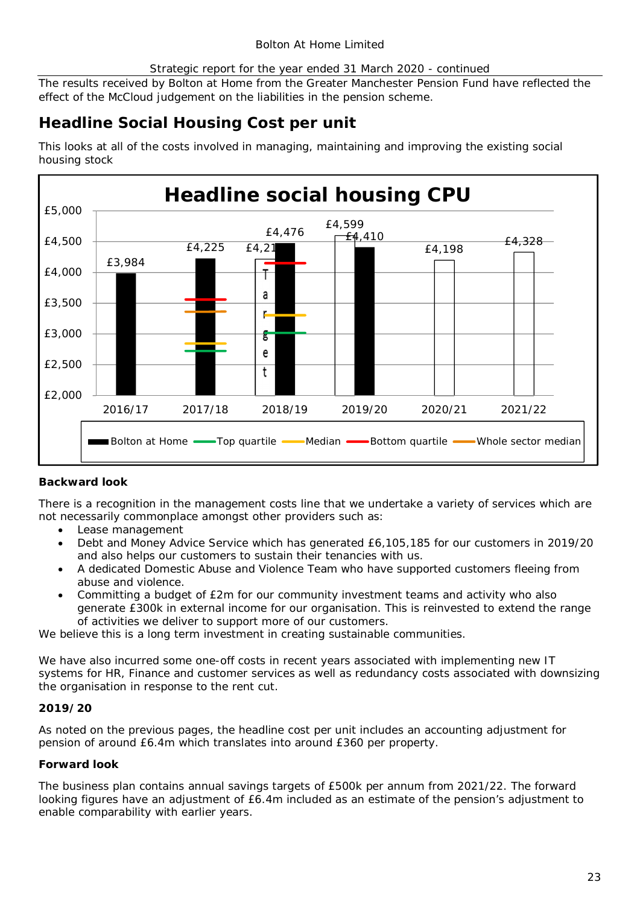The results received by Bolton at Home from the Greater Manchester Pension Fund have reflected the effect of the McCloud judgement on the liabilities in the pension scheme.

## Headline Social Housing Cost per unit

This looks at all of the costs involved in managing, maintaining and improving the existing social housing stock

Headline social housing CPU

£5,000
£4,500
£4,000
£3,500
£3,000
£2,500
£2,000

£3,984
£4,225
£4,21
£4,476
£4,599
£4,410
£4,198
£4,328

Target

2016/17
2017/18
2018/19
2019/20
2020/21
2021/22

Bolton at Home — Top quartile — Median — Bottom quartile — Whole sector median

**Backward look**

There is a recognition in the management costs line that we undertake a variety of services which are not necessarily commonplace amongst other providers such as:

- Lease management
- Debt and Money Advice Service which has generated £6,105,185 for our customers in 2019/20 and also helps our customers to sustain their tenancies with us.
- A dedicated Domestic Abuse and Violence Team who have supported customers fleeing from abuse and violence.
- Committing a budget of £2m for our community investment teams and activity who also generate £300k in external income for our organisation. This is reinvested to extend the range of activities we deliver to support more of our customers.

We believe this is a long term investment in creating sustainable communities.

We have also incurred some one-off costs in recent years associated with implementing new IT systems for HR, Finance and customer services as well as redundancy costs associated with downsizing the organisation in response to the rent cut.

**2019/20**

As noted on the previous pages, the headline cost per unit includes an accounting adjustment for pension of around £6.4m which translates into around £360 per property.

**Forward look**

The business plan contains annual savings targets of £500k per annum from 2021/22. The forward looking figures have an adjustment of £6.4m included as an estimate of the pension's adjustment to enable comparability with earlier years.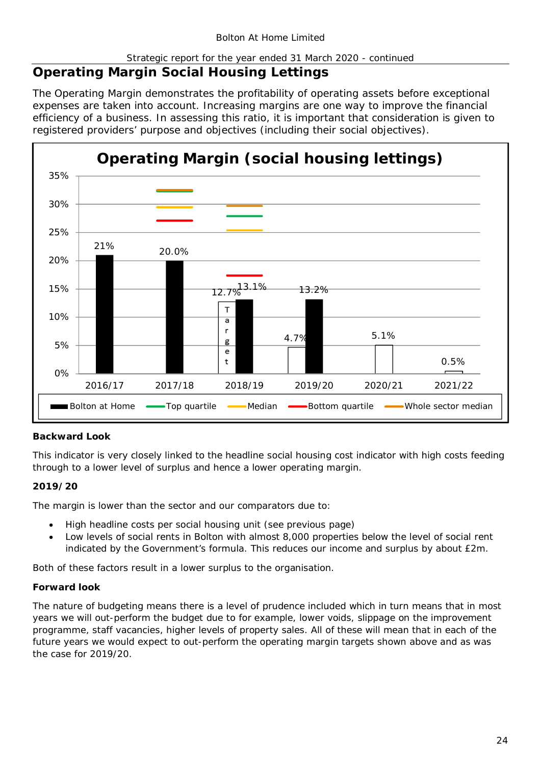## Operating Margin Social Housing Lettings

The Operating Margin demonstrates the profitability of operating assets before exceptional expenses are taken into account. Increasing margins are one way to improve the financial efficiency of a business. In assessing this ratio, it is important that consideration is given to registered providers' purpose and objectives (including their social objectives).

**Operating Margin (social housing lettings)**

35%
30%
25%
20%
15%
10%
5%
0%

21%
20.0%
12.7%
13.1%
4.7%
13.2%
5.1%
0.5%

Target

2016/17
2017/18
2018/19
2019/20
2020/21
2021/22

Bolton at Home
Top quartile
Median
Bottom quartile
Whole sector median

**Backward Look**

This indicator is very closely linked to the headline social housing cost indicator with high costs feeding through to a lower level of surplus and hence a lower operating margin.

**2019/20**

The margin is lower than the sector and our comparators due to:

- High headline costs per social housing unit (see previous page)
- Low levels of social rents in Bolton with almost 8,000 properties below the level of social rent indicated by the Government's formula. This reduces our income and surplus by about £2m.

Both of these factors result in a lower surplus to the organisation.

**Forward look**

The nature of budgeting means there is a level of prudence included which in turn means that in most years we will out-perform the budget due to for example, lower voids, slippage on the improvement programme, staff vacancies, higher levels of property sales. All of these will mean that in each of the future years we would expect to out-perform the operating margin targets shown above and as was the case for 2019/20.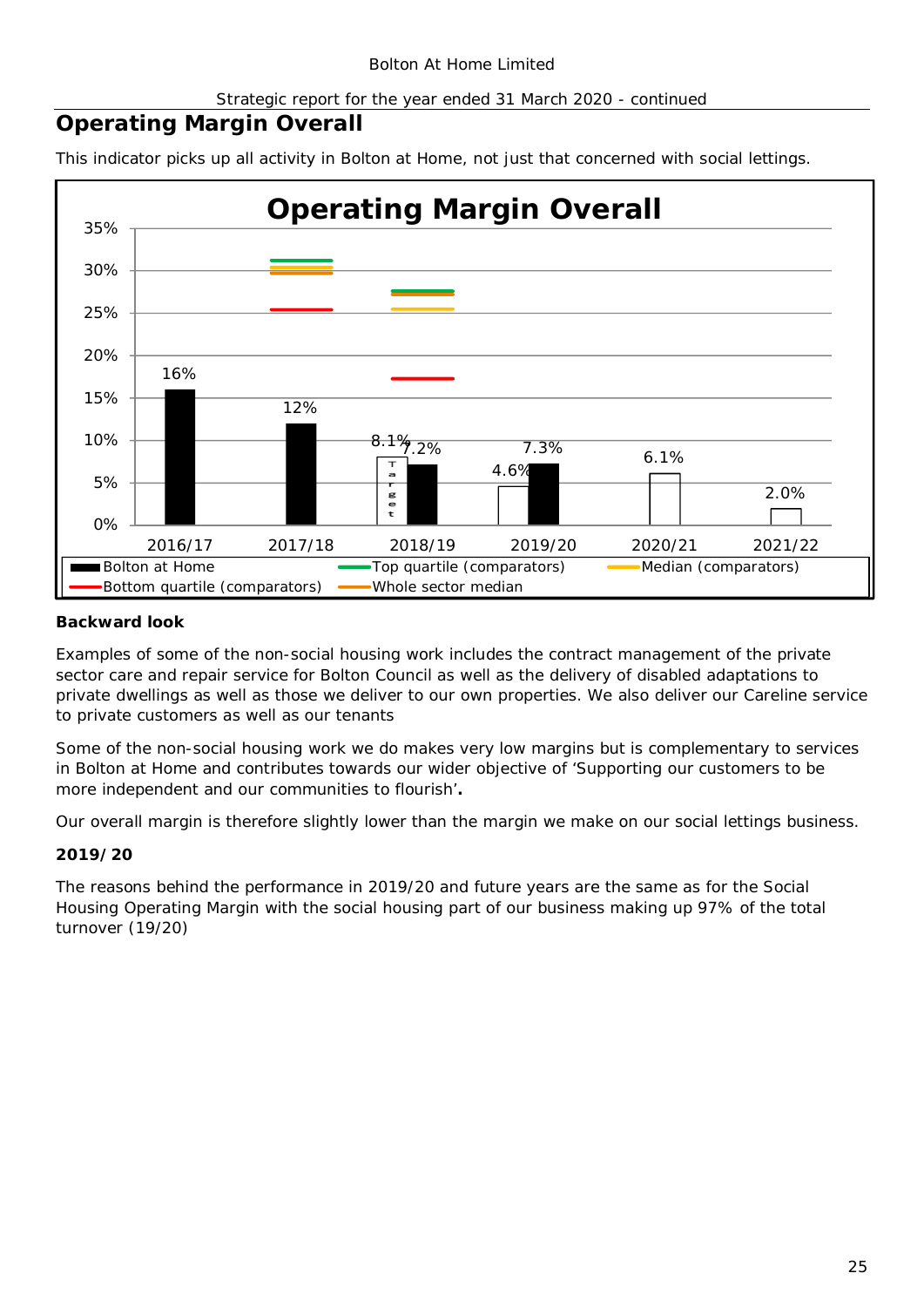## Operating Margin Overall

This indicator picks up all activity in Bolton at Home, not just that concerned with social lettings.

Operating Margin Overall

35%
30%
25%
20%
15%
10%
5%
0%

16%
12%
8.1%
7.2%
Target
4.6%
7.3%
6.1%
2.0%

2016/17
2017/18
2018/19
2019/20
2020/21
2021/22

Bolton at Home
Top quartile (comparators)
Median (comparators)
Bottom quartile (comparators)
Whole sector median

**Backward look**

Examples of some of the non-social housing work includes the contract management of the private sector care and repair service for Bolton Council as well as the delivery of disabled adaptations to private dwellings as well as those we deliver to our own properties. We also deliver our Careline service to private customers as well as our tenants

Some of the non-social housing work we do makes very low margins but is complementary to services in Bolton at Home and contributes towards our wider objective of 'Supporting our customers to be more independent and our communities to flourish'.

Our overall margin is therefore slightly lower than the margin we make on our social lettings business.

**2019/20**

The reasons behind the performance in 2019/20 and future years are the same as for the Social Housing Operating Margin with the social housing part of our business making up 97% of the total turnover (19/20)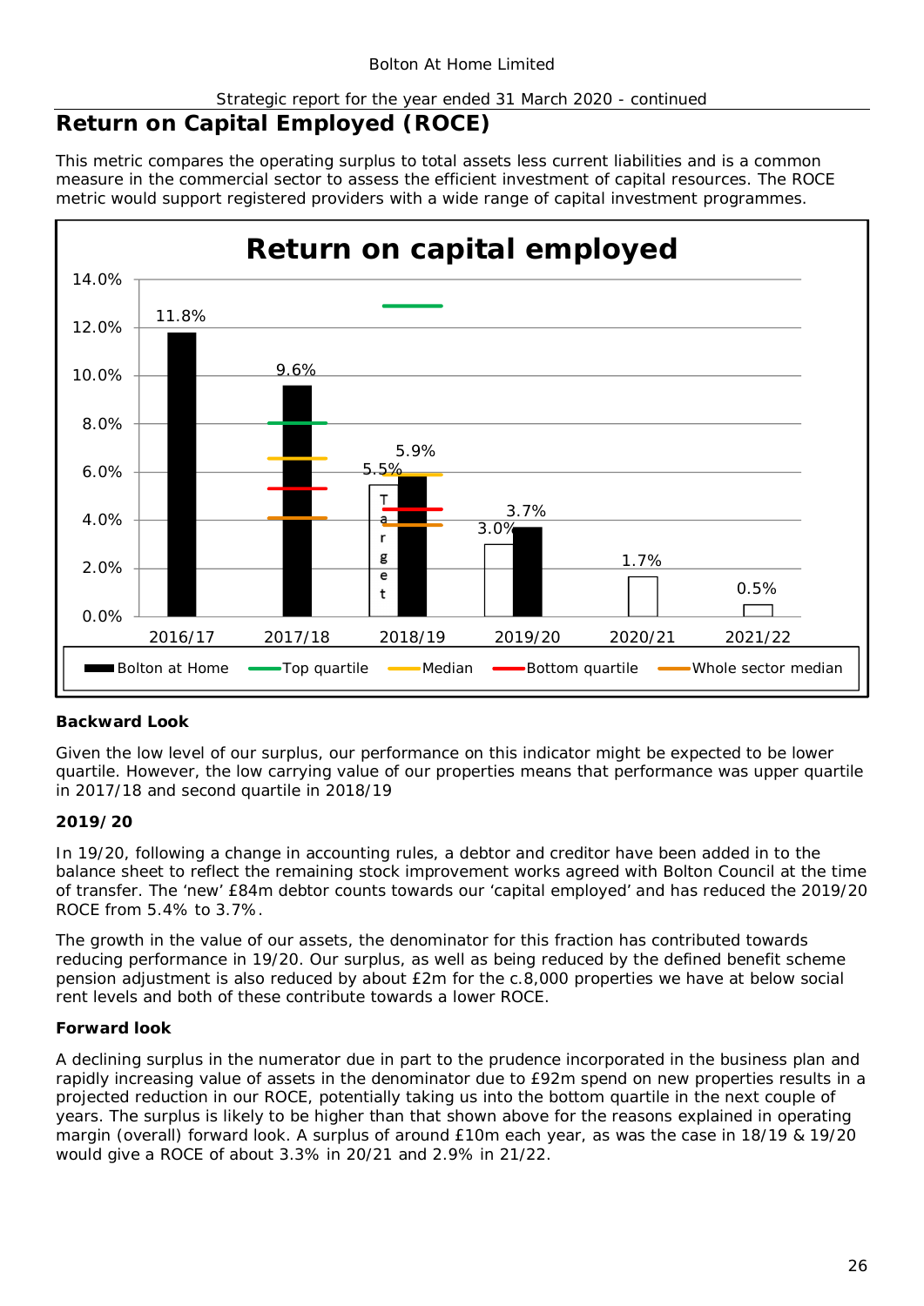## Return on Capital Employed (ROCE)

This metric compares the operating surplus to total assets less current liabilities and is a common measure in the commercial sector to assess the efficient investment of capital resources. The ROCE metric would support registered providers with a wide range of capital investment programmes.

Return on capital employed

14.0%
12.0%
10.0%
8.0%
6.0%
4.0%
2.0%
0.0%

11.8%
9.6%
5.5%
5.9%
3.0%
3.7%
1.7%
0.5%

Target

2016/17
2017/18
2018/19
2019/20
2020/21
2021/22

Bolton at Home
Top quartile
Median
Bottom quartile
Whole sector median

**Backward Look**

Given the low level of our surplus, our performance on this indicator might be expected to be lower quartile. However, the low carrying value of our properties means that performance was upper quartile in 2017/18 and second quartile in 2018/19

**2019/20**

In 19/20, following a change in accounting rules, a debtor and creditor have been added in to the balance sheet to reflect the remaining stock improvement works agreed with Bolton Council at the time of transfer. The 'new' £84m debtor counts towards our 'capital employed' and has reduced the 2019/20 ROCE from 5.4% to 3.7%.

The growth in the value of our assets, the denominator for this fraction has contributed towards reducing performance in 19/20. Our surplus, as well as being reduced by the defined benefit scheme pension adjustment is also reduced by about £2m for the c.8,000 properties we have at below social rent levels and both of these contribute towards a lower ROCE.

**Forward look**

A declining surplus in the numerator due in part to the prudence incorporated in the business plan and rapidly increasing value of assets in the denominator due to £92m spend on new properties results in a projected reduction in our ROCE, potentially taking us into the bottom quartile in the next couple of years. The surplus is likely to be higher than that shown above for the reasons explained in operating margin (overall) forward look. A surplus of around £10m each year, as was the case in 18/19 & 19/20 would give a ROCE of about 3.3% in 20/21 and 2.9% in 21/22.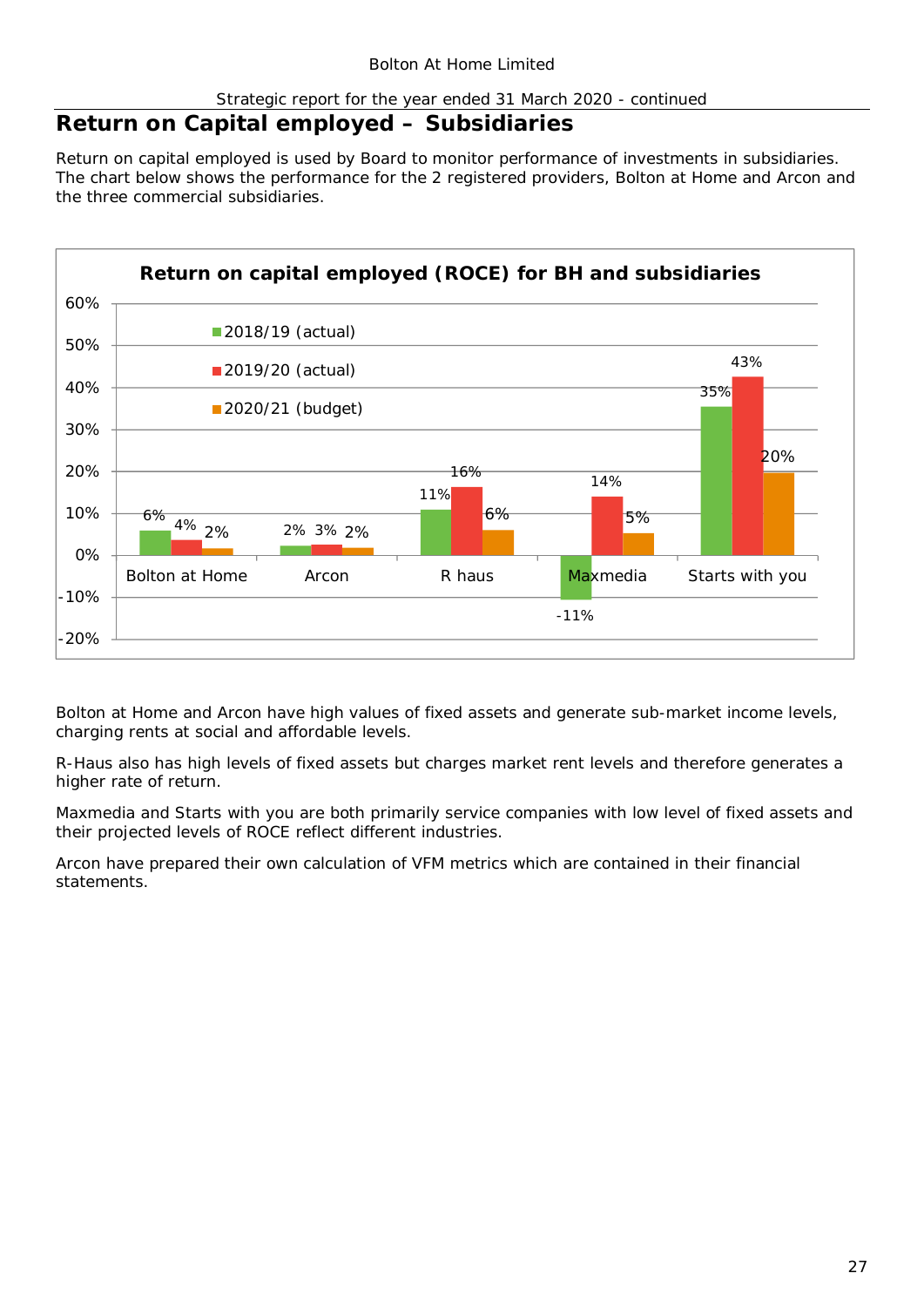## Return on Capital employed – Subsidiaries

Return on capital employed is used by Board to monitor performance of investments in subsidiaries. The chart below shows the performance for the 2 registered providers, Bolton at Home and Arcon and the three commercial subsidiaries.

**Return on capital employed (ROCE) for BH and subsidiaries**

60%
50%
40%
30%
20%
10%
0%
-10%
-20%

2018/19 (actual)
2019/20 (actual)
2020/21 (budget)

Bolton at Home: 6% 4% 2%
Arcon: 2% 3% 2%
R haus: 11% 16% 6%
Maxmedia: -11% 14% 5%
Starts with you: 35% 43% 20%

Bolton at Home and Arcon have high values of fixed assets and generate sub-market income levels, charging rents at social and affordable levels.

R-Haus also has high levels of fixed assets but charges market rent levels and therefore generates a higher rate of return.

Maxmedia and Starts with you are both primarily service companies with low level of fixed assets and their projected levels of ROCE reflect different industries.

Arcon have prepared their own calculation of VFM metrics which are contained in their financial statements.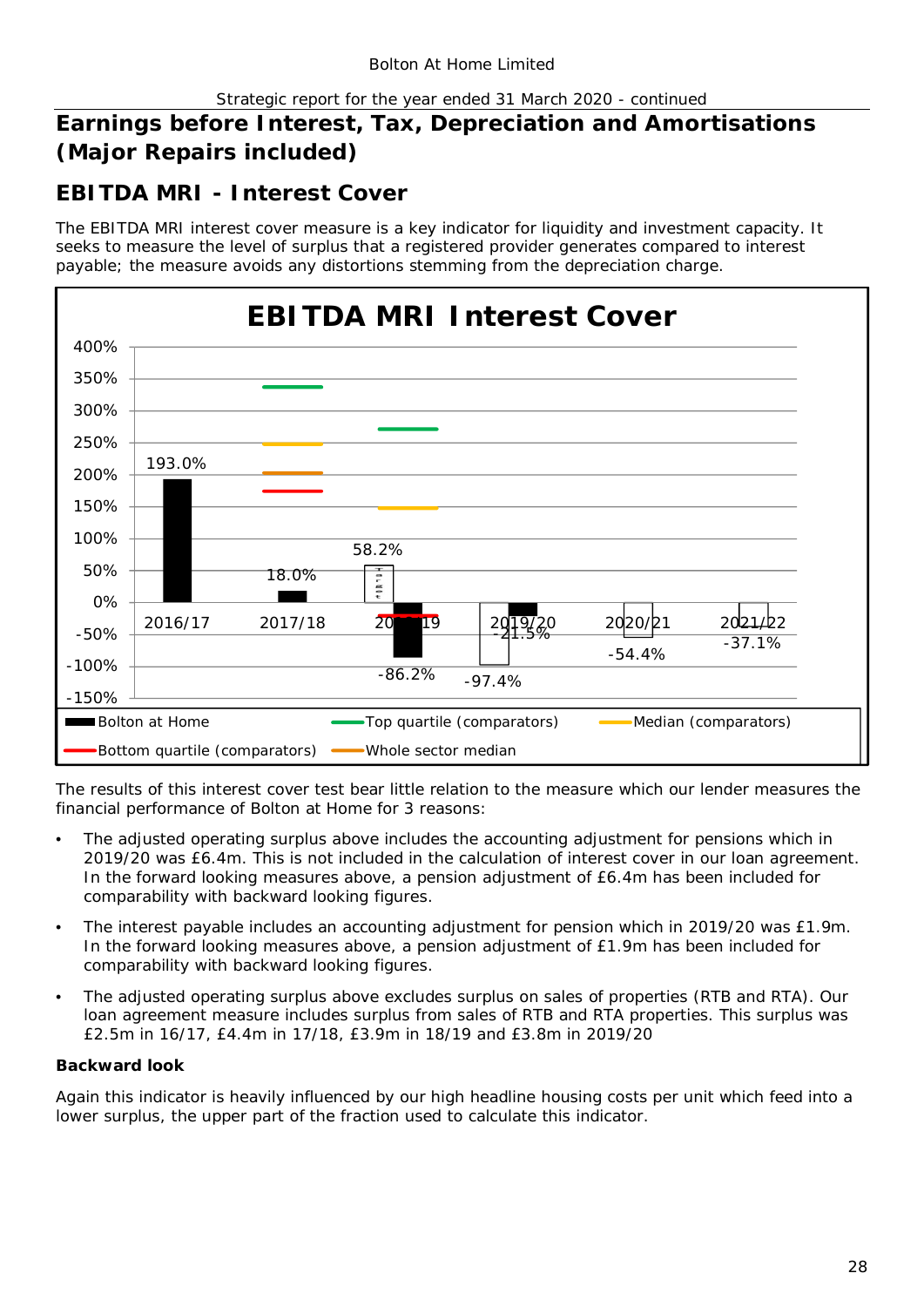# Earnings before Interest, Tax, Depreciation and Amortisations (Major Repairs included)

## EBITDA MRI - Interest Cover

The EBITDA MRI interest cover measure is a key indicator for liquidity and investment capacity. It seeks to measure the level of surplus that a registered provider generates compared to interest payable; the measure avoids any distortions stemming from the depreciation charge.

EBITDA MRI Interest Cover

400%
350%
300%
250%
200%
150%
100%
50%
0%
-50%
-100%
-150%

2016/17
2017/18
2018/19
2019/20
2020/21
2021/22

193.0%
18.0%
58.2%
-86.2%
-97.4%
-21.5%
-54.4%
-37.1%

Bolton at Home
Top quartile (comparators)
Median (comparators)
Bottom quartile (comparators)
Whole sector median

The results of this interest cover test bear little relation to the measure which our lender measures the financial performance of Bolton at Home for 3 reasons:

- The adjusted operating surplus above includes the accounting adjustment for pensions which in 2019/20 was £6.4m. This is not included in the calculation of interest cover in our loan agreement. In the forward looking measures above, a pension adjustment of £6.4m has been included for comparability with backward looking figures.
- The interest payable includes an accounting adjustment for pension which in 2019/20 was £1.9m. In the forward looking measures above, a pension adjustment of £1.9m has been included for comparability with backward looking figures.
- The adjusted operating surplus above excludes surplus on sales of properties (RTB and RTA). Our loan agreement measure includes surplus from sales of RTB and RTA properties. This surplus was £2.5m in 16/17, £4.4m in 17/18, £3.9m in 18/19 and £3.8m in 2019/20

**Backward look**

Again this indicator is heavily influenced by our high headline housing costs per unit which feed into a lower surplus, the upper part of the fraction used to calculate this indicator.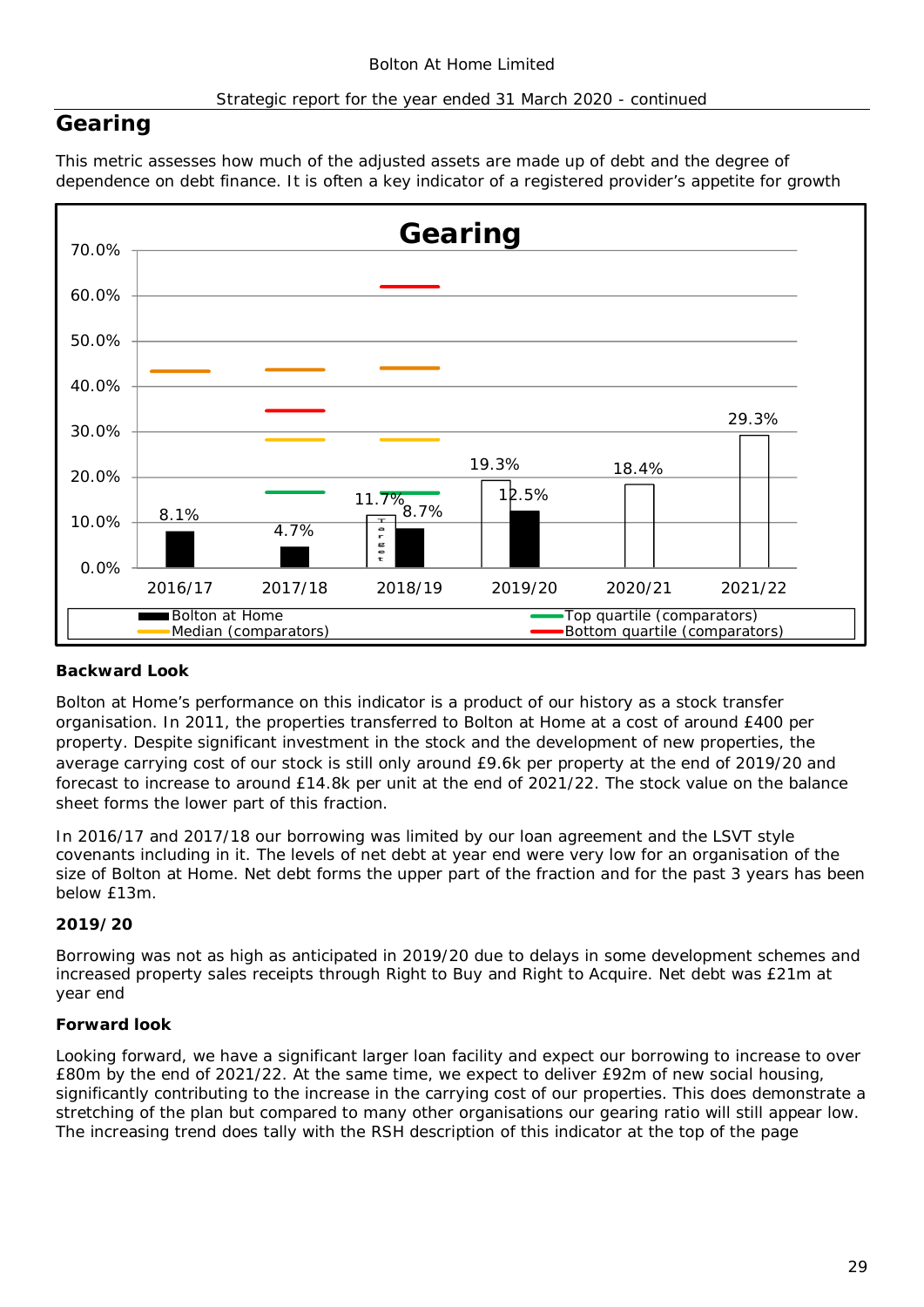## Gearing

This metric assesses how much of the adjusted assets are made up of debt and the degree of dependence on debt finance. It is often a key indicator of a registered provider's appetite for growth

Gearing

70.0%
60.0%
50.0%
40.0%
30.0%
20.0%
10.0%
0.0%

8.1%
4.7%
11.7%
8.7%
19.3%
12.5%
18.4%
29.3%

Target

2016/17
2017/18
2018/19
2019/20
2020/21
2021/22

Bolton at Home
Median (comparators)
Top quartile (comparators)
Bottom quartile (comparators)

**Backward Look**

Bolton at Home's performance on this indicator is a product of our history as a stock transfer organisation. In 2011, the properties transferred to Bolton at Home at a cost of around £400 per property. Despite significant investment in the stock and the development of new properties, the average carrying cost of our stock is still only around £9.6k per property at the end of 2019/20 and forecast to increase to around £14.8k per unit at the end of 2021/22. The stock value on the balance sheet forms the lower part of this fraction.

In 2016/17 and 2017/18 our borrowing was limited by our loan agreement and the LSVT style covenants including in it. The levels of net debt at year end were very low for an organisation of the size of Bolton at Home. Net debt forms the upper part of the fraction and for the past 3 years has been below £13m.

**2019/20**

Borrowing was not as high as anticipated in 2019/20 due to delays in some development schemes and increased property sales receipts through Right to Buy and Right to Acquire. Net debt was £21m at year end

**Forward look**

Looking forward, we have a significant larger loan facility and expect our borrowing to increase to over £80m by the end of 2021/22. At the same time, we expect to deliver £92m of new social housing, significantly contributing to the increase in the carrying cost of our properties. This does demonstrate a stretching of the plan but compared to many other organisations our gearing ratio will still appear low. The increasing trend does tally with the RSH description of this indicator at the top of the page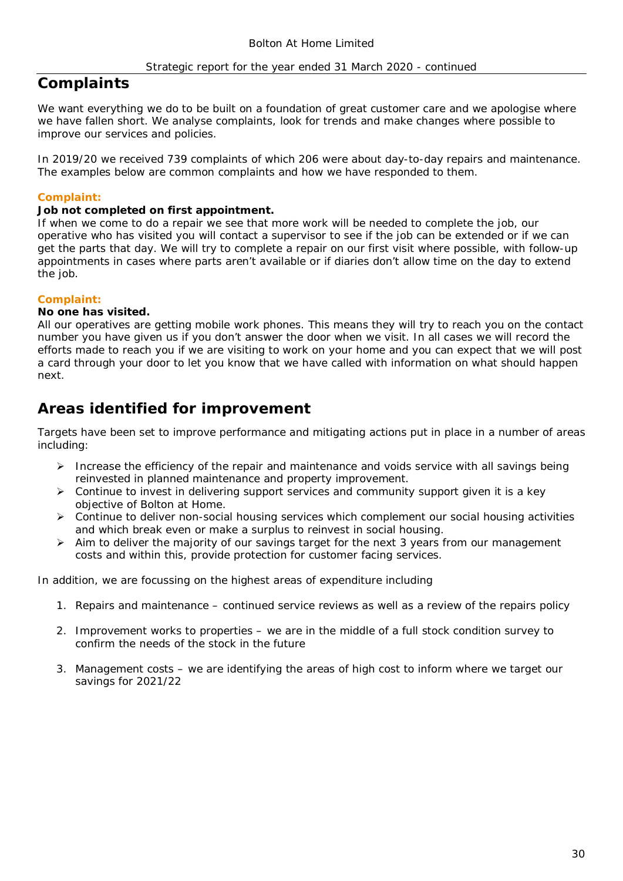## Complaints

We want everything we do to be built on a foundation of great customer care and we apologise where we have fallen short. We analyse complaints, look for trends and make changes where possible to improve our services and policies.

In 2019/20 we received 739 complaints of which 206 were about day-to-day repairs and maintenance. The examples below are common complaints and how we have responded to them.

**Complaint:**

**Job not completed on first appointment.**

If when we come to do a repair we see that more work will be needed to complete the job, our operative who has visited you will contact a supervisor to see if the job can be extended or if we can get the parts that day. We will try to complete a repair on our first visit where possible, with follow-up appointments in cases where parts aren't available or if diaries don't allow time on the day to extend the job.

**Complaint:**

**No one has visited.**

All our operatives are getting mobile work phones. This means they will try to reach you on the contact number you have given us if you don't answer the door when we visit. In all cases we will record the efforts made to reach you if we are visiting to work on your home and you can expect that we will post a card through your door to let you know that we have called with information on what should happen next.

## Areas identified for improvement

Targets have been set to improve performance and mitigating actions put in place in a number of areas including:

- Increase the efficiency of the repair and maintenance and voids service with all savings being reinvested in planned maintenance and property improvement.
- Continue to invest in delivering support services and community support given it is a key objective of Bolton at Home.
- Continue to deliver non-social housing services which complement our social housing activities and which break even or make a surplus to reinvest in social housing.
- Aim to deliver the majority of our savings target for the next 3 years from our management costs and within this, provide protection for customer facing services.

In addition, we are focussing on the highest areas of expenditure including

1. Repairs and maintenance – continued service reviews as well as a review of the repairs policy
2. Improvement works to properties – we are in the middle of a full stock condition survey to confirm the needs of the stock in the future
3. Management costs – we are identifying the areas of high cost to inform where we target our savings for 2021/22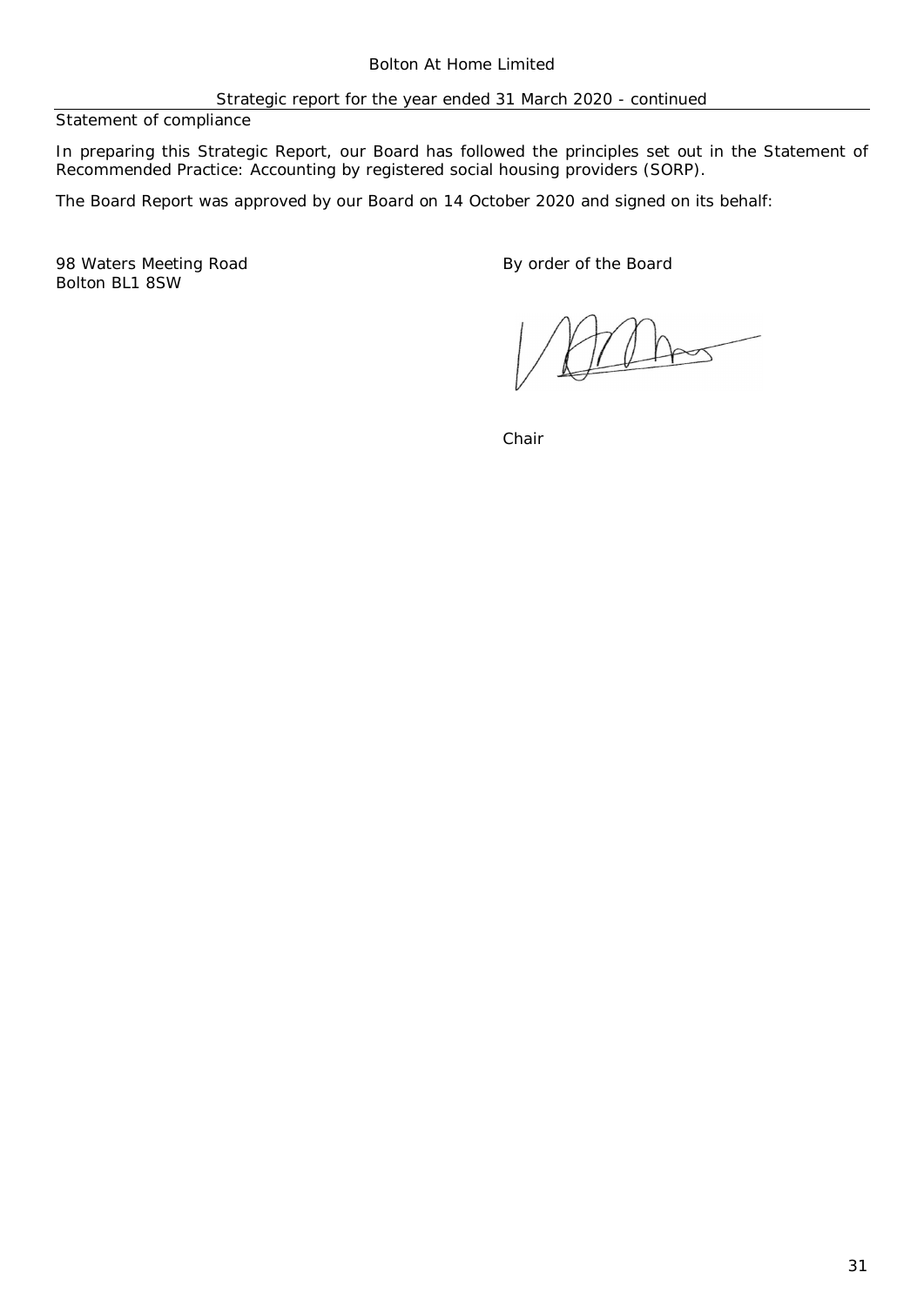## Statement of compliance

In preparing this Strategic Report, our Board has followed the principles set out in the Statement of Recommended Practice: Accounting by registered social housing providers (SORP).

The Board Report was approved by our Board on 14 October 2020 and signed on its behalf:

98 Waters Meeting Road
Bolton BL1 8SW

By order of the Board

Chair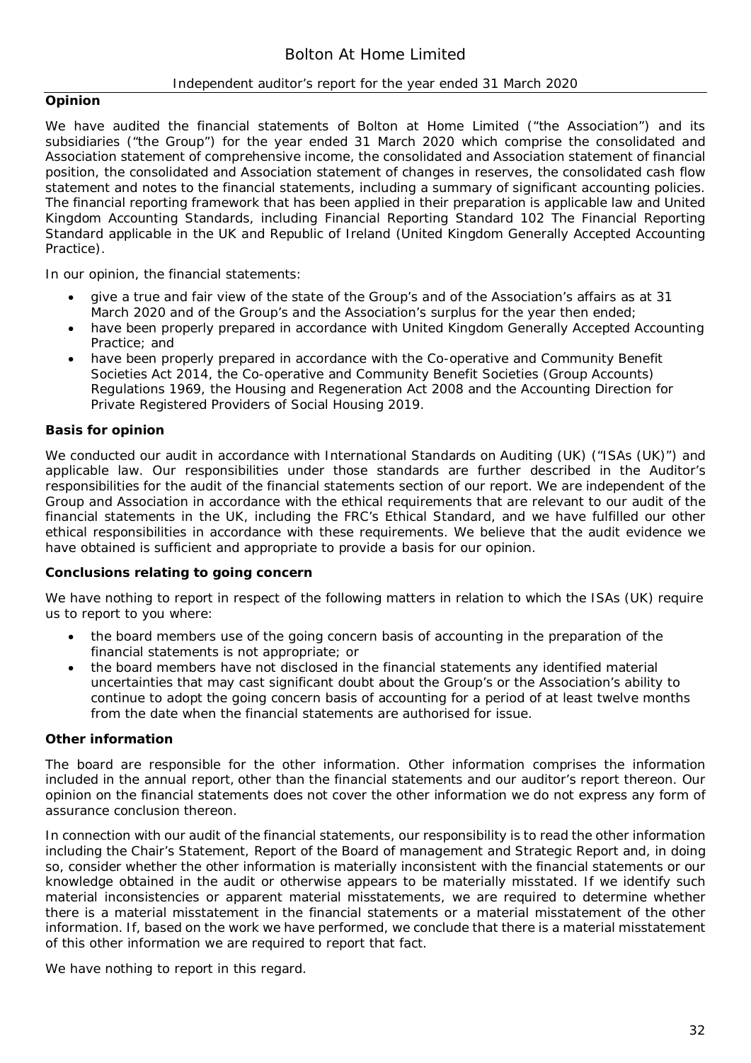## Opinion

We have audited the financial statements of Bolton at Home Limited ("the Association") and its subsidiaries ("the Group") for the year ended 31 March 2020 which comprise the consolidated and Association statement of comprehensive income, the consolidated and Association statement of financial position, the consolidated and Association statement of changes in reserves, the consolidated cash flow statement and notes to the financial statements, including a summary of significant accounting policies. The financial reporting framework that has been applied in their preparation is applicable law and United Kingdom Accounting Standards, including Financial Reporting Standard 102 The Financial Reporting Standard applicable in the UK and Republic of Ireland (United Kingdom Generally Accepted Accounting Practice).

In our opinion, the financial statements:

- give a true and fair view of the state of the Group's and of the Association's affairs as at 31 March 2020 and of the Group's and the Association's surplus for the year then ended;
- have been properly prepared in accordance with United Kingdom Generally Accepted Accounting Practice; and
- have been properly prepared in accordance with the Co-operative and Community Benefit Societies Act 2014, the Co-operative and Community Benefit Societies (Group Accounts) Regulations 1969, the Housing and Regeneration Act 2008 and the Accounting Direction for Private Registered Providers of Social Housing 2019.

## Basis for opinion

We conducted our audit in accordance with International Standards on Auditing (UK) ("ISAs (UK)") and applicable law. Our responsibilities under those standards are further described in the Auditor's responsibilities for the audit of the financial statements section of our report. We are independent of the Group and Association in accordance with the ethical requirements that are relevant to our audit of the financial statements in the UK, including the FRC's Ethical Standard, and we have fulfilled our other ethical responsibilities in accordance with these requirements. We believe that the audit evidence we have obtained is sufficient and appropriate to provide a basis for our opinion.

## Conclusions relating to going concern

We have nothing to report in respect of the following matters in relation to which the ISAs (UK) require us to report to you where:

- the board members use of the going concern basis of accounting in the preparation of the financial statements is not appropriate; or
- the board members have not disclosed in the financial statements any identified material uncertainties that may cast significant doubt about the Group's or the Association's ability to continue to adopt the going concern basis of accounting for a period of at least twelve months from the date when the financial statements are authorised for issue.

## Other information

The board are responsible for the other information. Other information comprises the information included in the annual report, other than the financial statements and our auditor's report thereon. Our opinion on the financial statements does not cover the other information we do not express any form of assurance conclusion thereon.

In connection with our audit of the financial statements, our responsibility is to read the other information including the Chair's Statement, Report of the Board of management and Strategic Report and, in doing so, consider whether the other information is materially inconsistent with the financial statements or our knowledge obtained in the audit or otherwise appears to be materially misstated. If we identify such material inconsistencies or apparent material misstatements, we are required to determine whether there is a material misstatement in the financial statements or a material misstatement of the other information. If, based on the work we have performed, we conclude that there is a material misstatement of this other information we are required to report that fact.

We have nothing to report in this regard.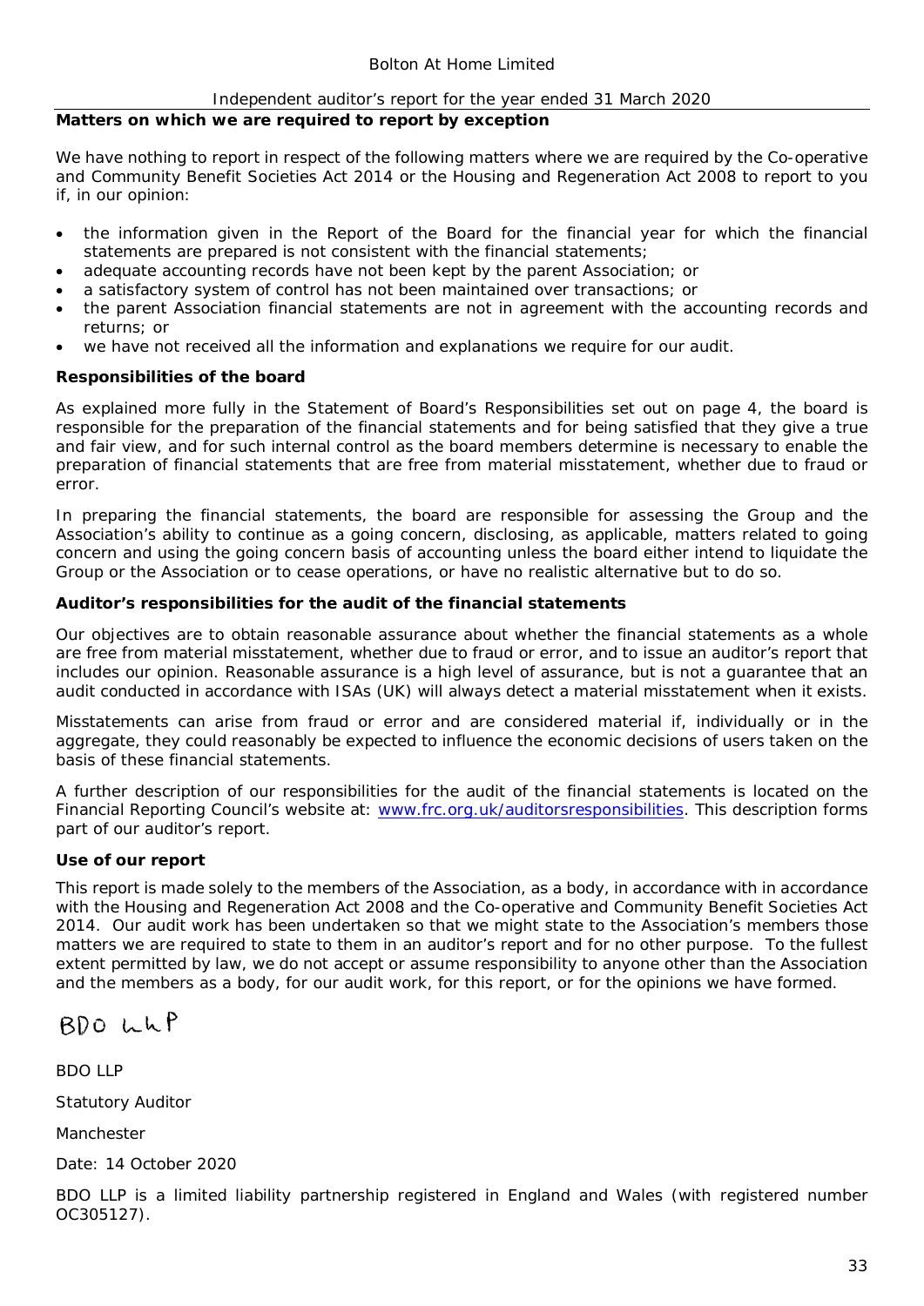**Matters on which we are required to report by exception**

We have nothing to report in respect of the following matters where we are required by the Co-operative and Community Benefit Societies Act 2014 or the Housing and Regeneration Act 2008 to report to you if, in our opinion:

- the information given in the Report of the Board for the financial year for which the financial statements are prepared is not consistent with the financial statements;
- adequate accounting records have not been kept by the parent Association; or
- a satisfactory system of control has not been maintained over transactions; or
- the parent Association financial statements are not in agreement with the accounting records and returns; or
- we have not received all the information and explanations we require for our audit.

**Responsibilities of the board**

As explained more fully in the Statement of Board's Responsibilities set out on page 4, the board is responsible for the preparation of the financial statements and for being satisfied that they give a true and fair view, and for such internal control as the board members determine is necessary to enable the preparation of financial statements that are free from material misstatement, whether due to fraud or error.

In preparing the financial statements, the board are responsible for assessing the Group and the Association's ability to continue as a going concern, disclosing, as applicable, matters related to going concern and using the going concern basis of accounting unless the board either intend to liquidate the Group or the Association or to cease operations, or have no realistic alternative but to do so.

**Auditor's responsibilities for the audit of the financial statements**

Our objectives are to obtain reasonable assurance about whether the financial statements as a whole are free from material misstatement, whether due to fraud or error, and to issue an auditor's report that includes our opinion. Reasonable assurance is a high level of assurance, but is not a guarantee that an audit conducted in accordance with ISAs (UK) will always detect a material misstatement when it exists.

Misstatements can arise from fraud or error and are considered material if, individually or in the aggregate, they could reasonably be expected to influence the economic decisions of users taken on the basis of these financial statements.

A further description of our responsibilities for the audit of the financial statements is located on the Financial Reporting Council's website at: www.frc.org.uk/auditorsresponsibilities. This description forms part of our auditor's report.

**Use of our report**

This report is made solely to the members of the Association, as a body, in accordance with in accordance with the Housing and Regeneration Act 2008 and the Co-operative and Community Benefit Societies Act 2014. Our audit work has been undertaken so that we might state to the Association's members those matters we are required to state to them in an auditor's report and for no other purpose. To the fullest extent permitted by law, we do not accept or assume responsibility to anyone other than the Association and the members as a body, for our audit work, for this report, or for the opinions we have formed.

BDO LLP

BDO LLP

Statutory Auditor

Manchester

Date: 14 October 2020

BDO LLP is a limited liability partnership registered in England and Wales (with registered number OC305127).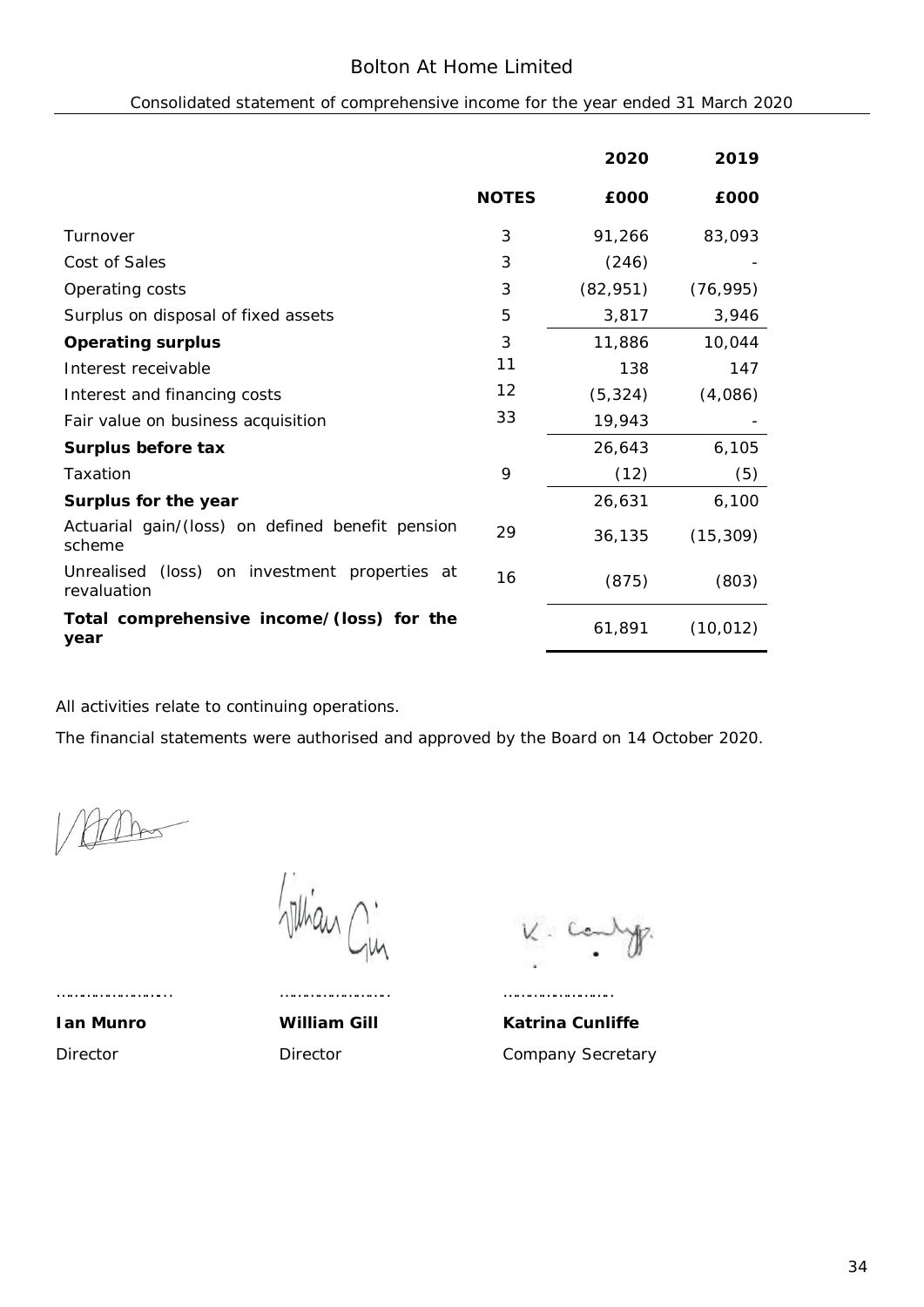# Bolton At Home Limited

## Consolidated statement of comprehensive income for the year ended 31 March 2020

| | NOTES | 2020 £000 | 2019 £000 |
|---|---|---|---|
| Turnover | 3 | 91,266 | 83,093 |
| Cost of Sales | 3 | (246) | - |
| Operating costs | 3 | (82,951) | (76,995) |
| Surplus on disposal of fixed assets | 5 | 3,817 | 3,946 |
| **Operating surplus** | 3 | 11,886 | 10,044 |
| Interest receivable | 11 | 138 | 147 |
| Interest and financing costs | 12 | (5,324) | (4,086) |
| Fair value on business acquisition | 33 | 19,943 | - |
| **Surplus before tax** | | 26,643 | 6,105 |
| Taxation | 9 | (12) | (5) |
| **Surplus for the year** | | 26,631 | 6,100 |
| Actuarial gain/(loss) on defined benefit pension scheme | 29 | 36,135 | (15,309) |
| Unrealised (loss) on investment properties at revaluation | 16 | (875) | (803) |
| **Total comprehensive income/(loss) for the year** | | 61,891 | (10,012) |

All activities relate to continuing operations.

The financial statements were authorised and approved by the Board on 14 October 2020.

……………………

**Ian Munro**
Director

……………………

**William Gill**
Director

……………………

**Katrina Cunliffe**
Company Secretary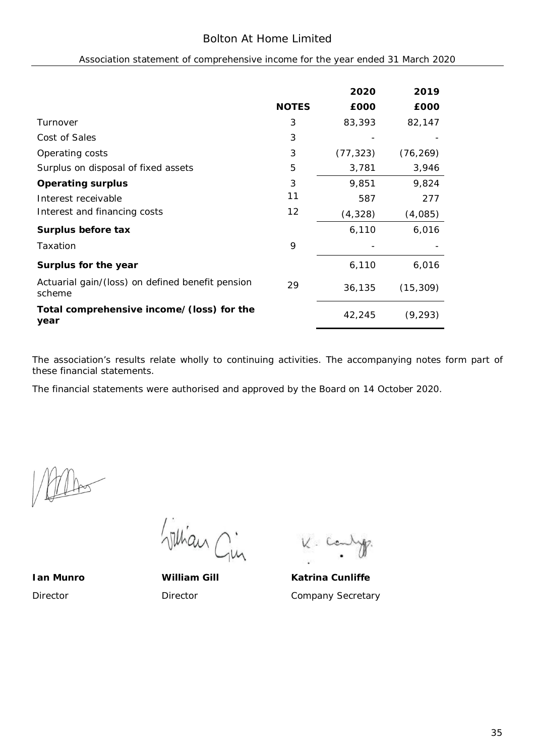# Bolton At Home Limited

## Association statement of comprehensive income for the year ended 31 March 2020

| | NOTES | 2020 £000 | 2019 £000 |
|---|---|---|---|
| Turnover | 3 | 83,393 | 82,147 |
| Cost of Sales | 3 | - | - |
| Operating costs | 3 | (77,323) | (76,269) |
| Surplus on disposal of fixed assets | 5 | 3,781 | 3,946 |
| **Operating surplus** | 3 | 9,851 | 9,824 |
| Interest receivable | 11 | 587 | 277 |
| Interest and financing costs | 12 | (4,328) | (4,085) |
| **Surplus before tax** | | 6,110 | 6,016 |
| Taxation | 9 | - | - |
| **Surplus for the year** | | 6,110 | 6,016 |
| Actuarial gain/(loss) on defined benefit pension scheme | 29 | 36,135 | (15,309) |
| **Total comprehensive income/(loss) for the year** | | 42,245 | (9,293) |

The association's results relate wholly to continuing activities. The accompanying notes form part of these financial statements.

The financial statements were authorised and approved by the Board on 14 October 2020.

**Ian Munro**
Director

**William Gill**
Director

**Katrina Cunliffe**
Company Secretary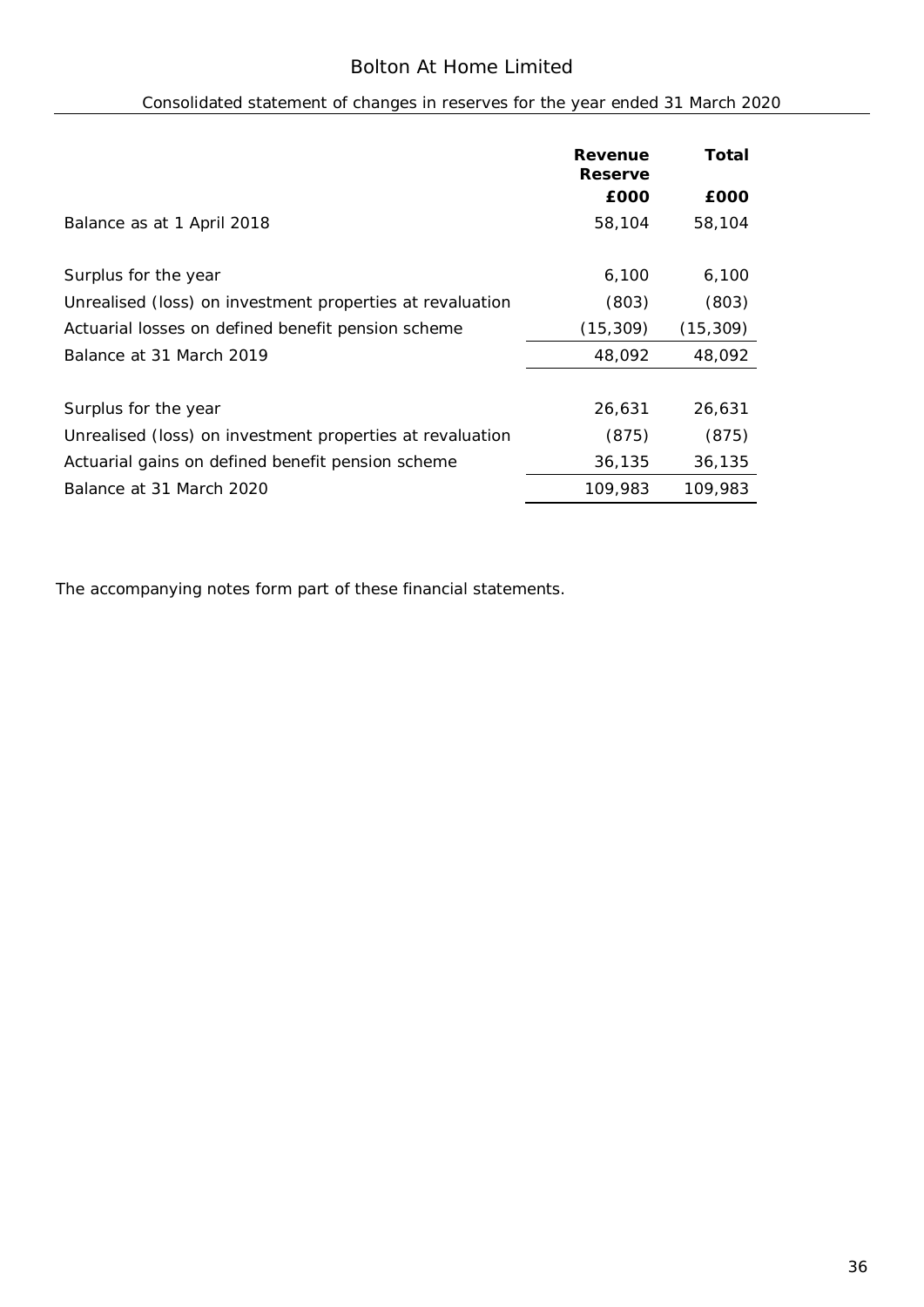# Bolton At Home Limited

## Consolidated statement of changes in reserves for the year ended 31 March 2020

| | Revenue Reserve | Total |
|---|---|---|
| | £000 | £000 |
| Balance as at 1 April 2018 | 58,104 | 58,104 |
| | | |
| Surplus for the year | 6,100 | 6,100 |
| Unrealised (loss) on investment properties at revaluation | (803) | (803) |
| Actuarial losses on defined benefit pension scheme | (15,309) | (15,309) |
| Balance at 31 March 2019 | 48,092 | 48,092 |
| | | |
| Surplus for the year | 26,631 | 26,631 |
| Unrealised (loss) on investment properties at revaluation | (875) | (875) |
| Actuarial gains on defined benefit pension scheme | 36,135 | 36,135 |
| Balance at 31 March 2020 | 109,983 | 109,983 |

The accompanying notes form part of these financial statements.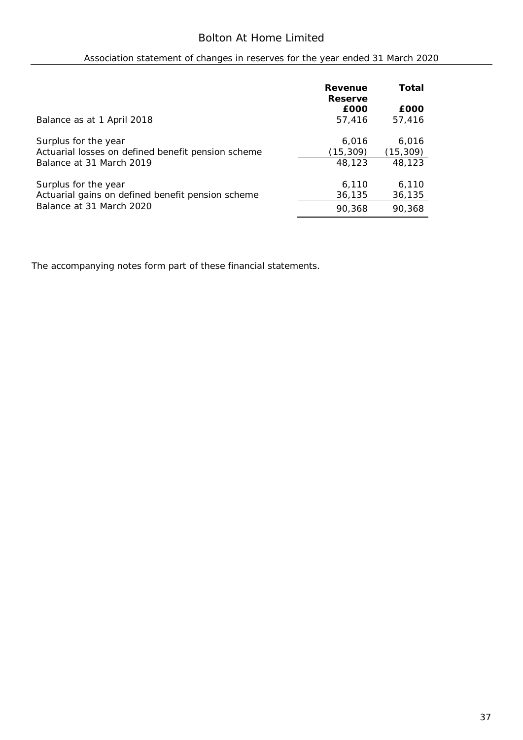# Bolton At Home Limited

## Association statement of changes in reserves for the year ended 31 March 2020

| | Revenue Reserve | Total |
|---|---|---|
| | **£000** | **£000** |
| Balance as at 1 April 2018 | 57,416 | 57,416 |
| Surplus for the year | 6,016 | 6,016 |
| Actuarial losses on defined benefit pension scheme | (15,309) | (15,309) |
| Balance at 31 March 2019 | 48,123 | 48,123 |
| Surplus for the year | 6,110 | 6,110 |
| Actuarial gains on defined benefit pension scheme | 36,135 | 36,135 |
| Balance at 31 March 2020 | 90,368 | 90,368 |

The accompanying notes form part of these financial statements.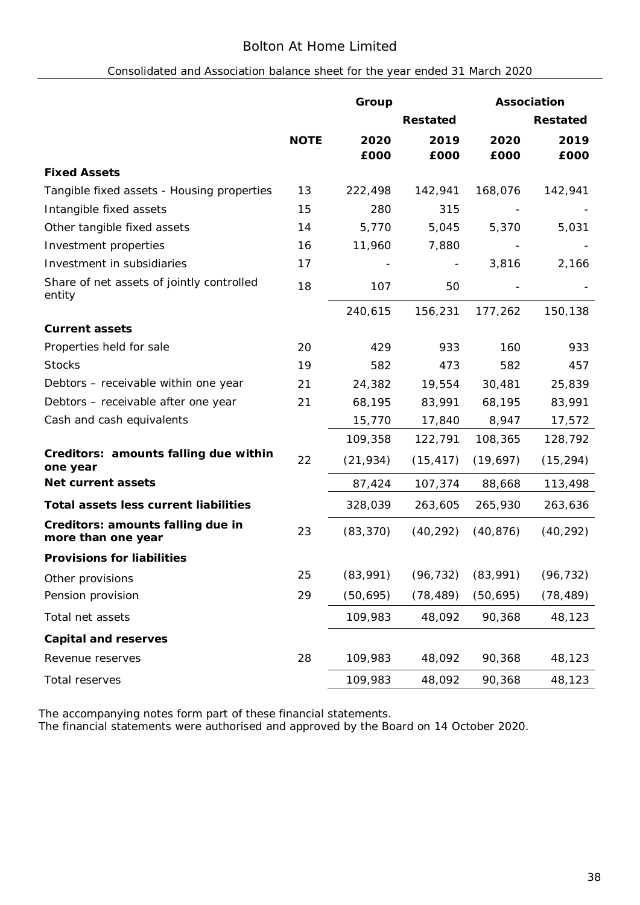# Bolton At Home Limited

## Consolidated and Association balance sheet for the year ended 31 March 2020

| | | Group | | Association | |
|---|---|---|---|---|---|
| | | | Restated | | Restated |
| | **NOTE** | **2020 £000** | **2019 £000** | **2020 £000** | **2019 £000** |
| **Fixed Assets** | | | | | |
| Tangible fixed assets - Housing properties | 13 | 222,498 | 142,941 | 168,076 | 142,941 |
| Intangible fixed assets | 15 | 280 | 315 | - | - |
| Other tangible fixed assets | 14 | 5,770 | 5,045 | 5,370 | 5,031 |
| Investment properties | 16 | 11,960 | 7,880 | - | - |
| Investment in subsidiaries | 17 | - | - | 3,816 | 2,166 |
| Share of net assets of jointly controlled entity | 18 | 107 | 50 | - | - |
| | | 240,615 | 156,231 | 177,262 | 150,138 |
| **Current assets** | | | | | |
| Properties held for sale | 20 | 429 | 933 | 160 | 933 |
| Stocks | 19 | 582 | 473 | 582 | 457 |
| Debtors – receivable within one year | 21 | 24,382 | 19,554 | 30,481 | 25,839 |
| Debtors – receivable after one year | 21 | 68,195 | 83,991 | 68,195 | 83,991 |
| Cash and cash equivalents | | 15,770 | 17,840 | 8,947 | 17,572 |
| | | 109,358 | 122,791 | 108,365 | 128,792 |
| **Creditors: amounts falling due within one year** | 22 | (21,934) | (15,417) | (19,697) | (15,294) |
| **Net current assets** | | 87,424 | 107,374 | 88,668 | 113,498 |
| **Total assets less current liabilities** | | 328,039 | 263,605 | 265,930 | 263,636 |
| **Creditors: amounts falling due in more than one year** | 23 | (83,370) | (40,292) | (40,876) | (40,292) |
| **Provisions for liabilities** | | | | | |
| Other provisions | 25 | (83,991) | (96,732) | (83,991) | (96,732) |
| Pension provision | 29 | (50,695) | (78,489) | (50,695) | (78,489) |
| Total net assets | | 109,983 | 48,092 | 90,368 | 48,123 |
| **Capital and reserves** | | | | | |
| Revenue reserves | 28 | 109,983 | 48,092 | 90,368 | 48,123 |
| Total reserves | | 109,983 | 48,092 | 90,368 | 48,123 |

The accompanying notes form part of these financial statements.
The financial statements were authorised and approved by the Board on 14 October 2020.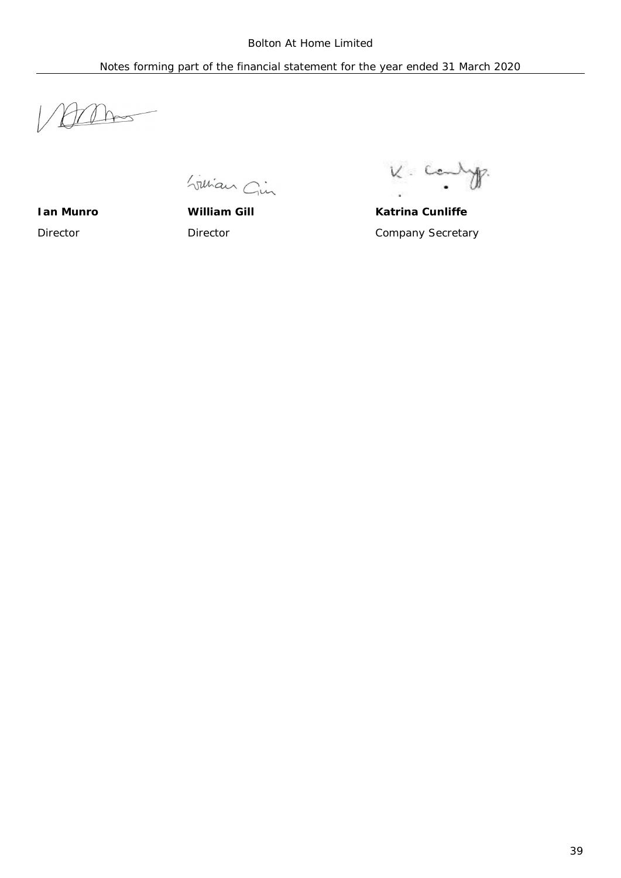**Ian Munro**
Director

**William Gill**
Director

**Katrina Cunliffe**
Company Secretary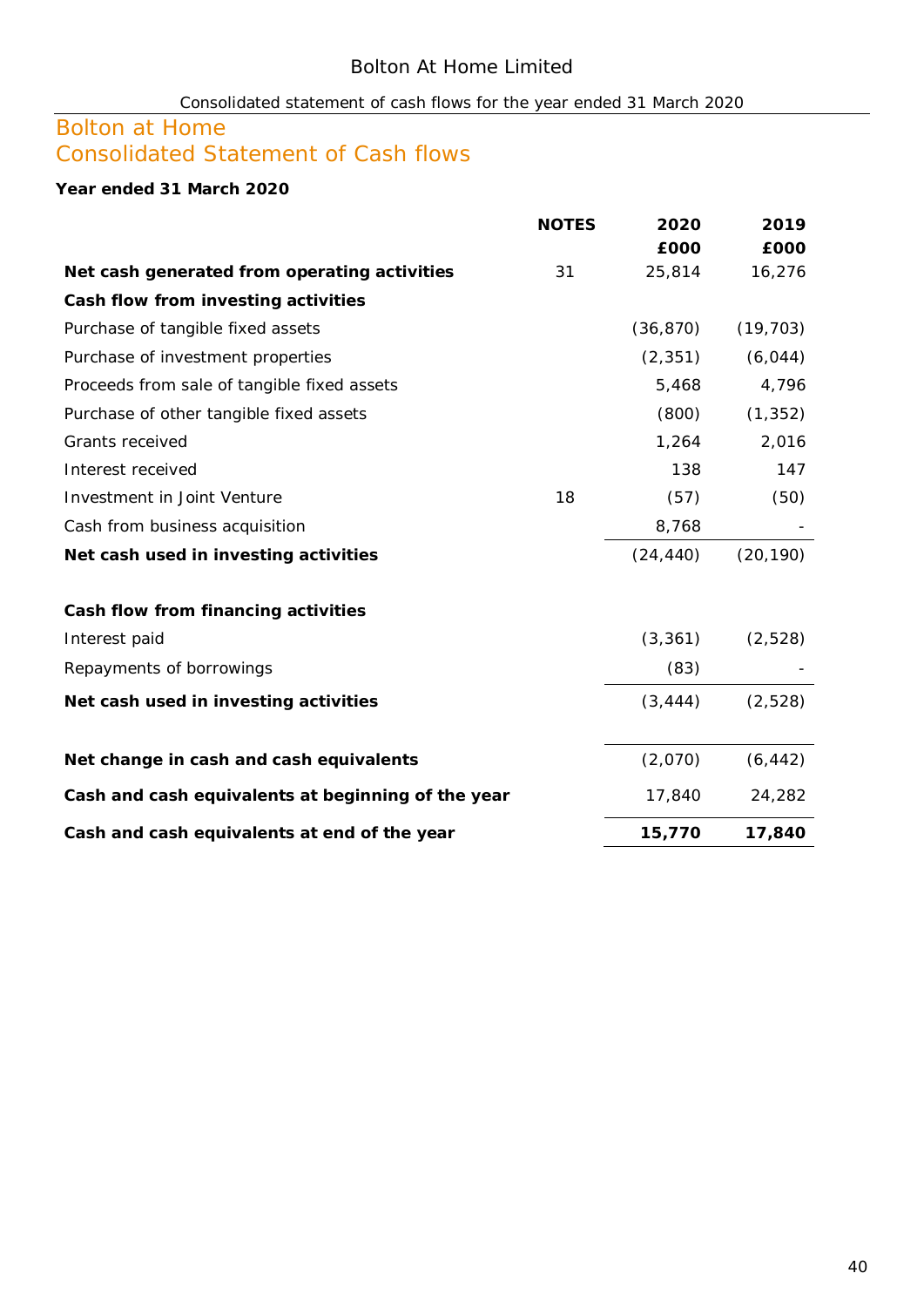# Bolton at Home
## Consolidated Statement of Cash flows

**Year ended 31 March 2020**

| | NOTES | 2020 £000 | 2019 £000 |
|---|---|---|---|
| **Net cash generated from operating activities** | 31 | 25,814 | 16,276 |
| **Cash flow from investing activities** | | | |
| Purchase of tangible fixed assets | | (36,870) | (19,703) |
| Purchase of investment properties | | (2,351) | (6,044) |
| Proceeds from sale of tangible fixed assets | | 5,468 | 4,796 |
| Purchase of other tangible fixed assets | | (800) | (1,352) |
| Grants received | | 1,264 | 2,016 |
| Interest received | | 138 | 147 |
| Investment in Joint Venture | 18 | (57) | (50) |
| Cash from business acquisition | | 8,768 | - |
| **Net cash used in investing activities** | | (24,440) | (20,190) |
| **Cash flow from financing activities** | | | |
| Interest paid | | (3,361) | (2,528) |
| Repayments of borrowings | | (83) | - |
| **Net cash used in investing activities** | | (3,444) | (2,528) |
| **Net change in cash and cash equivalents** | | (2,070) | (6,442) |
| **Cash and cash equivalents at beginning of the year** | | 17,840 | 24,282 |
| **Cash and cash equivalents at end of the year** | | **15,770** | **17,840** |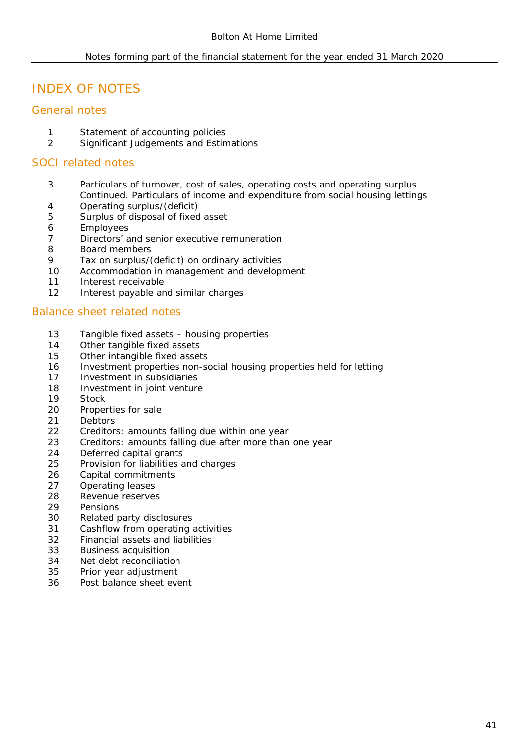# INDEX OF NOTES

## General notes

1 Statement of accounting policies
2 Significant Judgements and Estimations

## SOCI related notes

3 Particulars of turnover, cost of sales, operating costs and operating surplus
  Continued. Particulars of income and expenditure from social housing lettings
4 Operating surplus/(deficit)
5 Surplus of disposal of fixed asset
6 Employees
7 Directors' and senior executive remuneration
8 Board members
9 Tax on surplus/(deficit) on ordinary activities
10 Accommodation in management and development
11 Interest receivable
12 Interest payable and similar charges

## Balance sheet related notes

13 Tangible fixed assets – housing properties
14 Other tangible fixed assets
15 Other intangible fixed assets
16 Investment properties non-social housing properties held for letting
17 Investment in subsidiaries
18 Investment in joint venture
19 Stock
20 Properties for sale
21 Debtors
22 Creditors: amounts falling due within one year
23 Creditors: amounts falling due after more than one year
24 Deferred capital grants
25 Provision for liabilities and charges
26 Capital commitments
27 Operating leases
28 Revenue reserves
29 Pensions
30 Related party disclosures
31 Cashflow from operating activities
32 Financial assets and liabilities
33 Business acquisition
34 Net debt reconciliation
35 Prior year adjustment
36 Post balance sheet event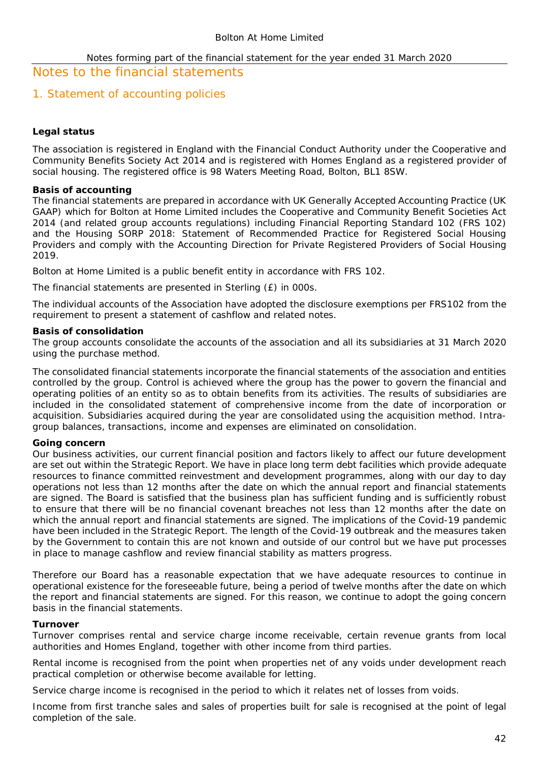# Notes to the financial statements

## 1. Statement of accounting policies

**Legal status**

The association is registered in England with the Financial Conduct Authority under the Cooperative and Community Benefits Society Act 2014 and is registered with Homes England as a registered provider of social housing. The registered office is 98 Waters Meeting Road, Bolton, BL1 8SW.

**Basis of accounting**

The financial statements are prepared in accordance with UK Generally Accepted Accounting Practice (UK GAAP) which for Bolton at Home Limited includes the Cooperative and Community Benefit Societies Act 2014 (and related group accounts regulations) including Financial Reporting Standard 102 (FRS 102) and the Housing SORP 2018: Statement of Recommended Practice for Registered Social Housing Providers and comply with the Accounting Direction for Private Registered Providers of Social Housing 2019.

Bolton at Home Limited is a public benefit entity in accordance with FRS 102.

The financial statements are presented in Sterling (£) in 000s.

The individual accounts of the Association have adopted the disclosure exemptions per FRS102 from the requirement to present a statement of cashflow and related notes.

**Basis of consolidation**

The group accounts consolidate the accounts of the association and all its subsidiaries at 31 March 2020 using the purchase method.

The consolidated financial statements incorporate the financial statements of the association and entities controlled by the group. Control is achieved where the group has the power to govern the financial and operating polities of an entity so as to obtain benefits from its activities. The results of subsidiaries are included in the consolidated statement of comprehensive income from the date of incorporation or acquisition. Subsidiaries acquired during the year are consolidated using the acquisition method. Intra-group balances, transactions, income and expenses are eliminated on consolidation.

**Going concern**

Our business activities, our current financial position and factors likely to affect our future development are set out within the Strategic Report. We have in place long term debt facilities which provide adequate resources to finance committed reinvestment and development programmes, along with our day to day operations not less than 12 months after the date on which the annual report and financial statements are signed. The Board is satisfied that the business plan has sufficient funding and is sufficiently robust to ensure that there will be no financial covenant breaches not less than 12 months after the date on which the annual report and financial statements are signed. The implications of the Covid-19 pandemic have been included in the Strategic Report. The length of the Covid-19 outbreak and the measures taken by the Government to contain this are not known and outside of our control but we have put processes in place to manage cashflow and review financial stability as matters progress.

Therefore our Board has a reasonable expectation that we have adequate resources to continue in operational existence for the foreseeable future, being a period of twelve months after the date on which the report and financial statements are signed. For this reason, we continue to adopt the going concern basis in the financial statements.

**Turnover**

Turnover comprises rental and service charge income receivable, certain revenue grants from local authorities and Homes England, together with other income from third parties.

Rental income is recognised from the point when properties net of any voids under development reach practical completion or otherwise become available for letting.

Service charge income is recognised in the period to which it relates net of losses from voids.

Income from first tranche sales and sales of properties built for sale is recognised at the point of legal completion of the sale.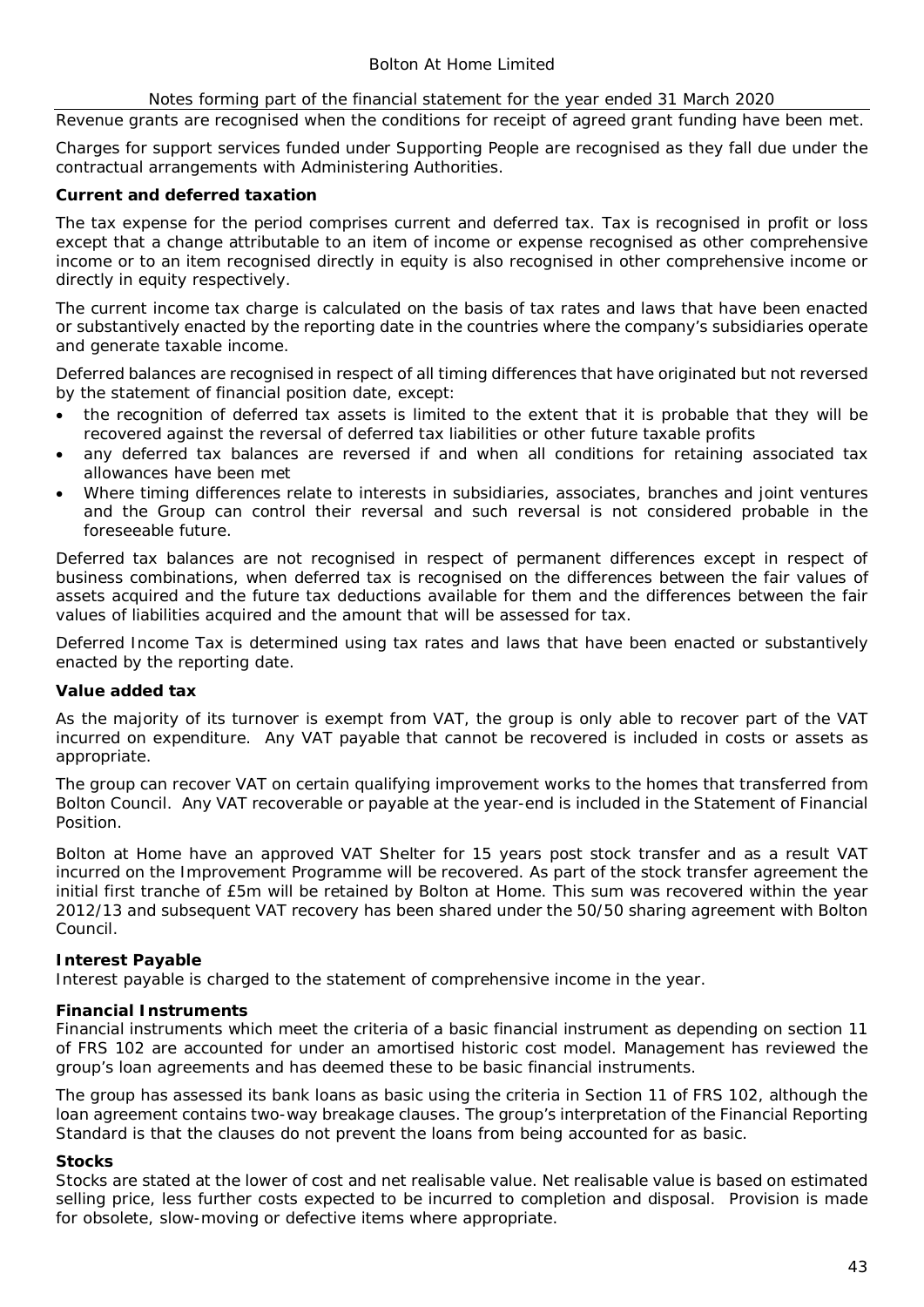Revenue grants are recognised when the conditions for receipt of agreed grant funding have been met.

Charges for support services funded under Supporting People are recognised as they fall due under the contractual arrangements with Administering Authorities.

**Current and deferred taxation**

The tax expense for the period comprises current and deferred tax. Tax is recognised in profit or loss except that a change attributable to an item of income or expense recognised as other comprehensive income or to an item recognised directly in equity is also recognised in other comprehensive income or directly in equity respectively.

The current income tax charge is calculated on the basis of tax rates and laws that have been enacted or substantively enacted by the reporting date in the countries where the company's subsidiaries operate and generate taxable income.

Deferred balances are recognised in respect of all timing differences that have originated but not reversed by the statement of financial position date, except:

- the recognition of deferred tax assets is limited to the extent that it is probable that they will be recovered against the reversal of deferred tax liabilities or other future taxable profits
- any deferred tax balances are reversed if and when all conditions for retaining associated tax allowances have been met
- Where timing differences relate to interests in subsidiaries, associates, branches and joint ventures and the Group can control their reversal and such reversal is not considered probable in the foreseeable future.

Deferred tax balances are not recognised in respect of permanent differences except in respect of business combinations, when deferred tax is recognised on the differences between the fair values of assets acquired and the future tax deductions available for them and the differences between the fair values of liabilities acquired and the amount that will be assessed for tax.

Deferred Income Tax is determined using tax rates and laws that have been enacted or substantively enacted by the reporting date.

**Value added tax**

As the majority of its turnover is exempt from VAT, the group is only able to recover part of the VAT incurred on expenditure. Any VAT payable that cannot be recovered is included in costs or assets as appropriate.

The group can recover VAT on certain qualifying improvement works to the homes that transferred from Bolton Council. Any VAT recoverable or payable at the year-end is included in the Statement of Financial Position.

Bolton at Home have an approved VAT Shelter for 15 years post stock transfer and as a result VAT incurred on the Improvement Programme will be recovered. As part of the stock transfer agreement the initial first tranche of £5m will be retained by Bolton at Home. This sum was recovered within the year 2012/13 and subsequent VAT recovery has been shared under the 50/50 sharing agreement with Bolton Council.

**Interest Payable**

Interest payable is charged to the statement of comprehensive income in the year.

**Financial Instruments**

Financial instruments which meet the criteria of a basic financial instrument as depending on section 11 of FRS 102 are accounted for under an amortised historic cost model. Management has reviewed the group's loan agreements and has deemed these to be basic financial instruments.

The group has assessed its bank loans as basic using the criteria in Section 11 of FRS 102, although the loan agreement contains two-way breakage clauses. The group's interpretation of the Financial Reporting Standard is that the clauses do not prevent the loans from being accounted for as basic.

**Stocks**

Stocks are stated at the lower of cost and net realisable value. Net realisable value is based on estimated selling price, less further costs expected to be incurred to completion and disposal. Provision is made for obsolete, slow-moving or defective items where appropriate.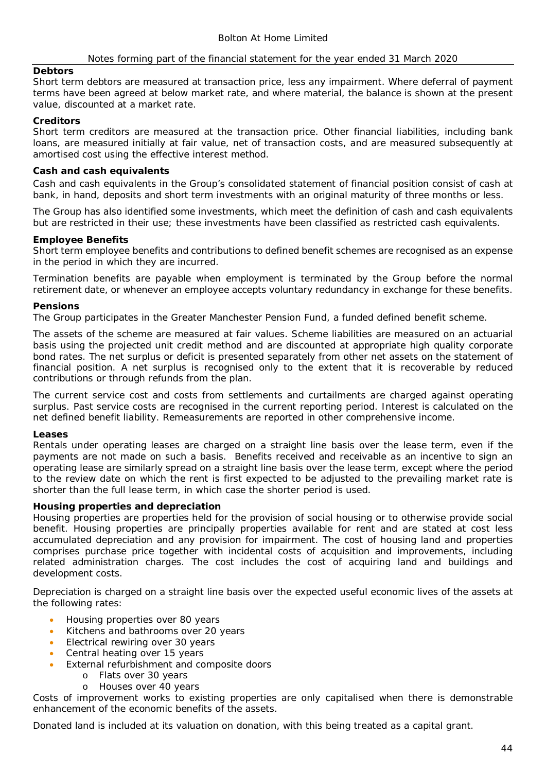**Debtors**

Short term debtors are measured at transaction price, less any impairment. Where deferral of payment terms have been agreed at below market rate, and where material, the balance is shown at the present value, discounted at a market rate.

**Creditors**

Short term creditors are measured at the transaction price. Other financial liabilities, including bank loans, are measured initially at fair value, net of transaction costs, and are measured subsequently at amortised cost using the effective interest method.

**Cash and cash equivalents**

Cash and cash equivalents in the Group's consolidated statement of financial position consist of cash at bank, in hand, deposits and short term investments with an original maturity of three months or less.

The Group has also identified some investments, which meet the definition of cash and cash equivalents but are restricted in their use; these investments have been classified as restricted cash equivalents.

**Employee Benefits**

Short term employee benefits and contributions to defined benefit schemes are recognised as an expense in the period in which they are incurred.

Termination benefits are payable when employment is terminated by the Group before the normal retirement date, or whenever an employee accepts voluntary redundancy in exchange for these benefits.

**Pensions**

The Group participates in the Greater Manchester Pension Fund, a funded defined benefit scheme.

The assets of the scheme are measured at fair values. Scheme liabilities are measured on an actuarial basis using the projected unit credit method and are discounted at appropriate high quality corporate bond rates. The net surplus or deficit is presented separately from other net assets on the statement of financial position. A net surplus is recognised only to the extent that it is recoverable by reduced contributions or through refunds from the plan.

The current service cost and costs from settlements and curtailments are charged against operating surplus. Past service costs are recognised in the current reporting period. Interest is calculated on the net defined benefit liability. Remeasurements are reported in other comprehensive income.

**Leases**

Rentals under operating leases are charged on a straight line basis over the lease term, even if the payments are not made on such a basis. Benefits received and receivable as an incentive to sign an operating lease are similarly spread on a straight line basis over the lease term, except where the period to the review date on which the rent is first expected to be adjusted to the prevailing market rate is shorter than the full lease term, in which case the shorter period is used.

**Housing properties and depreciation**

Housing properties are properties held for the provision of social housing or to otherwise provide social benefit. Housing properties are principally properties available for rent and are stated at cost less accumulated depreciation and any provision for impairment. The cost of housing land and properties comprises purchase price together with incidental costs of acquisition and improvements, including related administration charges. The cost includes the cost of acquiring land and buildings and development costs.

Depreciation is charged on a straight line basis over the expected useful economic lives of the assets at the following rates:

- Housing properties over 80 years
- Kitchens and bathrooms over 20 years
- Electrical rewiring over 30 years
- Central heating over 15 years
- External refurbishment and composite doors
  - Flats over 30 years
  - Houses over 40 years

Costs of improvement works to existing properties are only capitalised when there is demonstrable enhancement of the economic benefits of the assets.

Donated land is included at its valuation on donation, with this being treated as a capital grant.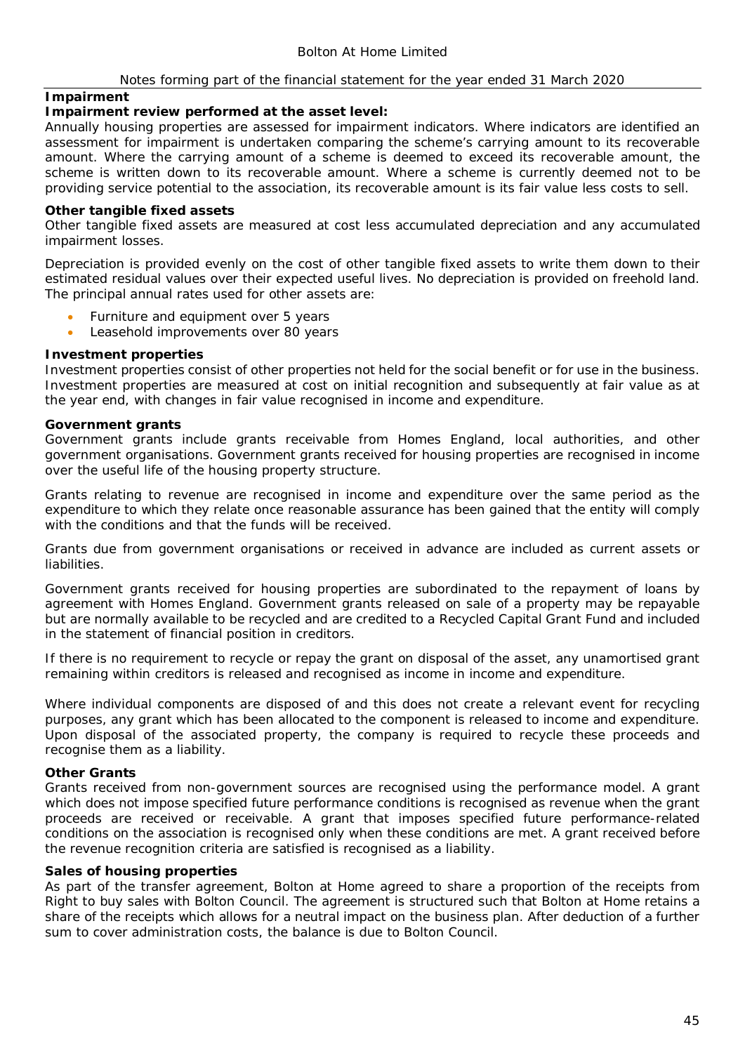**Impairment**

**Impairment review performed at the asset level:**

Annually housing properties are assessed for impairment indicators. Where indicators are identified an assessment for impairment is undertaken comparing the scheme's carrying amount to its recoverable amount. Where the carrying amount of a scheme is deemed to exceed its recoverable amount, the scheme is written down to its recoverable amount. Where a scheme is currently deemed not to be providing service potential to the association, its recoverable amount is its fair value less costs to sell.

**Other tangible fixed assets**

Other tangible fixed assets are measured at cost less accumulated depreciation and any accumulated impairment losses.

Depreciation is provided evenly on the cost of other tangible fixed assets to write them down to their estimated residual values over their expected useful lives. No depreciation is provided on freehold land. The principal annual rates used for other assets are:

- Furniture and equipment over 5 years
- Leasehold improvements over 80 years

**Investment properties**

Investment properties consist of other properties not held for the social benefit or for use in the business. Investment properties are measured at cost on initial recognition and subsequently at fair value as at the year end, with changes in fair value recognised in income and expenditure.

**Government grants**

Government grants include grants receivable from Homes England, local authorities, and other government organisations. Government grants received for housing properties are recognised in income over the useful life of the housing property structure.

Grants relating to revenue are recognised in income and expenditure over the same period as the expenditure to which they relate once reasonable assurance has been gained that the entity will comply with the conditions and that the funds will be received.

Grants due from government organisations or received in advance are included as current assets or liabilities.

Government grants received for housing properties are subordinated to the repayment of loans by agreement with Homes England. Government grants released on sale of a property may be repayable but are normally available to be recycled and are credited to a Recycled Capital Grant Fund and included in the statement of financial position in creditors.

If there is no requirement to recycle or repay the grant on disposal of the asset, any unamortised grant remaining within creditors is released and recognised as income in income and expenditure.

Where individual components are disposed of and this does not create a relevant event for recycling purposes, any grant which has been allocated to the component is released to income and expenditure. Upon disposal of the associated property, the company is required to recycle these proceeds and recognise them as a liability.

**Other Grants**

Grants received from non-government sources are recognised using the performance model. A grant which does not impose specified future performance conditions is recognised as revenue when the grant proceeds are received or receivable. A grant that imposes specified future performance-related conditions on the association is recognised only when these conditions are met. A grant received before the revenue recognition criteria are satisfied is recognised as a liability.

**Sales of housing properties**

As part of the transfer agreement, Bolton at Home agreed to share a proportion of the receipts from Right to buy sales with Bolton Council. The agreement is structured such that Bolton at Home retains a share of the receipts which allows for a neutral impact on the business plan. After deduction of a further sum to cover administration costs, the balance is due to Bolton Council.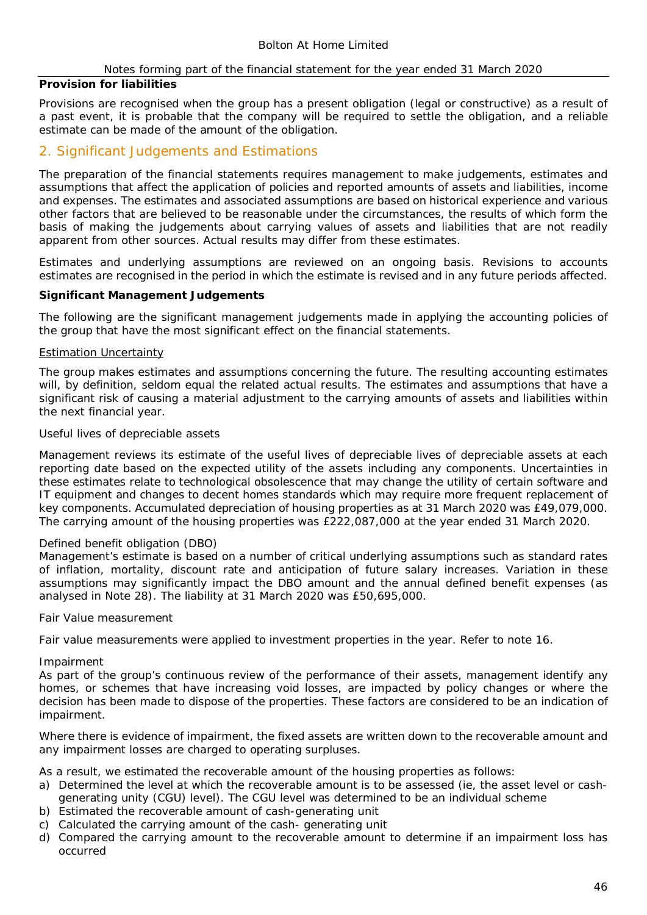**Provision for liabilities**

Provisions are recognised when the group has a present obligation (legal or constructive) as a result of a past event, it is probable that the company will be required to settle the obligation, and a reliable estimate can be made of the amount of the obligation.

## 2. Significant Judgements and Estimations

The preparation of the financial statements requires management to make judgements, estimates and assumptions that affect the application of policies and reported amounts of assets and liabilities, income and expenses. The estimates and associated assumptions are based on historical experience and various other factors that are believed to be reasonable under the circumstances, the results of which form the basis of making the judgements about carrying values of assets and liabilities that are not readily apparent from other sources. Actual results may differ from these estimates.

Estimates and underlying assumptions are reviewed on an ongoing basis. Revisions to accounts estimates are recognised in the period in which the estimate is revised and in any future periods affected.

**Significant Management Judgements**

The following are the significant management judgements made in applying the accounting policies of the group that have the most significant effect on the financial statements.

Estimation Uncertainty

The group makes estimates and assumptions concerning the future. The resulting accounting estimates will, by definition, seldom equal the related actual results. The estimates and assumptions that have a significant risk of causing a material adjustment to the carrying amounts of assets and liabilities within the next financial year.

Useful lives of depreciable assets

Management reviews its estimate of the useful lives of depreciable lives of depreciable assets at each reporting date based on the expected utility of the assets including any components. Uncertainties in these estimates relate to technological obsolescence that may change the utility of certain software and IT equipment and changes to decent homes standards which may require more frequent replacement of key components. Accumulated depreciation of housing properties as at 31 March 2020 was £49,079,000. The carrying amount of the housing properties was £222,087,000 at the year ended 31 March 2020.

Defined benefit obligation (DBO)

Management's estimate is based on a number of critical underlying assumptions such as standard rates of inflation, mortality, discount rate and anticipation of future salary increases. Variation in these assumptions may significantly impact the DBO amount and the annual defined benefit expenses (as analysed in Note 28). The liability at 31 March 2020 was £50,695,000.

Fair Value measurement

Fair value measurements were applied to investment properties in the year. Refer to note 16.

Impairment

As part of the group's continuous review of the performance of their assets, management identify any homes, or schemes that have increasing void losses, are impacted by policy changes or where the decision has been made to dispose of the properties. These factors are considered to be an indication of impairment.

Where there is evidence of impairment, the fixed assets are written down to the recoverable amount and any impairment losses are charged to operating surpluses.

As a result, we estimated the recoverable amount of the housing properties as follows:

a) Determined the level at which the recoverable amount is to be assessed (ie, the asset level or cash-generating unity (CGU) level). The CGU level was determined to be an individual scheme
b) Estimated the recoverable amount of cash-generating unit
c) Calculated the carrying amount of the cash- generating unit
d) Compared the carrying amount to the recoverable amount to determine if an impairment loss has occurred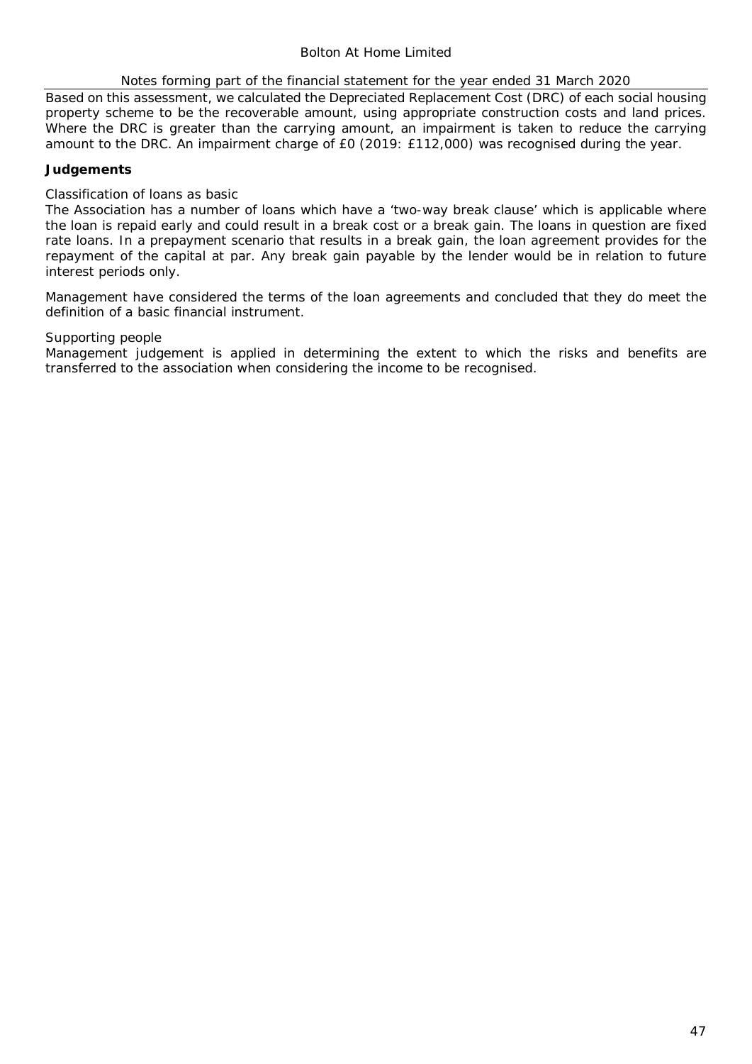Based on this assessment, we calculated the Depreciated Replacement Cost (DRC) of each social housing property scheme to be the recoverable amount, using appropriate construction costs and land prices. Where the DRC is greater than the carrying amount, an impairment is taken to reduce the carrying amount to the DRC. An impairment charge of £0 (2019: £112,000) was recognised during the year.

**Judgements**

Classification of loans as basic

The Association has a number of loans which have a 'two-way break clause' which is applicable where the loan is repaid early and could result in a break cost or a break gain. The loans in question are fixed rate loans. In a prepayment scenario that results in a break gain, the loan agreement provides for the repayment of the capital at par. Any break gain payable by the lender would be in relation to future interest periods only.

Management have considered the terms of the loan agreements and concluded that they do meet the definition of a basic financial instrument.

Supporting people

Management judgement is applied in determining the extent to which the risks and benefits are transferred to the association when considering the income to be recognised.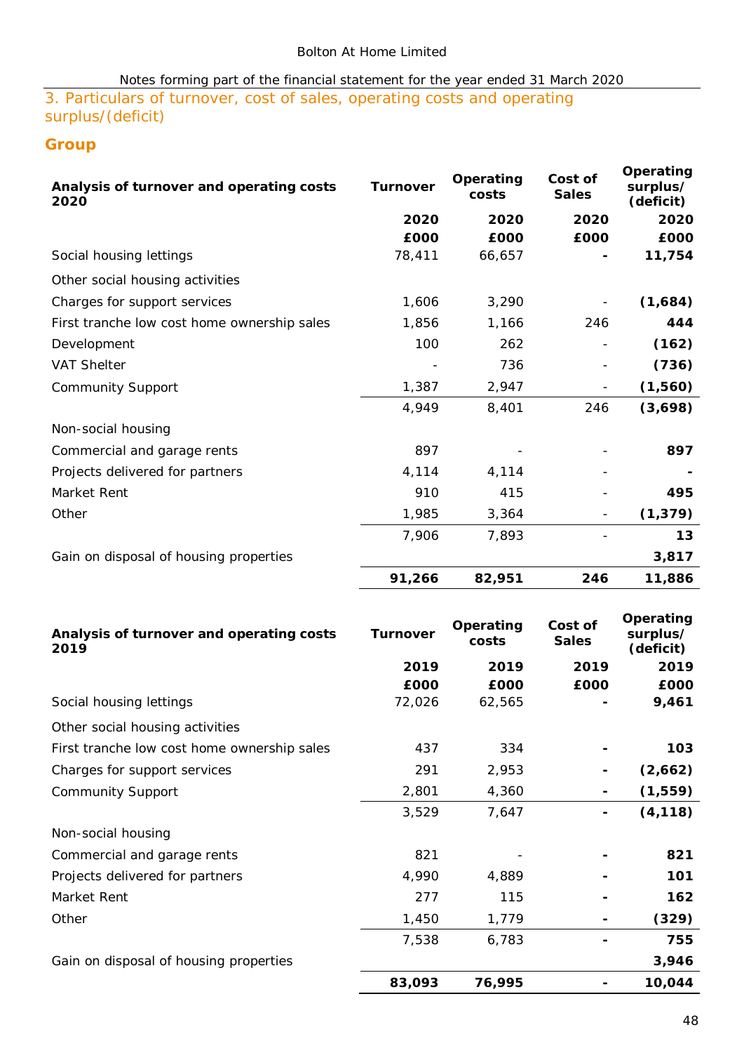Notes forming part of the financial statement for the year ended 31 March 2020

## 3. Particulars of turnover, cost of sales, operating costs and operating surplus/(deficit)

### Group

| Analysis of turnover and operating costs 2020 | Turnover | Operating costs | Cost of Sales | Operating surplus/ (deficit) |
|---|---|---|---|---|
| | 2020 | 2020 | 2020 | 2020 |
| | £000 | £000 | £000 | £000 |
| Social housing lettings | 78,411 | 66,657 | - | **11,754** |
| Other social housing activities | | | | |
| Charges for support services | 1,606 | 3,290 | - | **(1,684)** |
| First tranche low cost home ownership sales | 1,856 | 1,166 | 246 | **444** |
| Development | 100 | 262 | - | **(162)** |
| VAT Shelter | - | 736 | - | **(736)** |
| Community Support | 1,387 | 2,947 | - | **(1,560)** |
| | 4,949 | 8,401 | 246 | **(3,698)** |
| Non-social housing | | | | |
| Commercial and garage rents | 897 | - | - | **897** |
| Projects delivered for partners | 4,114 | 4,114 | - | **-** |
| Market Rent | 910 | 415 | - | **495** |
| Other | 1,985 | 3,364 | - | **(1,379)** |
| | 7,906 | 7,893 | - | **13** |
| Gain on disposal of housing properties | | | | **3,817** |
| | **91,266** | **82,951** | **246** | **11,886** |

| Analysis of turnover and operating costs 2019 | Turnover | Operating costs | Cost of Sales | Operating surplus/ (deficit) |
|---|---|---|---|---|
| | 2019 | 2019 | 2019 | 2019 |
| | £000 | £000 | £000 | £000 |
| Social housing lettings | 72,026 | 62,565 | - | **9,461** |
| Other social housing activities | | | | |
| First tranche low cost home ownership sales | 437 | 334 | - | **103** |
| Charges for support services | 291 | 2,953 | - | **(2,662)** |
| Community Support | 2,801 | 4,360 | - | **(1,559)** |
| | 3,529 | 7,647 | - | **(4,118)** |
| Non-social housing | | | | |
| Commercial and garage rents | 821 | - | - | **821** |
| Projects delivered for partners | 4,990 | 4,889 | - | **101** |
| Market Rent | 277 | 115 | - | **162** |
| Other | 1,450 | 1,779 | - | **(329)** |
| | 7,538 | 6,783 | - | **755** |
| Gain on disposal of housing properties | | | | **3,946** |
| | **83,093** | **76,995** | **-** | **10,044** |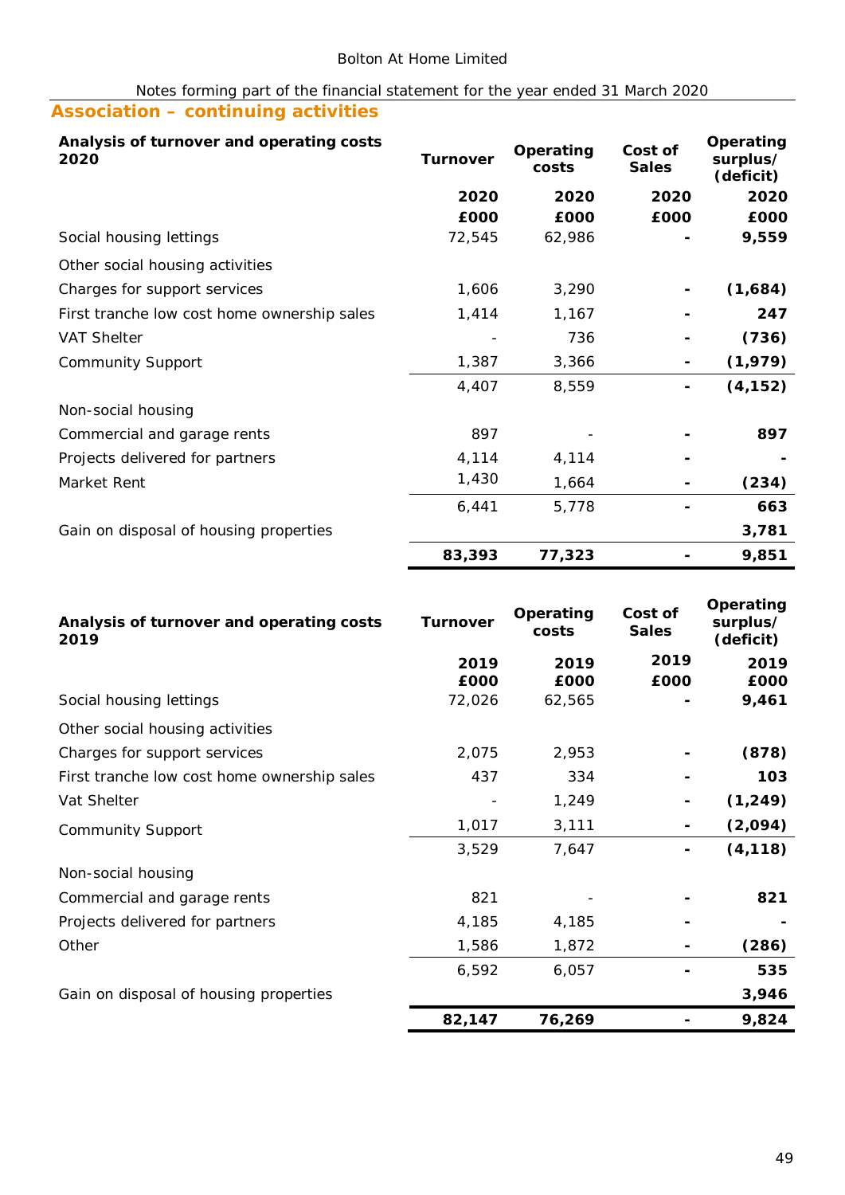Bolton At Home Limited

Notes forming part of the financial statement for the year ended 31 March 2020

## Association – continuing activities

| **Analysis of turnover and operating costs 2020** | **Turnover** | **Operating costs** | **Cost of Sales** | **Operating surplus/ (deficit)** |
|---|---|---|---|---|
| | **2020** | **2020** | **2020** | **2020** |
| | **£000** | **£000** | **£000** | **£000** |
| Social housing lettings | 72,545 | 62,986 | - | **9,559** |
| Other social housing activities | | | | |
| Charges for support services | 1,606 | 3,290 | - | **(1,684)** |
| First tranche low cost home ownership sales | 1,414 | 1,167 | - | **247** |
| VAT Shelter | - | 736 | - | **(736)** |
| Community Support | 1,387 | 3,366 | - | **(1,979)** |
| | 4,407 | 8,559 | - | **(4,152)** |
| Non-social housing | | | | |
| Commercial and garage rents | 897 | - | - | **897** |
| Projects delivered for partners | 4,114 | 4,114 | - | **-** |
| Market Rent | 1,430 | 1,664 | - | **(234)** |
| | 6,441 | 5,778 | - | **663** |
| Gain on disposal of housing properties | | | | **3,781** |
| | **83,393** | **77,323** | - | **9,851** |

| **Analysis of turnover and operating costs 2019** | **Turnover** | **Operating costs** | **Cost of Sales** | **Operating surplus/ (deficit)** |
|---|---|---|---|---|
| | **2019** | **2019** | **2019** | **2019** |
| | **£000** | **£000** | **£000** | **£000** |
| Social housing lettings | 72,026 | 62,565 | - | **9,461** |
| Other social housing activities | | | | |
| Charges for support services | 2,075 | 2,953 | - | **(878)** |
| First tranche low cost home ownership sales | 437 | 334 | - | **103** |
| Vat Shelter | - | 1,249 | - | **(1,249)** |
| Community Support | 1,017 | 3,111 | - | **(2,094)** |
| | 3,529 | 7,647 | - | **(4,118)** |
| Non-social housing | | | | |
| Commercial and garage rents | 821 | - | - | **821** |
| Projects delivered for partners | 4,185 | 4,185 | - | **-** |
| Other | 1,586 | 1,872 | - | **(286)** |
| | 6,592 | 6,057 | - | **535** |
| Gain on disposal of housing properties | | | | **3,946** |
| | **82,147** | **76,269** | - | **9,824** |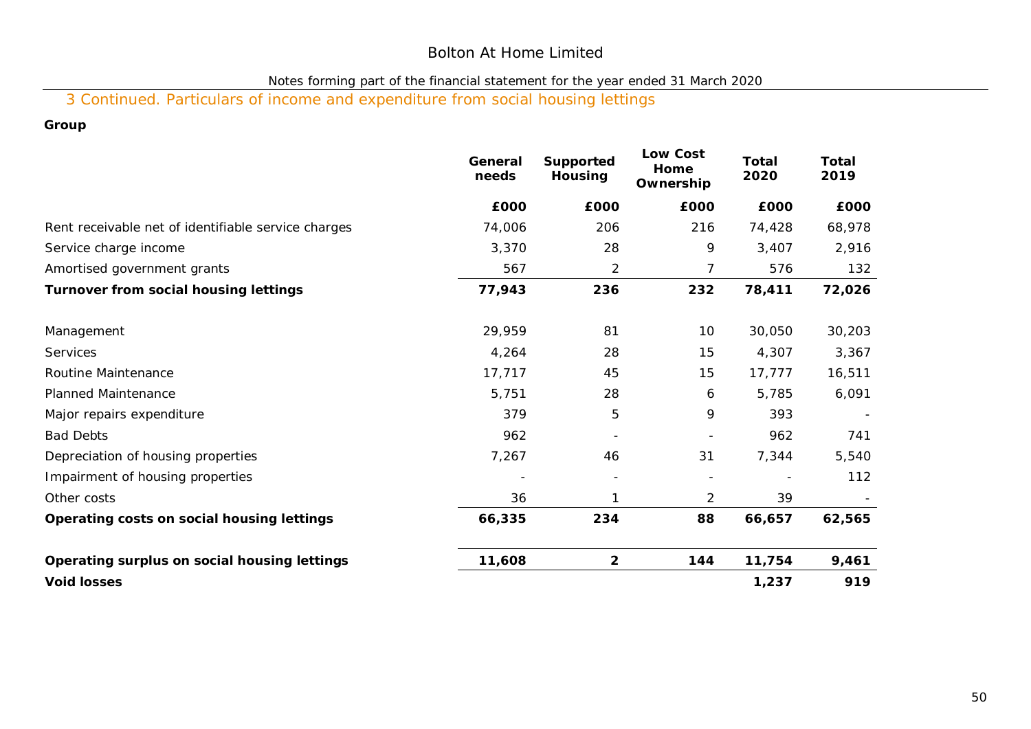Notes forming part of the financial statement for the year ended 31 March 2020

## 3 Continued. Particulars of income and expenditure from social housing lettings

**Group**

| | General needs | Supported Housing | Low Cost Home Ownership | Total 2020 | Total 2019 |
|---|---|---|---|---|---|
| | **£000** | **£000** | **£000** | **£000** | **£000** |
| Rent receivable net of identifiable service charges | 74,006 | 206 | 216 | 74,428 | 68,978 |
| Service charge income | 3,370 | 28 | 9 | 3,407 | 2,916 |
| Amortised government grants | 567 | 2 | 7 | 576 | 132 |
| **Turnover from social housing lettings** | **77,943** | **236** | **232** | **78,411** | **72,026** |
| | | | | | |
| Management | 29,959 | 81 | 10 | 30,050 | 30,203 |
| Services | 4,264 | 28 | 15 | 4,307 | 3,367 |
| Routine Maintenance | 17,717 | 45 | 15 | 17,777 | 16,511 |
| Planned Maintenance | 5,751 | 28 | 6 | 5,785 | 6,091 |
| Major repairs expenditure | 379 | 5 | 9 | 393 | - |
| Bad Debts | 962 | - | - | 962 | 741 |
| Depreciation of housing properties | 7,267 | 46 | 31 | 7,344 | 5,540 |
| Impairment of housing properties | - | - | - | - | 112 |
| Other costs | 36 | 1 | 2 | 39 | - |
| **Operating costs on social housing lettings** | **66,335** | **234** | **88** | **66,657** | **62,565** |
| | | | | | |
| **Operating surplus on social housing lettings** | **11,608** | **2** | **144** | **11,754** | **9,461** |
| **Void losses** | | | | **1,237** | **919** |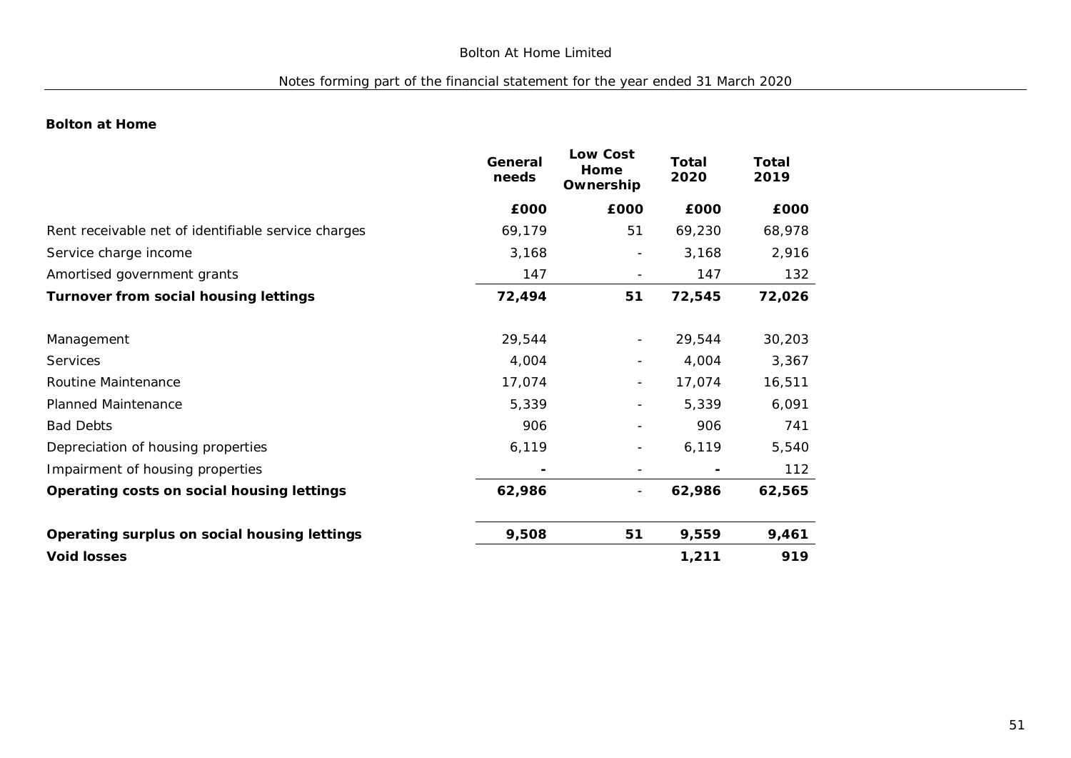**Bolton at Home**

| | General needs | Low Cost Home Ownership | Total 2020 | Total 2019 |
|---|---|---|---|---|
| | **£000** | **£000** | **£000** | **£000** |
| Rent receivable net of identifiable service charges | 69,179 | 51 | 69,230 | 68,978 |
| Service charge income | 3,168 | - | 3,168 | 2,916 |
| Amortised government grants | 147 | - | 147 | 132 |
| **Turnover from social housing lettings** | **72,494** | **51** | **72,545** | **72,026** |
| | | | | |
| Management | 29,544 | - | 29,544 | 30,203 |
| Services | 4,004 | - | 4,004 | 3,367 |
| Routine Maintenance | 17,074 | - | 17,074 | 16,511 |
| Planned Maintenance | 5,339 | - | 5,339 | 6,091 |
| Bad Debts | 906 | - | 906 | 741 |
| Depreciation of housing properties | 6,119 | - | 6,119 | 5,540 |
| Impairment of housing properties | - | - | - | 112 |
| **Operating costs on social housing lettings** | **62,986** | - | **62,986** | **62,565** |
| | | | | |
| **Operating surplus on social housing lettings** | **9,508** | **51** | **9,559** | **9,461** |
| **Void losses** | | | **1,211** | **919** |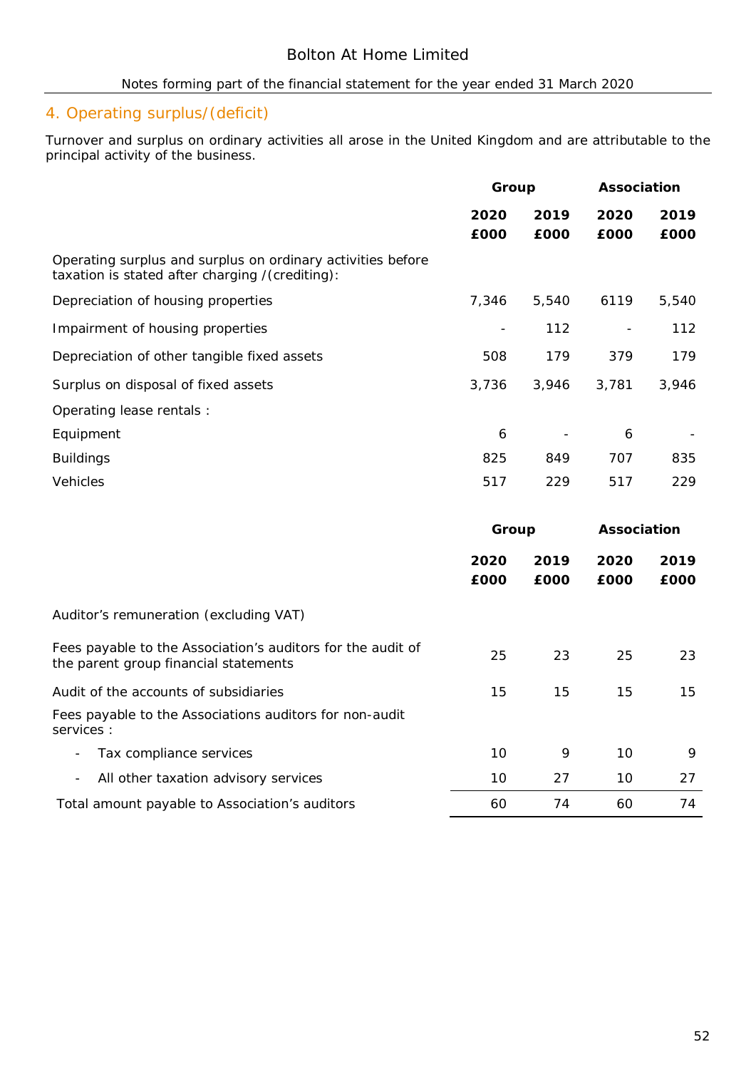## 4. Operating surplus/(deficit)

Turnover and surplus on ordinary activities all arose in the United Kingdom and are attributable to the principal activity of the business.

| | Group | | Association | |
|---|---|---|---|---|
| | **2020 £000** | **2019 £000** | **2020 £000** | **2019 £000** |
| Operating surplus and surplus on ordinary activities before taxation is stated after charging /(crediting): | | | | |
| Depreciation of housing properties | 7,346 | 5,540 | 6119 | 5,540 |
| Impairment of housing properties | - | 112 | - | 112 |
| Depreciation of other tangible fixed assets | 508 | 179 | 379 | 179 |
| Surplus on disposal of fixed assets | 3,736 | 3,946 | 3,781 | 3,946 |
| Operating lease rentals : | | | | |
| Equipment | 6 | - | 6 | - |
| Buildings | 825 | 849 | 707 | 835 |
| Vehicles | 517 | 229 | 517 | 229 |

| | Group | | Association | |
|---|---|---|---|---|
| | **2020 £000** | **2019 £000** | **2020 £000** | **2019 £000** |
| Auditor's remuneration (excluding VAT) | | | | |
| Fees payable to the Association's auditors for the audit of the parent group financial statements | 25 | 23 | 25 | 23 |
| Audit of the accounts of subsidiaries | 15 | 15 | 15 | 15 |
| Fees payable to the Associations auditors for non-audit services : | | | | |
| - Tax compliance services | 10 | 9 | 10 | 9 |
| - All other taxation advisory services | 10 | 27 | 10 | 27 |
| Total amount payable to Association's auditors | 60 | 74 | 60 | 74 |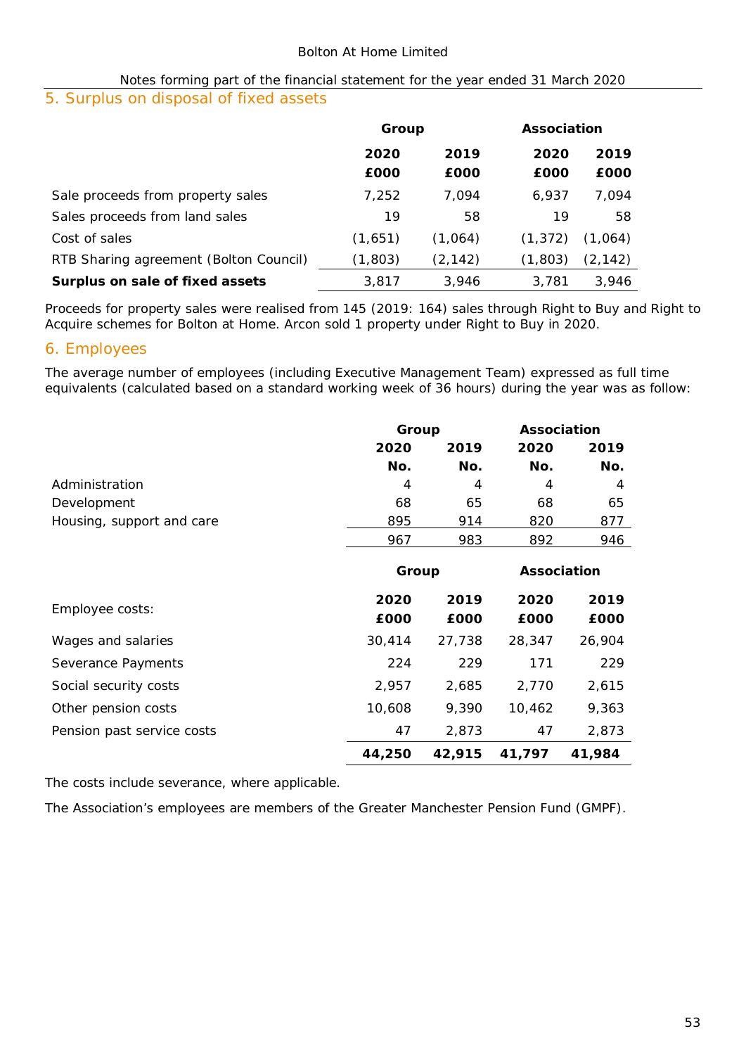## 5. Surplus on disposal of fixed assets

| | Group | | Association | |
|---|---|---|---|---|
| | 2020 | 2019 | 2020 | 2019 |
| | £000 | £000 | £000 | £000 |
| Sale proceeds from property sales | 7,252 | 7,094 | 6,937 | 7,094 |
| Sales proceeds from land sales | 19 | 58 | 19 | 58 |
| Cost of sales | (1,651) | (1,064) | (1,372) | (1,064) |
| RTB Sharing agreement (Bolton Council) | (1,803) | (2,142) | (1,803) | (2,142) |
| **Surplus on sale of fixed assets** | 3,817 | 3,946 | 3,781 | 3,946 |

Proceeds for property sales were realised from 145 (2019: 164) sales through Right to Buy and Right to Acquire schemes for Bolton at Home. Arcon sold 1 property under Right to Buy in 2020.

## 6. Employees

The average number of employees (including Executive Management Team) expressed as full time equivalents (calculated based on a standard working week of 36 hours) during the year was as follow:

| | Group | | Association | |
|---|---|---|---|---|
| | 2020 | 2019 | 2020 | 2019 |
| | No. | No. | No. | No. |
| Administration | 4 | 4 | 4 | 4 |
| Development | 68 | 65 | 68 | 65 |
| Housing, support and care | 895 | 914 | 820 | 877 |
| | 967 | 983 | 892 | 946 |

| | Group | | Association | |
|---|---|---|---|---|
| Employee costs: | 2020 | 2019 | 2020 | 2019 |
| | £000 | £000 | £000 | £000 |
| Wages and salaries | 30,414 | 27,738 | 28,347 | 26,904 |
| Severance Payments | 224 | 229 | 171 | 229 |
| Social security costs | 2,957 | 2,685 | 2,770 | 2,615 |
| Other pension costs | 10,608 | 9,390 | 10,462 | 9,363 |
| Pension past service costs | 47 | 2,873 | 47 | 2,873 |
| | **44,250** | **42,915** | **41,797** | **41,984** |

The costs include severance, where applicable.

The Association's employees are members of the Greater Manchester Pension Fund (GMPF).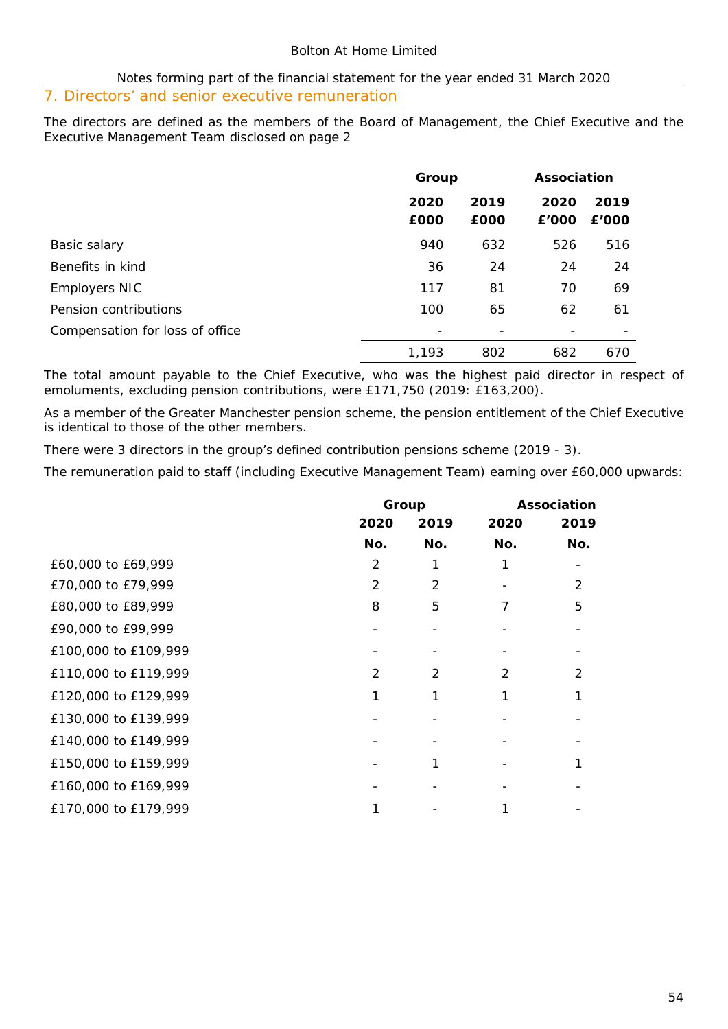## 7. Directors' and senior executive remuneration

The directors are defined as the members of the Board of Management, the Chief Executive and the Executive Management Team disclosed on page 2

| | Group | | Association | |
|---|---|---|---|---|
| | 2020 £000 | 2019 £000 | 2020 £'000 | 2019 £'000 |
| Basic salary | 940 | 632 | 526 | 516 |
| Benefits in kind | 36 | 24 | 24 | 24 |
| Employers NIC | 117 | 81 | 70 | 69 |
| Pension contributions | 100 | 65 | 62 | 61 |
| Compensation for loss of office | - | - | - | - |
| | 1,193 | 802 | 682 | 670 |

The total amount payable to the Chief Executive, who was the highest paid director in respect of emoluments, excluding pension contributions, were £171,750 (2019: £163,200).

As a member of the Greater Manchester pension scheme, the pension entitlement of the Chief Executive is identical to those of the other members.

There were 3 directors in the group's defined contribution pensions scheme (2019 - 3).

The remuneration paid to staff (including Executive Management Team) earning over £60,000 upwards:

| | Group | | Association | |
|---|---|---|---|---|
| | 2020 | 2019 | 2020 | 2019 |
| | No. | No. | No. | No. |
| £60,000 to £69,999 | 2 | 1 | 1 | - |
| £70,000 to £79,999 | 2 | 2 | - | 2 |
| £80,000 to £89,999 | 8 | 5 | 7 | 5 |
| £90,000 to £99,999 | - | - | - | - |
| £100,000 to £109,999 | - | - | - | - |
| £110,000 to £119,999 | 2 | 2 | 2 | 2 |
| £120,000 to £129,999 | 1 | 1 | 1 | 1 |
| £130,000 to £139,999 | - | - | - | - |
| £140,000 to £149,999 | - | - | - | - |
| £150,000 to £159,999 | - | 1 | - | 1 |
| £160,000 to £169,999 | - | - | - | - |
| £170,000 to £179,999 | 1 | - | 1 | - |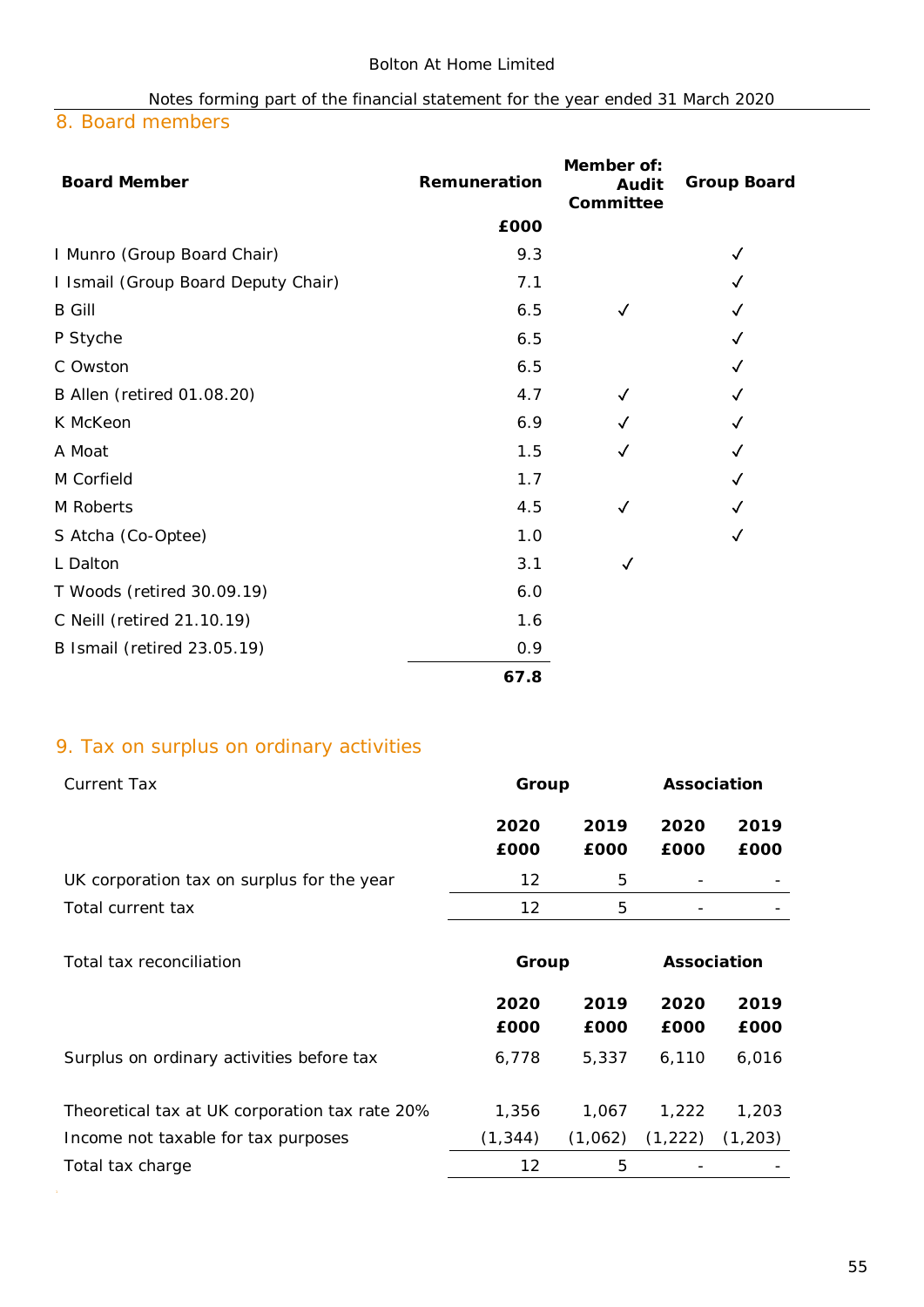## 8. Board members

| Board Member | Remuneration | Member of: Audit Committee | Group Board |
|---|---|---|---|
| | £000 | | |
| I Munro (Group Board Chair) | 9.3 | | ✓ |
| I Ismail (Group Board Deputy Chair) | 7.1 | | ✓ |
| B Gill | 6.5 | ✓ | ✓ |
| P Styche | 6.5 | | ✓ |
| C Owston | 6.5 | | ✓ |
| B Allen (retired 01.08.20) | 4.7 | ✓ | ✓ |
| K McKeon | 6.9 | ✓ | ✓ |
| A Moat | 1.5 | ✓ | ✓ |
| M Corfield | 1.7 | | ✓ |
| M Roberts | 4.5 | ✓ | ✓ |
| S Atcha (Co-Optee) | 1.0 | | ✓ |
| L Dalton | 3.1 | ✓ | |
| T Woods (retired 30.09.19) | 6.0 | | |
| C Neill (retired 21.10.19) | 1.6 | | |
| B Ismail (retired 23.05.19) | 0.9 | | |
| | **67.8** | | |

## 9. Tax on surplus on ordinary activities

| Current Tax | Group | | Association | |
|---|---|---|---|---|
| | **2020 £000** | **2019 £000** | **2020 £000** | **2019 £000** |
| UK corporation tax on surplus for the year | 12 | 5 | - | - |
| Total current tax | 12 | 5 | - | - |

| Total tax reconciliation | Group | | Association | |
|---|---|---|---|---|
| | **2020 £000** | **2019 £000** | **2020 £000** | **2019 £000** |
| Surplus on ordinary activities before tax | 6,778 | 5,337 | 6,110 | 6,016 |
| Theoretical tax at UK corporation tax rate 20% | 1,356 | 1,067 | 1,222 | 1,203 |
| Income not taxable for tax purposes | (1,344) | (1,062) | (1,222) | (1,203) |
| Total tax charge | 12 | 5 | - | - |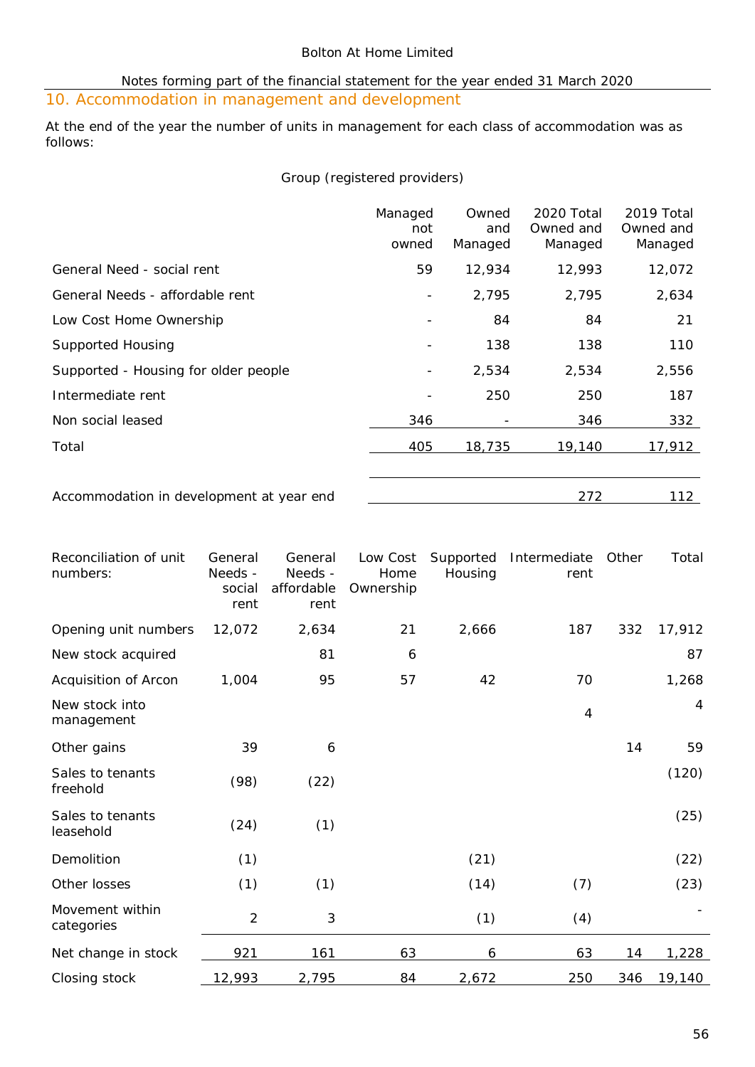## 10. Accommodation in management and development

At the end of the year the number of units in management for each class of accommodation was as follows:

Group (registered providers)

| | Managed not owned | Owned and Managed | 2020 Total Owned and Managed | 2019 Total Owned and Managed |
|---|---|---|---|---|
| General Need - social rent | 59 | 12,934 | 12,993 | 12,072 |
| General Needs - affordable rent | - | 2,795 | 2,795 | 2,634 |
| Low Cost Home Ownership | - | 84 | 84 | 21 |
| Supported Housing | - | 138 | 138 | 110 |
| Supported - Housing for older people | - | 2,534 | 2,534 | 2,556 |
| Intermediate rent | - | 250 | 250 | 187 |
| Non social leased | 346 | - | 346 | 332 |
| Total | 405 | 18,735 | 19,140 | 17,912 |
| | | | | |
| Accommodation in development at year end | | | 272 | 112 |

| Reconciliation of unit numbers: | General Needs - social rent | General Needs - affordable rent | Low Cost Home Ownership | Supported Housing | Intermediate rent | Other | Total |
|---|---|---|---|---|---|---|---|
| Opening unit numbers | 12,072 | 2,634 | 21 | 2,666 | 187 | 332 | 17,912 |
| New stock acquired | | 81 | 6 | | | | 87 |
| Acquisition of Arcon | 1,004 | 95 | 57 | 42 | 70 | | 1,268 |
| New stock into management | | | | | 4 | | 4 |
| Other gains | 39 | 6 | | | | 14 | 59 |
| Sales to tenants freehold | (98) | (22) | | | | | (120) |
| Sales to tenants leasehold | (24) | (1) | | | | | (25) |
| Demolition | (1) | | | (21) | | | (22) |
| Other losses | (1) | (1) | | (14) | (7) | | (23) |
| Movement within categories | 2 | 3 | | (1) | (4) | | - |
| Net change in stock | 921 | 161 | 63 | 6 | 63 | 14 | 1,228 |
| Closing stock | 12,993 | 2,795 | 84 | 2,672 | 250 | 346 | 19,140 |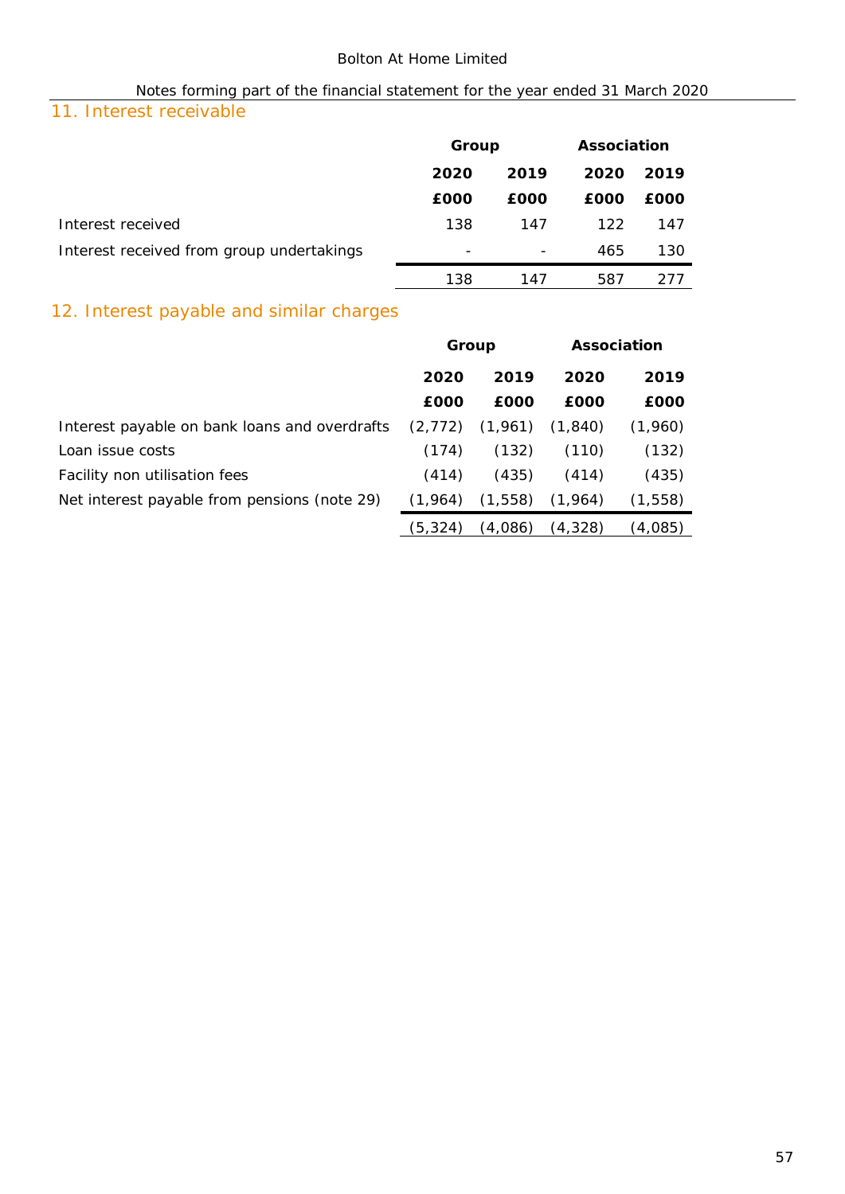## 11. Interest receivable

| | Group | | Association | |
|---|---|---|---|---|
| | 2020 | 2019 | 2020 | 2019 |
| | £000 | £000 | £000 | £000 |
| Interest received | 138 | 147 | 122 | 147 |
| Interest received from group undertakings | - | - | 465 | 130 |
| | 138 | 147 | 587 | 277 |

## 12. Interest payable and similar charges

| | Group | | Association | |
|---|---|---|---|---|
| | 2020 | 2019 | 2020 | 2019 |
| | £000 | £000 | £000 | £000 |
| Interest payable on bank loans and overdrafts | (2,772) | (1,961) | (1,840) | (1,960) |
| Loan issue costs | (174) | (132) | (110) | (132) |
| Facility non utilisation fees | (414) | (435) | (414) | (435) |
| Net interest payable from pensions (note 29) | (1,964) | (1,558) | (1,964) | (1,558) |
| | (5,324) | (4,086) | (4,328) | (4,085) |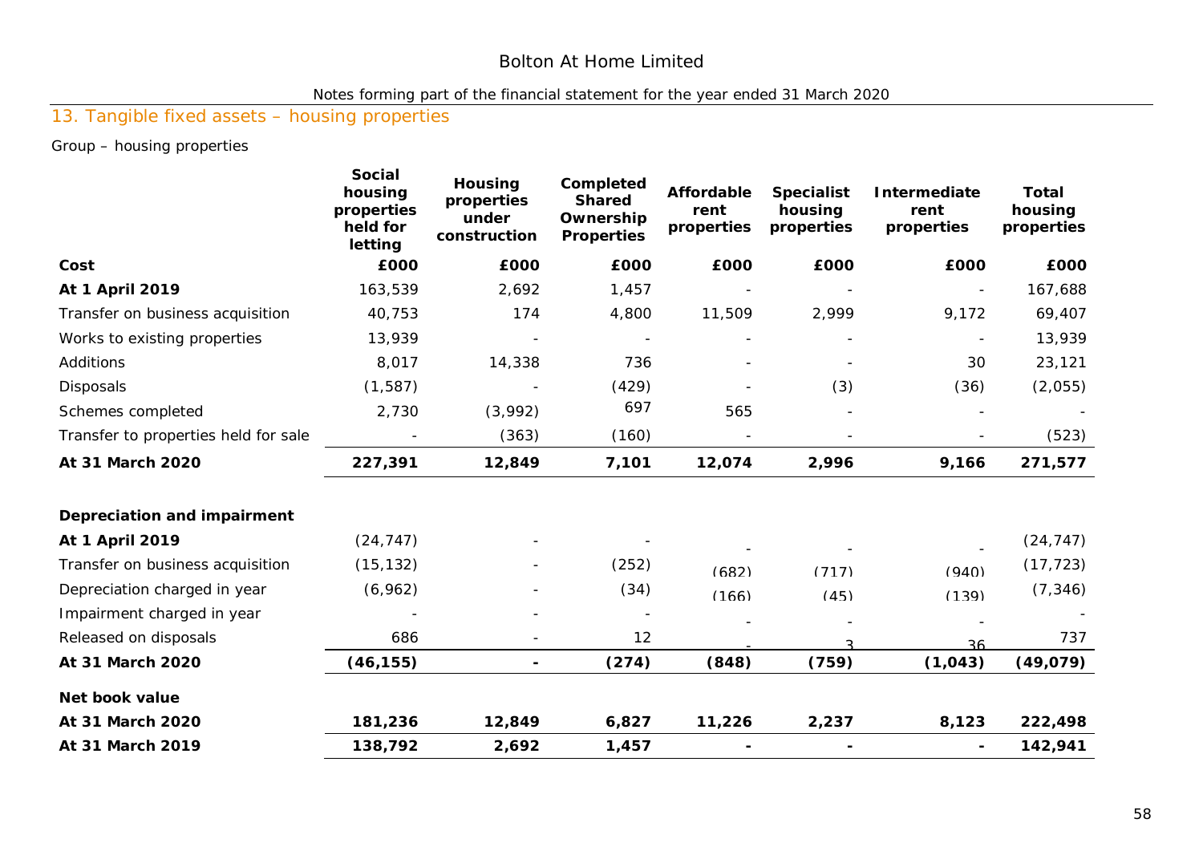Notes forming part of the financial statement for the year ended 31 March 2020

## 13. Tangible fixed assets – housing properties

Group – housing properties

| | Social housing properties held for letting | Housing properties under construction | Completed Shared Ownership Properties | Affordable rent properties | Specialist housing properties | Intermediate rent properties | Total housing properties |
|---|---|---|---|---|---|---|---|
| **Cost** | **£000** | **£000** | **£000** | **£000** | **£000** | **£000** | **£000** |
| **At 1 April 2019** | 163,539 | 2,692 | 1,457 | - | - | - | 167,688 |
| Transfer on business acquisition | 40,753 | 174 | 4,800 | 11,509 | 2,999 | 9,172 | 69,407 |
| Works to existing properties | 13,939 | - | - | - | - | - | 13,939 |
| Additions | 8,017 | 14,338 | 736 | - | - | 30 | 23,121 |
| Disposals | (1,587) | - | (429) | - | (3) | (36) | (2,055) |
| Schemes completed | 2,730 | (3,992) | 697 | 565 | - | - | - |
| Transfer to properties held for sale | - | (363) | (160) | - | - | - | (523) |
| **At 31 March 2020** | **227,391** | **12,849** | **7,101** | **12,074** | **2,996** | **9,166** | **271,577** |
| | | | | | | | |
| **Depreciation and impairment** | | | | | | | |
| **At 1 April 2019** | (24,747) | - | - | - | - | - | (24,747) |
| Transfer on business acquisition | (15,132) | - | (252) | (682) | (717) | (940) | (17,723) |
| Depreciation charged in year | (6,962) | - | (34) | (166) | (45) | (139) | (7,346) |
| Impairment charged in year | - | - | - | - | - | - | - |
| Released on disposals | 686 | - | 12 | - | 3 | 36 | 737 |
| **At 31 March 2020** | **(46,155)** | **-** | **(274)** | **(848)** | **(759)** | **(1,043)** | **(49,079)** |
| | | | | | | | |
| **Net book value** | | | | | | | |
| **At 31 March 2020** | **181,236** | **12,849** | **6,827** | **11,226** | **2,237** | **8,123** | **222,498** |
| **At 31 March 2019** | **138,792** | **2,692** | **1,457** | **-** | **-** | **-** | **142,941** |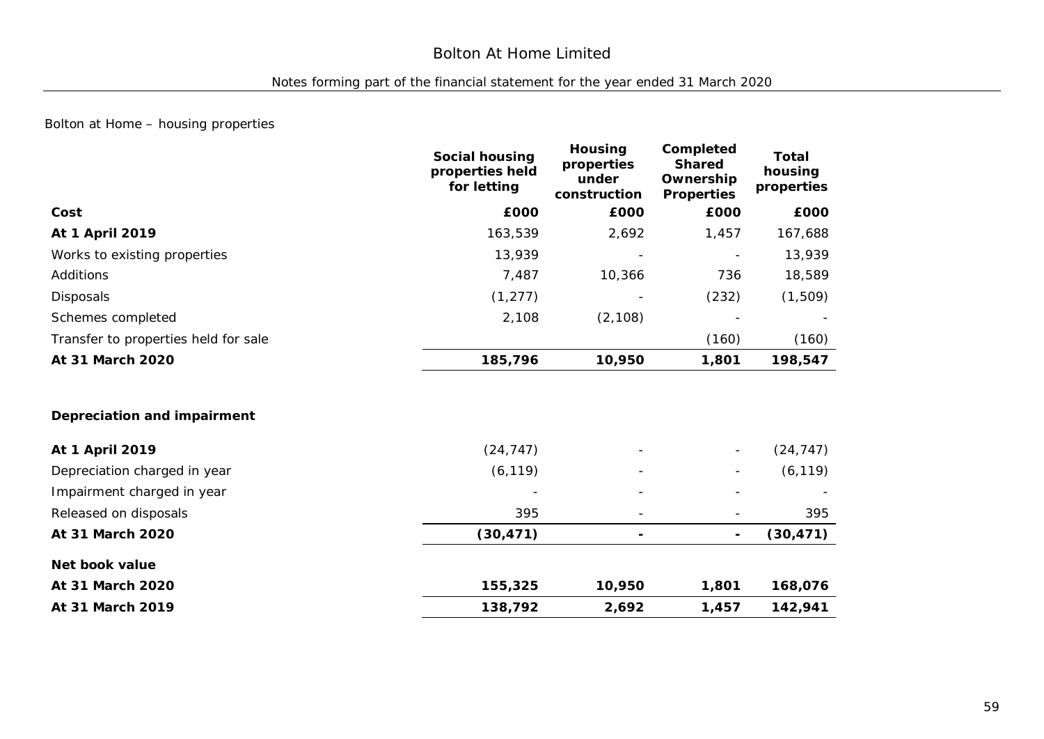Bolton at Home – housing properties

| | Social housing properties held for letting | Housing properties under construction | Completed Shared Ownership Properties | Total housing properties |
|---|---|---|---|---|
| **Cost** | **£000** | **£000** | **£000** | **£000** |
| **At 1 April 2019** | 163,539 | 2,692 | 1,457 | 167,688 |
| Works to existing properties | 13,939 | - | - | 13,939 |
| Additions | 7,487 | 10,366 | 736 | 18,589 |
| Disposals | (1,277) | - | (232) | (1,509) |
| Schemes completed | 2,108 | (2,108) | - | - |
| Transfer to properties held for sale | | | (160) | (160) |
| **At 31 March 2020** | **185,796** | **10,950** | **1,801** | **198,547** |
| | | | | |
| **Depreciation and impairment** | | | | |
| **At 1 April 2019** | (24,747) | - | - | (24,747) |
| Depreciation charged in year | (6,119) | - | - | (6,119) |
| Impairment charged in year | - | - | - | - |
| Released on disposals | 395 | - | - | 395 |
| **At 31 March 2020** | **(30,471)** | **-** | **-** | **(30,471)** |
| **Net book value** | | | | |
| **At 31 March 2020** | **155,325** | **10,950** | **1,801** | **168,076** |
| **At 31 March 2019** | **138,792** | **2,692** | **1,457** | **142,941** |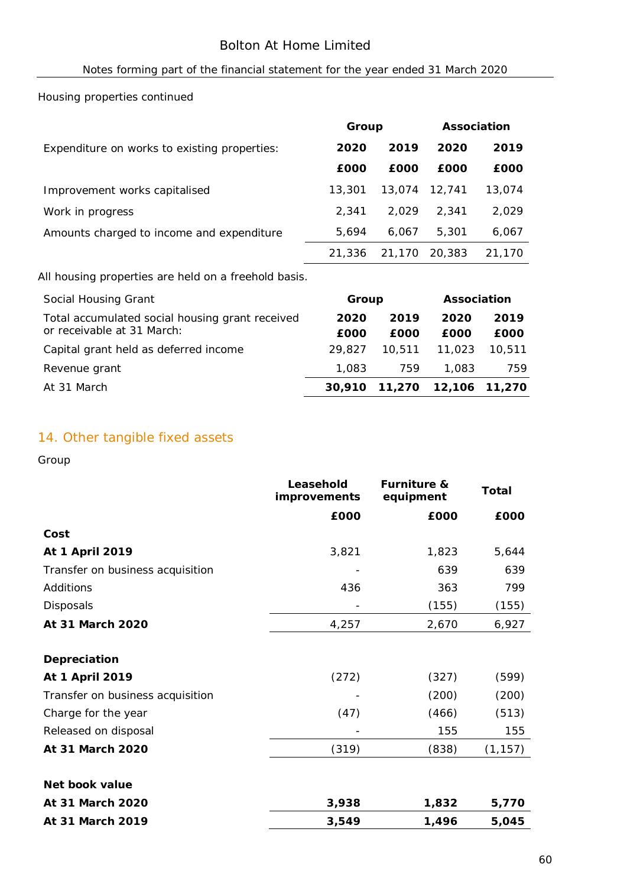Housing properties continued

| Expenditure on works to existing properties: | Group | | Association | |
|---|---|---|---|---|
| | 2020 | 2019 | 2020 | 2019 |
| | £000 | £000 | £000 | £000 |
| Improvement works capitalised | 13,301 | 13,074 | 12,741 | 13,074 |
| Work in progress | 2,341 | 2,029 | 2,341 | 2,029 |
| Amounts charged to income and expenditure | 5,694 | 6,067 | 5,301 | 6,067 |
| | 21,336 | 21,170 | 20,383 | 21,170 |

All housing properties are held on a freehold basis.

| Social Housing Grant | Group | | Association | |
|---|---|---|---|---|
| Total accumulated social housing grant received or receivable at 31 March: | 2020 £000 | 2019 £000 | 2020 £000 | 2019 £000 |
| Capital grant held as deferred income | 29,827 | 10,511 | 11,023 | 10,511 |
| Revenue grant | 1,083 | 759 | 1,083 | 759 |
| At 31 March | **30,910** | **11,270** | **12,106** | **11,270** |

## 14. Other tangible fixed assets

Group

| | Leasehold improvements | Furniture & equipment | Total |
|---|---|---|---|
| | £000 | £000 | £000 |
| **Cost** | | | |
| **At 1 April 2019** | 3,821 | 1,823 | 5,644 |
| Transfer on business acquisition | - | 639 | 639 |
| Additions | 436 | 363 | 799 |
| Disposals | - | (155) | (155) |
| **At 31 March 2020** | 4,257 | 2,670 | 6,927 |
| | | | |
| **Depreciation** | | | |
| **At 1 April 2019** | (272) | (327) | (599) |
| Transfer on business acquisition | - | (200) | (200) |
| Charge for the year | (47) | (466) | (513) |
| Released on disposal | - | 155 | 155 |
| **At 31 March 2020** | (319) | (838) | (1,157) |
| | | | |
| **Net book value** | | | |
| **At 31 March 2020** | **3,938** | **1,832** | **5,770** |
| **At 31 March 2019** | **3,549** | **1,496** | **5,045** |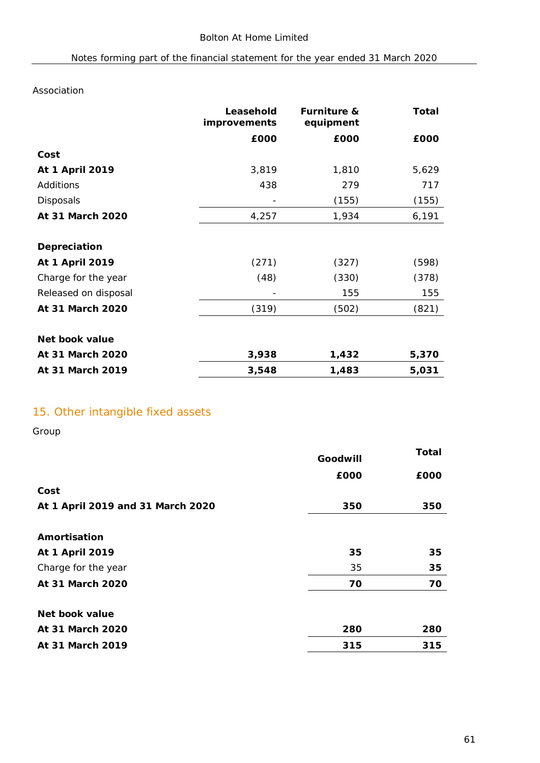Association

| | Leasehold improvements | Furniture & equipment | Total |
|---|---|---|---|
| | **£000** | **£000** | **£000** |
| **Cost** | | | |
| **At 1 April 2019** | 3,819 | 1,810 | 5,629 |
| Additions | 438 | 279 | 717 |
| Disposals | - | (155) | (155) |
| **At 31 March 2020** | 4,257 | 1,934 | 6,191 |
| | | | |
| **Depreciation** | | | |
| **At 1 April 2019** | (271) | (327) | (598) |
| Charge for the year | (48) | (330) | (378) |
| Released on disposal | - | 155 | 155 |
| **At 31 March 2020** | (319) | (502) | (821) |
| | | | |
| **Net book value** | | | |
| **At 31 March 2020** | **3,938** | **1,432** | **5,370** |
| **At 31 March 2019** | **3,548** | **1,483** | **5,031** |

## 15. Other intangible fixed assets

Group

| | Goodwill | Total |
|---|---|---|
| | **£000** | **£000** |
| **Cost** | | |
| **At 1 April 2019 and 31 March 2020** | **350** | **350** |
| | | |
| **Amortisation** | | |
| **At 1 April 2019** | **35** | **35** |
| Charge for the year | 35 | **35** |
| **At 31 March 2020** | **70** | **70** |
| | | |
| **Net book value** | | |
| **At 31 March 2020** | **280** | **280** |
| **At 31 March 2019** | **315** | **315** |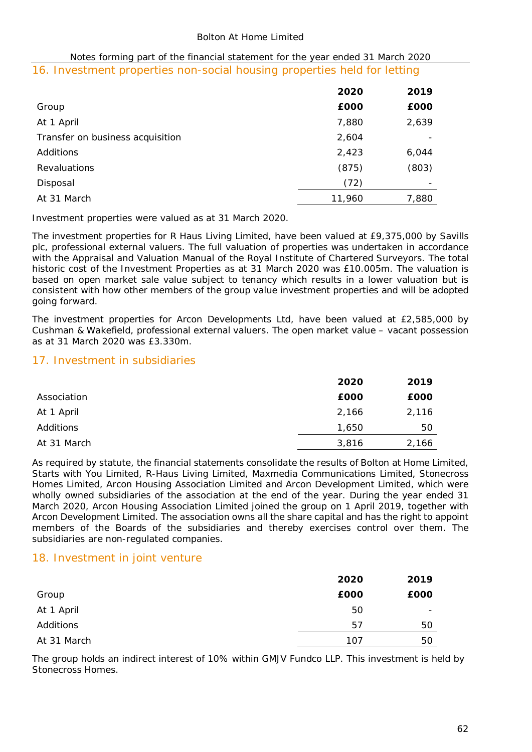## 16. Investment properties non-social housing properties held for letting

| | 2020 | 2019 |
|---|---|---|
| Group | £000 | £000 |
| At 1 April | 7,880 | 2,639 |
| Transfer on business acquisition | 2,604 | - |
| Additions | 2,423 | 6,044 |
| Revaluations | (875) | (803) |
| Disposal | (72) | - |
| At 31 March | 11,960 | 7,880 |

Investment properties were valued as at 31 March 2020.

The investment properties for R Haus Living Limited, have been valued at £9,375,000 by Savills plc, professional external valuers. The full valuation of properties was undertaken in accordance with the Appraisal and Valuation Manual of the Royal Institute of Chartered Surveyors. The total historic cost of the Investment Properties as at 31 March 2020 was £10.005m. The valuation is based on open market sale value subject to tenancy which results in a lower valuation but is consistent with how other members of the group value investment properties and will be adopted going forward.

The investment properties for Arcon Developments Ltd, have been valued at £2,585,000 by Cushman & Wakefield, professional external valuers. The open market value – vacant possession as at 31 March 2020 was £3.330m.

## 17. Investment in subsidiaries

| | 2020 | 2019 |
|---|---|---|
| Association | £000 | £000 |
| At 1 April | 2,166 | 2,116 |
| Additions | 1,650 | 50 |
| At 31 March | 3,816 | 2,166 |

As required by statute, the financial statements consolidate the results of Bolton at Home Limited, Starts with You Limited, R-Haus Living Limited, Maxmedia Communications Limited, Stonecross Homes Limited, Arcon Housing Association Limited and Arcon Development Limited, which were wholly owned subsidiaries of the association at the end of the year. During the year ended 31 March 2020, Arcon Housing Association Limited joined the group on 1 April 2019, together with Arcon Development Limited. The association owns all the share capital and has the right to appoint members of the Boards of the subsidiaries and thereby exercises control over them. The subsidiaries are non-regulated companies.

## 18. Investment in joint venture

| | 2020 | 2019 |
|---|---|---|
| Group | £000 | £000 |
| At 1 April | 50 | - |
| Additions | 57 | 50 |
| At 31 March | 107 | 50 |

The group holds an indirect interest of 10% within GMJV Fundco LLP. This investment is held by Stonecross Homes.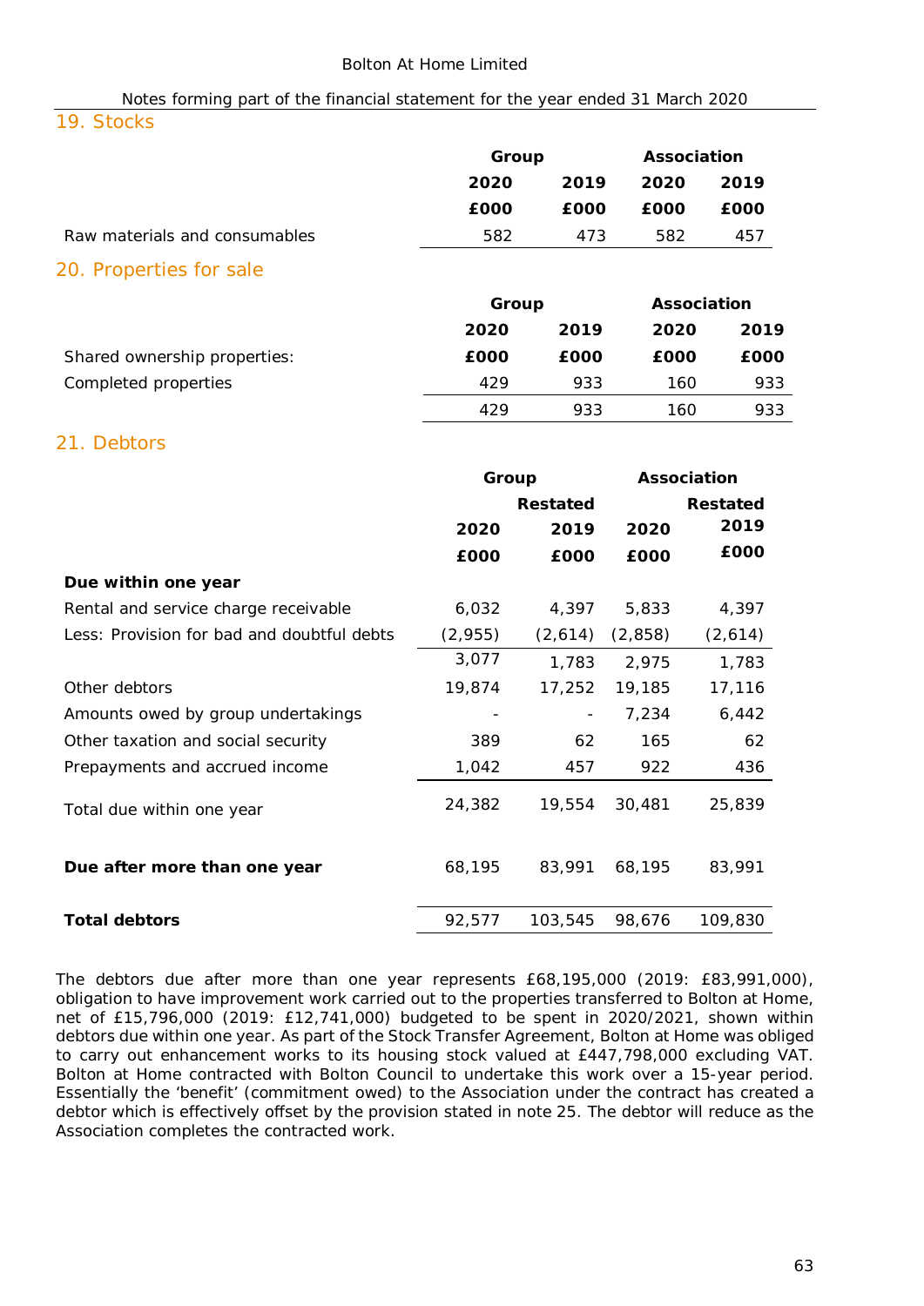## 19. Stocks

| | Group | | Association | |
|---|---|---|---|---|
| | 2020 | 2019 | 2020 | 2019 |
| | £000 | £000 | £000 | £000 |
| Raw materials and consumables | 582 | 473 | 582 | 457 |

## 20. Properties for sale

| | Group | | Association | |
|---|---|---|---|---|
| | 2020 | 2019 | 2020 | 2019 |
| Shared ownership properties: | £000 | £000 | £000 | £000 |
| Completed properties | 429 | 933 | 160 | 933 |
| | 429 | 933 | 160 | 933 |

## 21. Debtors

| | Group | | Association | |
|---|---|---|---|---|
| | | Restated | | Restated |
| | 2020 | 2019 | 2020 | 2019 |
| | £000 | £000 | £000 | £000 |
| **Due within one year** | | | | |
| Rental and service charge receivable | 6,032 | 4,397 | 5,833 | 4,397 |
| Less: Provision for bad and doubtful debts | (2,955) | (2,614) | (2,858) | (2,614) |
| | 3,077 | 1,783 | 2,975 | 1,783 |
| Other debtors | 19,874 | 17,252 | 19,185 | 17,116 |
| Amounts owed by group undertakings | - | - | 7,234 | 6,442 |
| Other taxation and social security | 389 | 62 | 165 | 62 |
| Prepayments and accrued income | 1,042 | 457 | 922 | 436 |
| Total due within one year | 24,382 | 19,554 | 30,481 | 25,839 |
| **Due after more than one year** | 68,195 | 83,991 | 68,195 | 83,991 |
| **Total debtors** | 92,577 | 103,545 | 98,676 | 109,830 |

The debtors due after more than one year represents £68,195,000 (2019: £83,991,000), obligation to have improvement work carried out to the properties transferred to Bolton at Home, net of £15,796,000 (2019: £12,741,000) budgeted to be spent in 2020/2021, shown within debtors due within one year. As part of the Stock Transfer Agreement, Bolton at Home was obliged to carry out enhancement works to its housing stock valued at £447,798,000 excluding VAT. Bolton at Home contracted with Bolton Council to undertake this work over a 15-year period. Essentially the 'benefit' (commitment owed) to the Association under the contract has created a debtor which is effectively offset by the provision stated in note 25. The debtor will reduce as the Association completes the contracted work.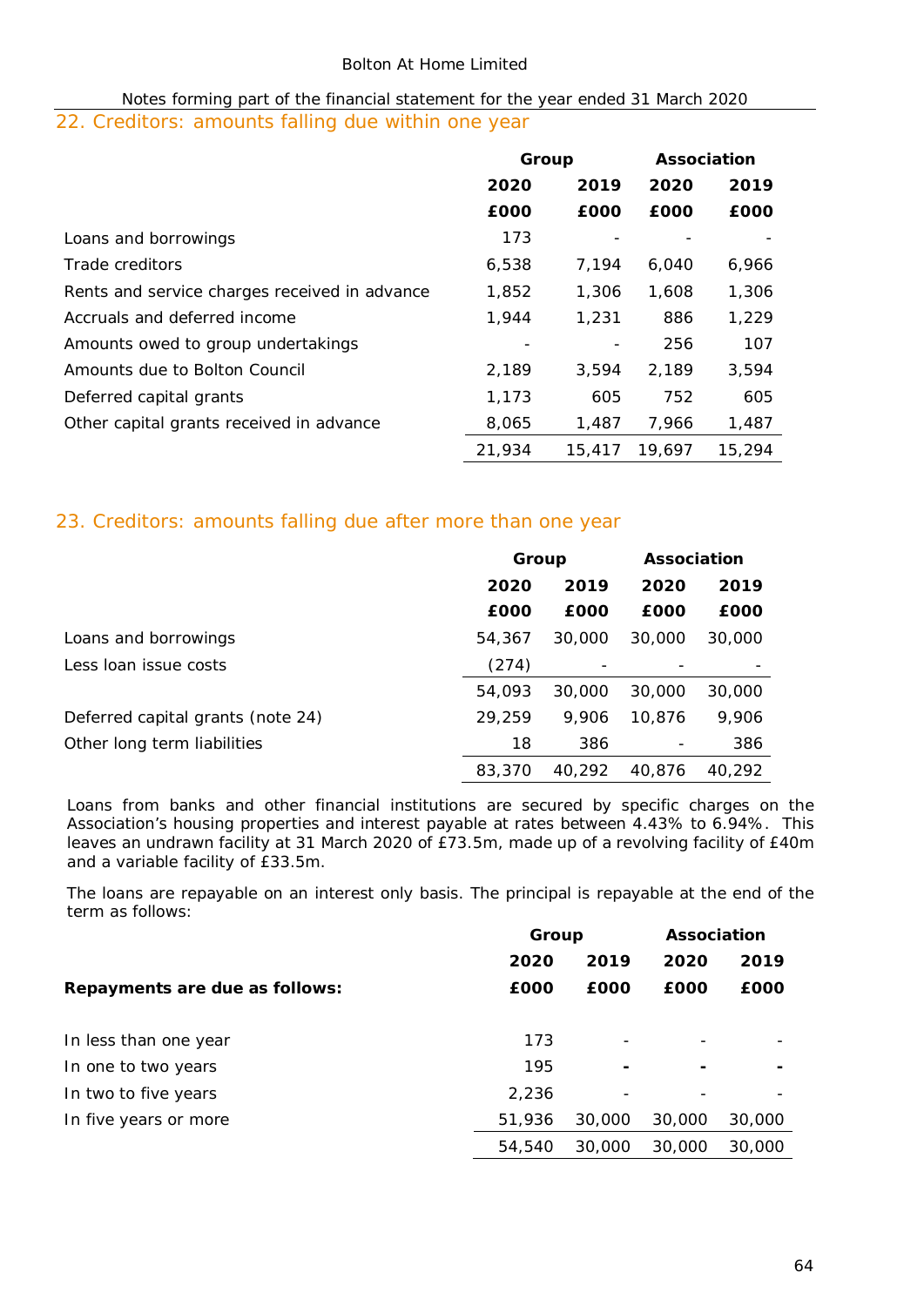## 22. Creditors: amounts falling due within one year

| | Group | | Association | |
|---|---|---|---|---|
| | **2020** | **2019** | **2020** | **2019** |
| | **£000** | **£000** | **£000** | **£000** |
| Loans and borrowings | 173 | - | - | - |
| Trade creditors | 6,538 | 7,194 | 6,040 | 6,966 |
| Rents and service charges received in advance | 1,852 | 1,306 | 1,608 | 1,306 |
| Accruals and deferred income | 1,944 | 1,231 | 886 | 1,229 |
| Amounts owed to group undertakings | - | - | 256 | 107 |
| Amounts due to Bolton Council | 2,189 | 3,594 | 2,189 | 3,594 |
| Deferred capital grants | 1,173 | 605 | 752 | 605 |
| Other capital grants received in advance | 8,065 | 1,487 | 7,966 | 1,487 |
| | 21,934 | 15,417 | 19,697 | 15,294 |

## 23. Creditors: amounts falling due after more than one year

| | Group | | Association | |
|---|---|---|---|---|
| | **2020** | **2019** | **2020** | **2019** |
| | **£000** | **£000** | **£000** | **£000** |
| Loans and borrowings | 54,367 | 30,000 | 30,000 | 30,000 |
| Less loan issue costs | (274) | - | - | - |
| | 54,093 | 30,000 | 30,000 | 30,000 |
| Deferred capital grants (note 24) | 29,259 | 9,906 | 10,876 | 9,906 |
| Other long term liabilities | 18 | 386 | - | 386 |
| | 83,370 | 40,292 | 40,876 | 40,292 |

Loans from banks and other financial institutions are secured by specific charges on the Association's housing properties and interest payable at rates between 4.43% to 6.94%. This leaves an undrawn facility at 31 March 2020 of £73.5m, made up of a revolving facility of £40m and a variable facility of £33.5m.

The loans are repayable on an interest only basis. The principal is repayable at the end of the term as follows:

| | Group | | Association | |
|---|---|---|---|---|
| | **2020** | **2019** | **2020** | **2019** |
| **Repayments are due as follows:** | **£000** | **£000** | **£000** | **£000** |
| In less than one year | 173 | - | - | - |
| In one to two years | 195 | - | - | - |
| In two to five years | 2,236 | - | - | - |
| In five years or more | 51,936 | 30,000 | 30,000 | 30,000 |
| | 54,540 | 30,000 | 30,000 | 30,000 |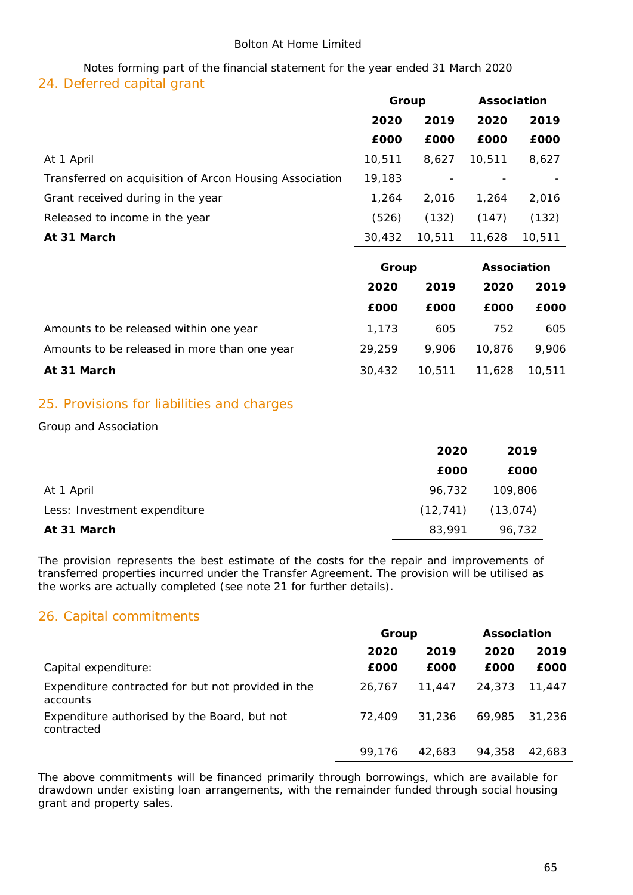## 24. Deferred capital grant

| | Group | | Association | |
|---|---|---|---|---|
| | 2020 | 2019 | 2020 | 2019 |
| | £000 | £000 | £000 | £000 |
| At 1 April | 10,511 | 8,627 | 10,511 | 8,627 |
| Transferred on acquisition of Arcon Housing Association | 19,183 | - | - | - |
| Grant received during in the year | 1,264 | 2,016 | 1,264 | 2,016 |
| Released to income in the year | (526) | (132) | (147) | (132) |
| **At 31 March** | 30,432 | 10,511 | 11,628 | 10,511 |

| | Group | | Association | |
|---|---|---|---|---|
| | 2020 | 2019 | 2020 | 2019 |
| | £000 | £000 | £000 | £000 |
| Amounts to be released within one year | 1,173 | 605 | 752 | 605 |
| Amounts to be released in more than one year | 29,259 | 9,906 | 10,876 | 9,906 |
| **At 31 March** | 30,432 | 10,511 | 11,628 | 10,511 |

## 25. Provisions for liabilities and charges

Group and Association

| | 2020 | 2019 |
|---|---|---|
| | £000 | £000 |
| At 1 April | 96,732 | 109,806 |
| Less: Investment expenditure | (12,741) | (13,074) |
| **At 31 March** | 83,991 | 96,732 |

The provision represents the best estimate of the costs for the repair and improvements of transferred properties incurred under the Transfer Agreement. The provision will be utilised as the works are actually completed (see note 21 for further details).

## 26. Capital commitments

| | Group | | Association | |
|---|---|---|---|---|
| | 2020 | 2019 | 2020 | 2019 |
| Capital expenditure: | £000 | £000 | £000 | £000 |
| Expenditure contracted for but not provided in the accounts | 26,767 | 11,447 | 24,373 | 11,447 |
| Expenditure authorised by the Board, but not contracted | 72,409 | 31,236 | 69,985 | 31,236 |
| | 99,176 | 42,683 | 94,358 | 42,683 |

The above commitments will be financed primarily through borrowings, which are available for drawdown under existing loan arrangements, with the remainder funded through social housing grant and property sales.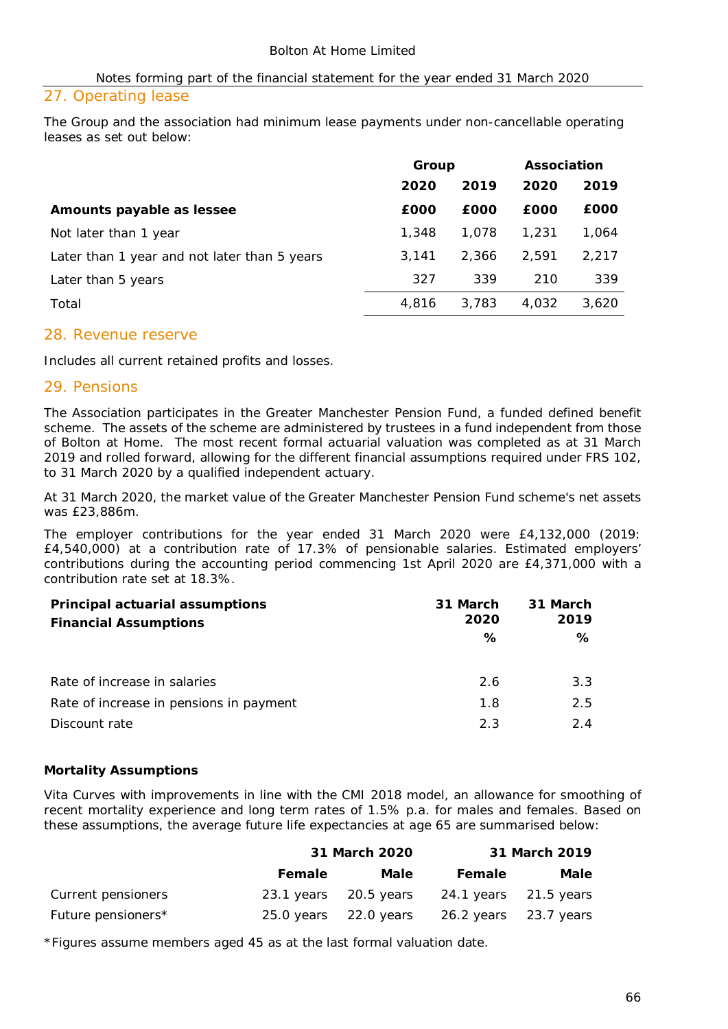## 27. Operating lease

The Group and the association had minimum lease payments under non-cancellable operating leases as set out below:

| | Group | | Association | |
|---|---|---|---|---|
| | 2020 | 2019 | 2020 | 2019 |
| **Amounts payable as lessee** | **£000** | **£000** | **£000** | **£000** |
| Not later than 1 year | 1,348 | 1,078 | 1,231 | 1,064 |
| Later than 1 year and not later than 5 years | 3,141 | 2,366 | 2,591 | 2,217 |
| Later than 5 years | 327 | 339 | 210 | 339 |
| Total | 4,816 | 3,783 | 4,032 | 3,620 |

## 28. Revenue reserve

Includes all current retained profits and losses.

## 29. Pensions

The Association participates in the Greater Manchester Pension Fund, a funded defined benefit scheme. The assets of the scheme are administered by trustees in a fund independent from those of Bolton at Home. The most recent formal actuarial valuation was completed as at 31 March 2019 and rolled forward, allowing for the different financial assumptions required under FRS 102, to 31 March 2020 by a qualified independent actuary.

At 31 March 2020, the market value of the Greater Manchester Pension Fund scheme's net assets was £23,886m.

The employer contributions for the year ended 31 March 2020 were £4,132,000 (2019: £4,540,000) at a contribution rate of 17.3% of pensionable salaries. Estimated employers' contributions during the accounting period commencing 1st April 2020 are £4,371,000 with a contribution rate set at 18.3%.

| **Principal actuarial assumptions**<br>**Financial Assumptions** | **31 March 2020** | **31 March 2019** |
|---|---|---|
| | **%** | **%** |
| Rate of increase in salaries | 2.6 | 3.3 |
| Rate of increase in pensions in payment | 1.8 | 2.5 |
| Discount rate | 2.3 | 2.4 |

**Mortality Assumptions**

Vita Curves with improvements in line with the CMI 2018 model, an allowance for smoothing of recent mortality experience and long term rates of 1.5% p.a. for males and females. Based on these assumptions, the average future life expectancies at age 65 are summarised below:

| | 31 March 2020 | | 31 March 2019 | |
|---|---|---|---|---|
| | **Female** | **Male** | **Female** | **Male** |
| Current pensioners | 23.1 years | 20.5 years | 24.1 years | 21.5 years |
| Future pensioners* | 25.0 years | 22.0 years | 26.2 years | 23.7 years |

*Figures assume members aged 45 as at the last formal valuation date.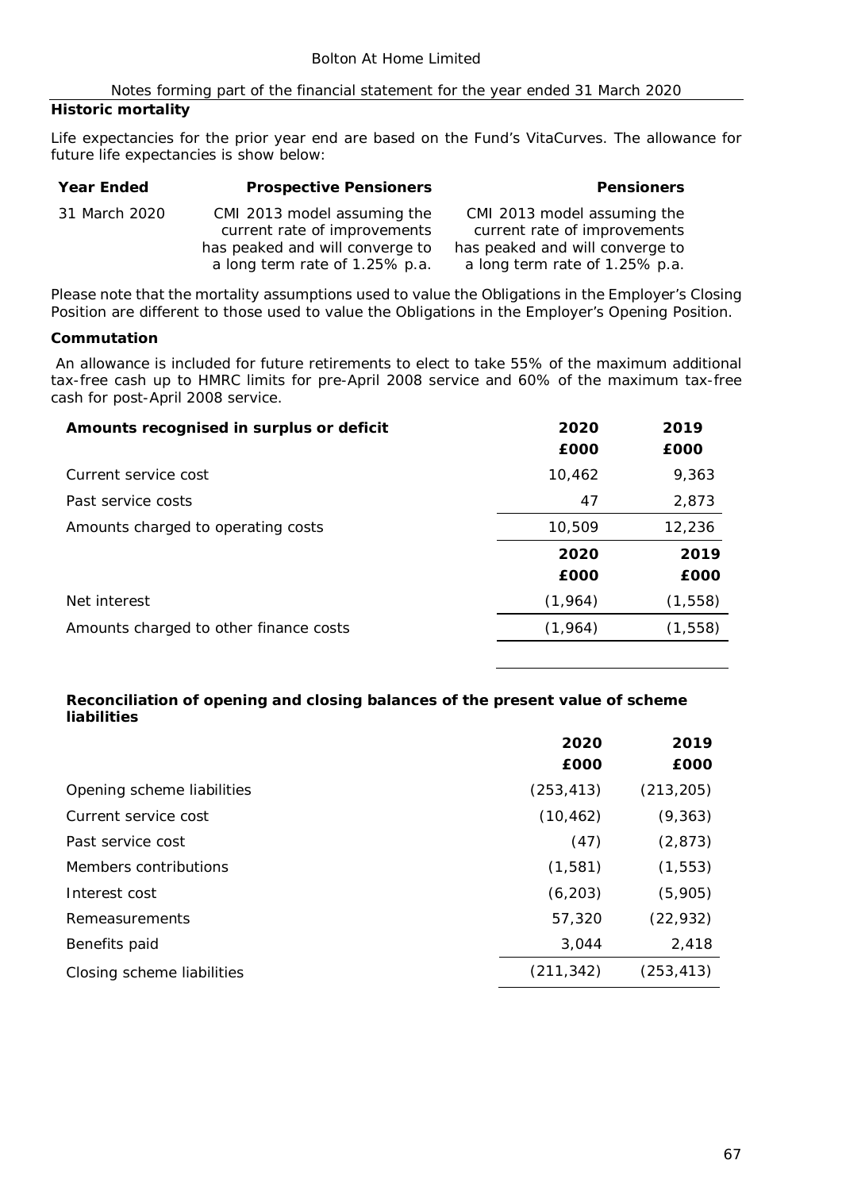Notes forming part of the financial statement for the year ended 31 March 2020

**Historic mortality**

Life expectancies for the prior year end are based on the Fund's VitaCurves. The allowance for future life expectancies is show below:

| Year Ended | Prospective Pensioners | Pensioners |
|---|---|---|
| 31 March 2020 | CMI 2013 model assuming the current rate of improvements has peaked and will converge to a long term rate of 1.25% p.a. | CMI 2013 model assuming the current rate of improvements has peaked and will converge to a long term rate of 1.25% p.a. |

Please note that the mortality assumptions used to value the Obligations in the Employer's Closing Position are different to those used to value the Obligations in the Employer's Opening Position.

**Commutation**

An allowance is included for future retirements to elect to take 55% of the maximum additional tax-free cash up to HMRC limits for pre-April 2008 service and 60% of the maximum tax-free cash for post-April 2008 service.

| Amounts recognised in surplus or deficit | 2020 £000 | 2019 £000 |
|---|---|---|
| Current service cost | 10,462 | 9,363 |
| Past service costs | 47 | 2,873 |
| Amounts charged to operating costs | 10,509 | 12,236 |

| | 2020 £000 | 2019 £000 |
|---|---|---|
| Net interest | (1,964) | (1,558) |
| Amounts charged to other finance costs | (1,964) | (1,558) |

**Reconciliation of opening and closing balances of the present value of scheme liabilities**

| | 2020 £000 | 2019 £000 |
|---|---|---|
| Opening scheme liabilities | (253,413) | (213,205) |
| Current service cost | (10,462) | (9,363) |
| Past service cost | (47) | (2,873) |
| Members contributions | (1,581) | (1,553) |
| Interest cost | (6,203) | (5,905) |
| Remeasurements | 57,320 | (22,932) |
| Benefits paid | 3,044 | 2,418 |
| Closing scheme liabilities | (211,342) | (253,413) |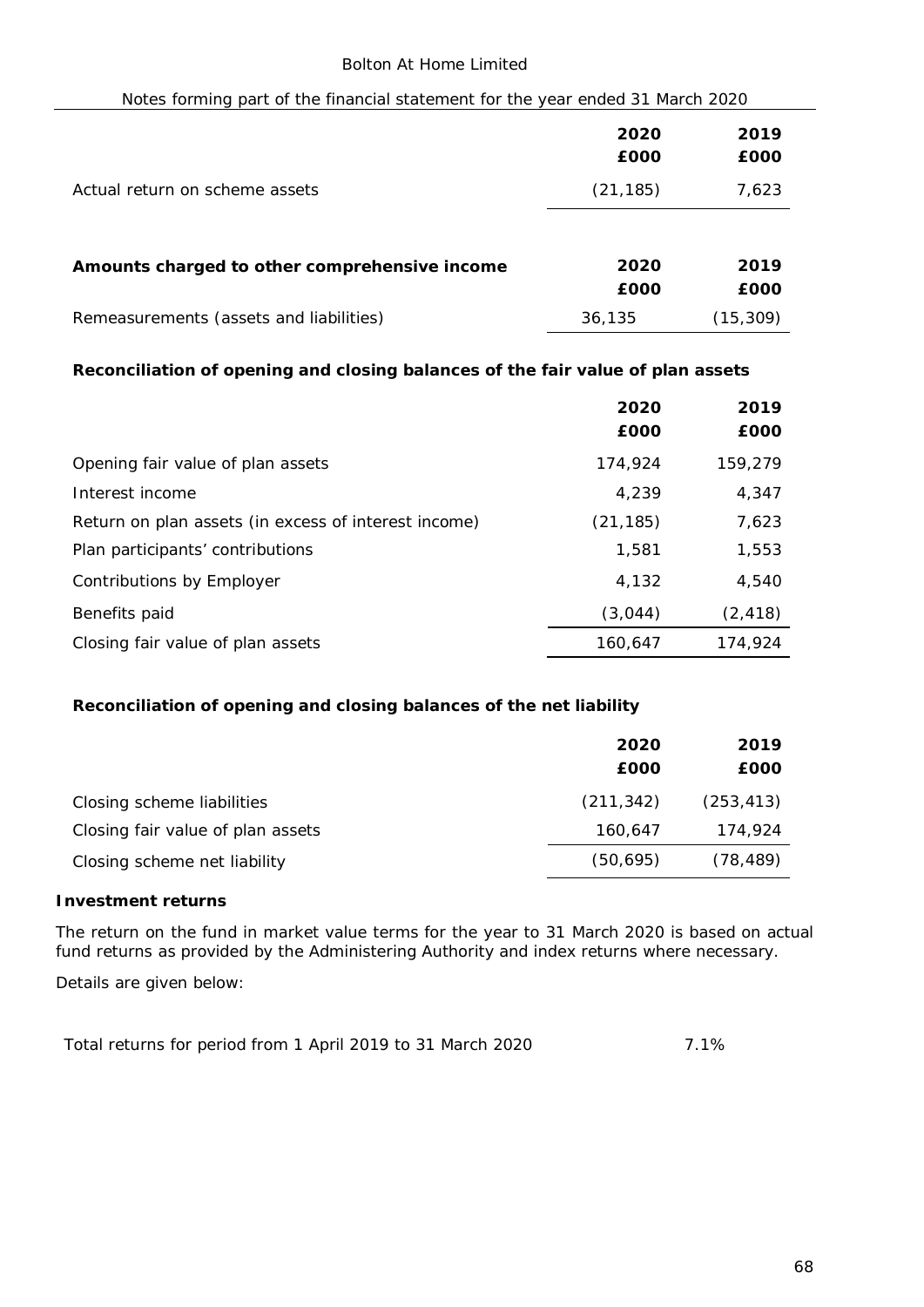| | 2020<br>£000 | 2019<br>£000 |
|---|---|---|
| Actual return on scheme assets | (21,185) | 7,623 |

| **Amounts charged to other comprehensive income** | **2020**<br>**£000** | **2019**<br>**£000** |
|---|---|---|
| Remeasurements (assets and liabilities) | 36,135 | (15,309) |

**Reconciliation of opening and closing balances of the fair value of plan assets**

| | **2020**<br>**£000** | **2019**<br>**£000** |
|---|---|---|
| Opening fair value of plan assets | 174,924 | 159,279 |
| Interest income | 4,239 | 4,347 |
| Return on plan assets (in excess of interest income) | (21,185) | 7,623 |
| Plan participants' contributions | 1,581 | 1,553 |
| Contributions by Employer | 4,132 | 4,540 |
| Benefits paid | (3,044) | (2,418) |
| Closing fair value of plan assets | 160,647 | 174,924 |

**Reconciliation of opening and closing balances of the net liability**

| | **2020**<br>**£000** | **2019**<br>**£000** |
|---|---|---|
| Closing scheme liabilities | (211,342) | (253,413) |
| Closing fair value of plan assets | 160,647 | 174,924 |
| Closing scheme net liability | (50,695) | (78,489) |

**Investment returns**

The return on the fund in market value terms for the year to 31 March 2020 is based on actual fund returns as provided by the Administering Authority and index returns where necessary.

Details are given below:

| | |
|---|---|
| Total returns for period from 1 April 2019 to 31 March 2020 | 7.1% |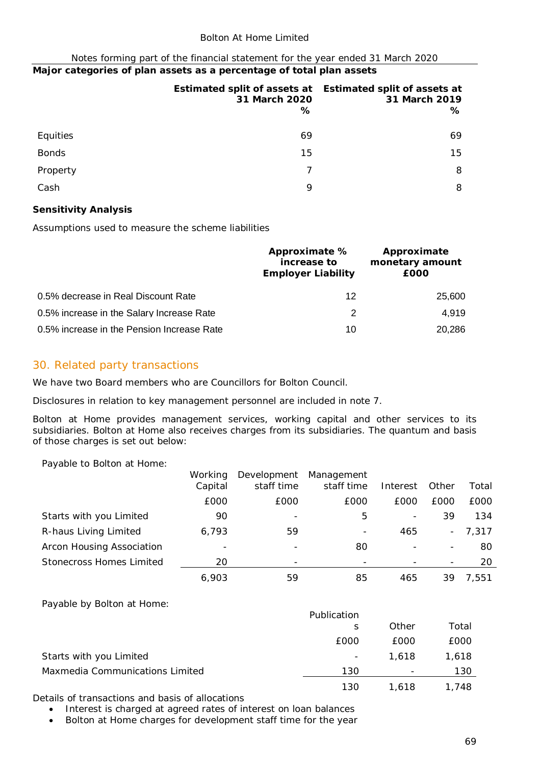**Major categories of plan assets as a percentage of total plan assets**

| | Estimated split of assets at 31 March 2020 % | Estimated split of assets at 31 March 2019 % |
|---|---|---|
| Equities | 69 | 69 |
| Bonds | 15 | 15 |
| Property | 7 | 8 |
| Cash | 9 | 8 |

**Sensitivity Analysis**

Assumptions used to measure the scheme liabilities

| | Approximate % increase to Employer Liability | Approximate monetary amount £000 |
|---|---|---|
| 0.5% decrease in Real Discount Rate | 12 | 25,600 |
| 0.5% increase in the Salary Increase Rate | 2 | 4,919 |
| 0.5% increase in the Pension Increase Rate | 10 | 20,286 |

## 30. Related party transactions

We have two Board members who are Councillors for Bolton Council.

Disclosures in relation to key management personnel are included in note 7.

Bolton at Home provides management services, working capital and other services to its subsidiaries. Bolton at Home also receives charges from its subsidiaries. The quantum and basis of those charges is set out below:

Payable to Bolton at Home:

| | Working Capital | Development staff time | Management staff time | Interest | Other | Total |
|---|---|---|---|---|---|---|
| | £000 | £000 | £000 | £000 | £000 | £000 |
| Starts with you Limited | 90 | - | 5 | - | 39 | 134 |
| R-haus Living Limited | 6,793 | 59 | - | 465 | - | 7,317 |
| Arcon Housing Association | - | - | 80 | - | - | 80 |
| Stonecross Homes Limited | 20 | - | - | - | - | 20 |
| | 6,903 | 59 | 85 | 465 | 39 | 7,551 |

Payable by Bolton at Home:

| | Publications | Other | Total |
|---|---|---|---|
| | £000 | £000 | £000 |
| Starts with you Limited | - | 1,618 | 1,618 |
| Maxmedia Communications Limited | 130 | - | 130 |
| | 130 | 1,618 | 1,748 |

Details of transactions and basis of allocations

- Interest is charged at agreed rates of interest on loan balances
- Bolton at Home charges for development staff time for the year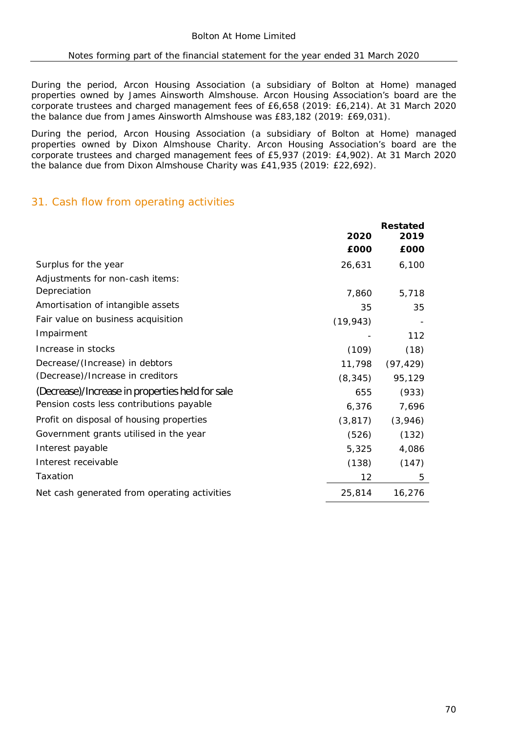During the period, Arcon Housing Association (a subsidiary of Bolton at Home) managed properties owned by James Ainsworth Almshouse. Arcon Housing Association's board are the corporate trustees and charged management fees of £6,658 (2019: £6,214). At 31 March 2020 the balance due from James Ainsworth Almshouse was £83,182 (2019: £69,031).

During the period, Arcon Housing Association (a subsidiary of Bolton at Home) managed properties owned by Dixon Almshouse Charity. Arcon Housing Association's board are the corporate trustees and charged management fees of £5,937 (2019: £4,902). At 31 March 2020 the balance due from Dixon Almshouse Charity was £41,935 (2019: £22,692).

## 31. Cash flow from operating activities

| | 2020 | Restated 2019 |
|---|---|---|
| | £000 | £000 |
| Surplus for the year | 26,631 | 6,100 |
| Adjustments for non-cash items: | | |
| Depreciation | 7,860 | 5,718 |
| Amortisation of intangible assets | 35 | 35 |
| Fair value on business acquisition | (19,943) | - |
| Impairment | - | 112 |
| Increase in stocks | (109) | (18) |
| Decrease/(Increase) in debtors | 11,798 | (97,429) |
| (Decrease)/Increase in creditors | (8,345) | 95,129 |
| (Decrease)/Increase in properties held for sale | 655 | (933) |
| Pension costs less contributions payable | 6,376 | 7,696 |
| Profit on disposal of housing properties | (3,817) | (3,946) |
| Government grants utilised in the year | (526) | (132) |
| Interest payable | 5,325 | 4,086 |
| Interest receivable | (138) | (147) |
| Taxation | 12 | 5 |
| Net cash generated from operating activities | 25,814 | 16,276 |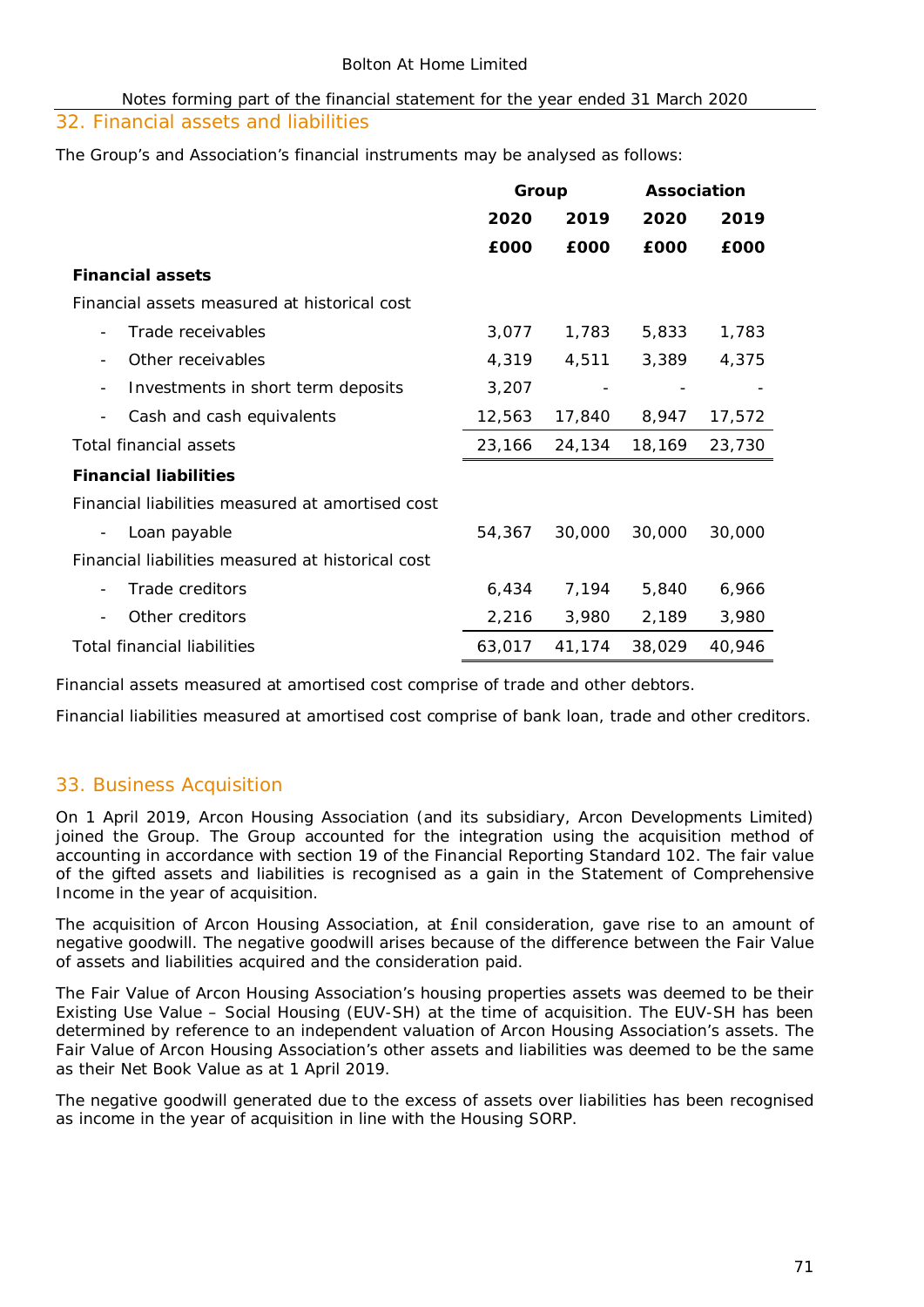## 32. Financial assets and liabilities

The Group's and Association's financial instruments may be analysed as follows:

| | Group | | Association | |
|---|---|---|---|---|
| | 2020 | 2019 | 2020 | 2019 |
| | £000 | £000 | £000 | £000 |
| **Financial assets** | | | | |
| Financial assets measured at historical cost | | | | |
| - Trade receivables | 3,077 | 1,783 | 5,833 | 1,783 |
| - Other receivables | 4,319 | 4,511 | 3,389 | 4,375 |
| - Investments in short term deposits | 3,207 | - | - | - |
| - Cash and cash equivalents | 12,563 | 17,840 | 8,947 | 17,572 |
| Total financial assets | 23,166 | 24,134 | 18,169 | 23,730 |
| **Financial liabilities** | | | | |
| Financial liabilities measured at amortised cost | | | | |
| - Loan payable | 54,367 | 30,000 | 30,000 | 30,000 |
| Financial liabilities measured at historical cost | | | | |
| - Trade creditors | 6,434 | 7,194 | 5,840 | 6,966 |
| - Other creditors | 2,216 | 3,980 | 2,189 | 3,980 |
| Total financial liabilities | 63,017 | 41,174 | 38,029 | 40,946 |

Financial assets measured at amortised cost comprise of trade and other debtors.

Financial liabilities measured at amortised cost comprise of bank loan, trade and other creditors.

## 33. Business Acquisition

On 1 April 2019, Arcon Housing Association (and its subsidiary, Arcon Developments Limited) joined the Group. The Group accounted for the integration using the acquisition method of accounting in accordance with section 19 of the Financial Reporting Standard 102. The fair value of the gifted assets and liabilities is recognised as a gain in the Statement of Comprehensive Income in the year of acquisition.

The acquisition of Arcon Housing Association, at £nil consideration, gave rise to an amount of negative goodwill. The negative goodwill arises because of the difference between the Fair Value of assets and liabilities acquired and the consideration paid.

The Fair Value of Arcon Housing Association's housing properties assets was deemed to be their Existing Use Value – Social Housing (EUV-SH) at the time of acquisition. The EUV-SH has been determined by reference to an independent valuation of Arcon Housing Association's assets. The Fair Value of Arcon Housing Association's other assets and liabilities was deemed to be the same as their Net Book Value as at 1 April 2019.

The negative goodwill generated due to the excess of assets over liabilities has been recognised as income in the year of acquisition in line with the Housing SORP.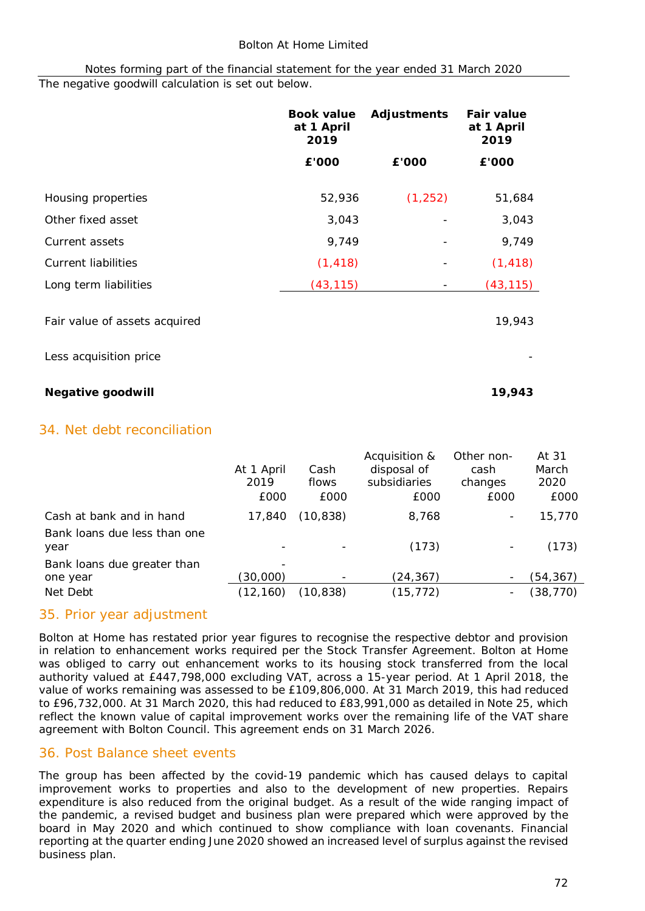The negative goodwill calculation is set out below.

| | Book value at 1 April 2019 | Adjustments | Fair value at 1 April 2019 |
|---|---|---|---|
| | £'000 | £'000 | £'000 |
| Housing properties | 52,936 | (1,252) | 51,684 |
| Other fixed asset | 3,043 | - | 3,043 |
| Current assets | 9,749 | - | 9,749 |
| Current liabilities | (1,418) | - | (1,418) |
| Long term liabilities | (43,115) | - | (43,115) |
| Fair value of assets acquired | | | 19,943 |
| Less acquisition price | | | - |
| **Negative goodwill** | | | **19,943** |

## 34. Net debt reconciliation

| | At 1 April 2019 | Cash flows | Acquisition & disposal of subsidiaries | Other non-cash changes | At 31 March 2020 |
|---|---|---|---|---|---|
| | £000 | £000 | £000 | £000 | £000 |
| Cash at bank and in hand | 17,840 | (10,838) | 8,768 | - | 15,770 |
| Bank loans due less than one year | - | - | (173) | - | (173) |
| Bank loans due greater than one year | - (30,000) | - | (24,367) | - | (54,367) |
| Net Debt | (12,160) | (10,838) | (15,772) | - | (38,770) |

## 35. Prior year adjustment

Bolton at Home has restated prior year figures to recognise the respective debtor and provision in relation to enhancement works required per the Stock Transfer Agreement. Bolton at Home was obliged to carry out enhancement works to its housing stock transferred from the local authority valued at £447,798,000 excluding VAT, across a 15-year period. At 1 April 2018, the value of works remaining was assessed to be £109,806,000. At 31 March 2019, this had reduced to £96,732,000. At 31 March 2020, this had reduced to £83,991,000 as detailed in Note 25, which reflect the known value of capital improvement works over the remaining life of the VAT share agreement with Bolton Council. This agreement ends on 31 March 2026.

## 36. Post Balance sheet events

The group has been affected by the covid-19 pandemic which has caused delays to capital improvement works to properties and also to the development of new properties. Repairs expenditure is also reduced from the original budget. As a result of the wide ranging impact of the pandemic, a revised budget and business plan were prepared which were approved by the board in May 2020 and which continued to show compliance with loan covenants. Financial reporting at the quarter ending June 2020 showed an increased level of surplus against the revised business plan.